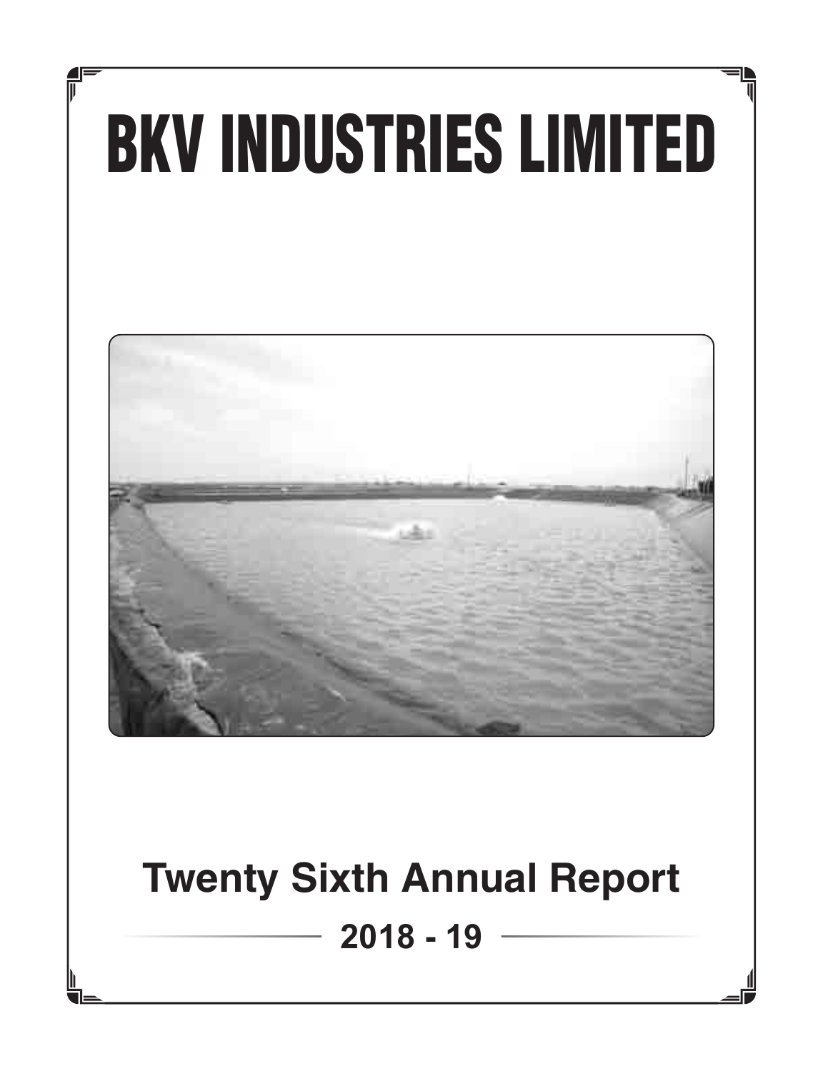# BKV INDUSTRIES LIMITED

## Twenty Sixth Annual Report

### 2018 - 19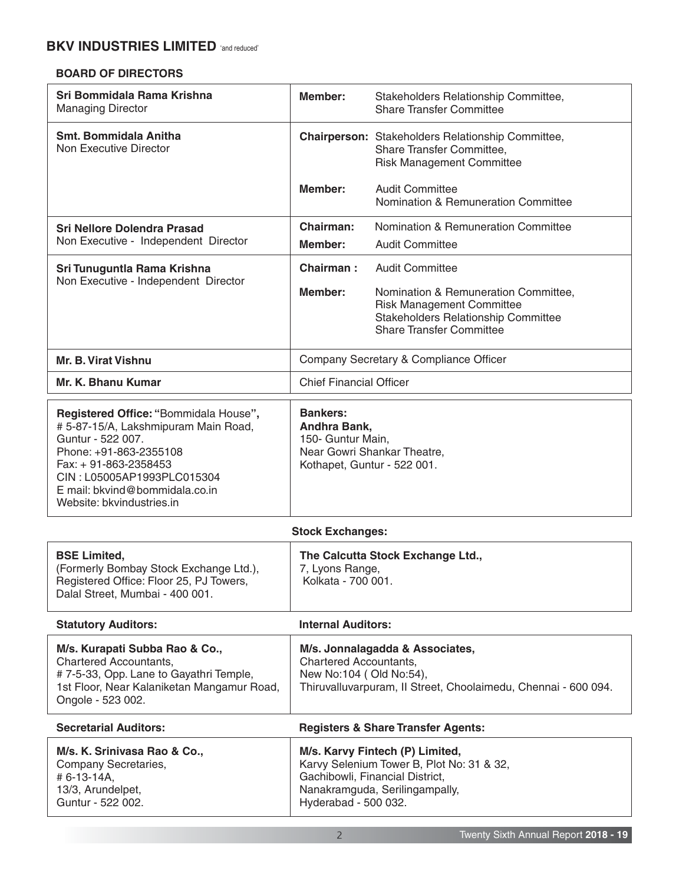# BKV INDUSTRIES LIMITED 'and reduced'

## BOARD OF DIRECTORS

| Name | Role | Committees |
|---|---|---|
| **Sri Bommidala Rama Krishna**<br>Managing Director | **Member:** | Stakeholders Relationship Committee,<br>Share Transfer Committee |
| **Smt. Bommidala Anitha**<br>Non Executive Director | **Chairperson:** | Stakeholders Relationship Committee,<br>Share Transfer Committee,<br>Risk Management Committee |
| | **Member:** | Audit Committee<br>Nomination & Remuneration Committee |
| **Sri Nellore Dolendra Prasad**<br>Non Executive - Independent Director | **Chairman:** | Nomination & Remuneration Committee |
| | **Member:** | Audit Committee |
| **Sri Tunuguntla Rama Krishna**<br>Non Executive - Independent Director | **Chairman :** | Audit Committee |
| | **Member:** | Nomination & Remuneration Committee,<br>Risk Management Committee<br>Stakeholders Relationship Committee<br>Share Transfer Committee |
| **Mr. B. Virat Vishnu** | Company Secretary & Compliance Officer | |
| **Mr. K. Bhanu Kumar** | Chief Financial Officer | |

**Registered Office:** "Bommidala House",
# 5-87-15/A, Lakshmipuram Main Road,
Guntur - 522 007.
Phone: +91-863-2355108
Fax: + 91-863-2358453
CIN : L05005AP1993PLC015304
E mail: bkvind@bommidala.co.in
Website: bkvindustries.in

**Bankers:**
**Andhra Bank,**
150- Guntur Main,
Near Gowri Shankar Theatre,
Kothapet, Guntur - 522 001.

**Stock Exchanges:**

**BSE Limited,**
(Formerly Bombay Stock Exchange Ltd.),
Registered Office: Floor 25, PJ Towers,
Dalal Street, Mumbai - 400 001.

**The Calcutta Stock Exchange Ltd.,**
7, Lyons Range,
Kolkata - 700 001.

**Statutory Auditors:**

**M/s. Kurapati Subba Rao & Co.,**
Chartered Accountants,
# 7-5-33, Opp. Lane to Gayathri Temple,
1st Floor, Near Kalaniketan Mangamur Road,
Ongole - 523 002.

**Internal Auditors:**

**M/s. Jonnalagadda & Associates,**
Chartered Accountants,
New No:104 ( Old No:54),
Thiruvalluvarpuram, II Street, Choolaimedu, Chennai - 600 094.

**Secretarial Auditors:**

**M/s. K. Srinivasa Rao & Co.,**
Company Secretaries,
# 6-13-14A,
13/3, Arundelpet,
Guntur - 522 002.

**Registers & Share Transfer Agents:**

**M/s. Karvy Fintech (P) Limited,**
Karvy Selenium Tower B, Plot No: 31 & 32,
Gachibowli, Financial District,
Nanakramguda, Serilingampally,
Hyderabad - 500 032.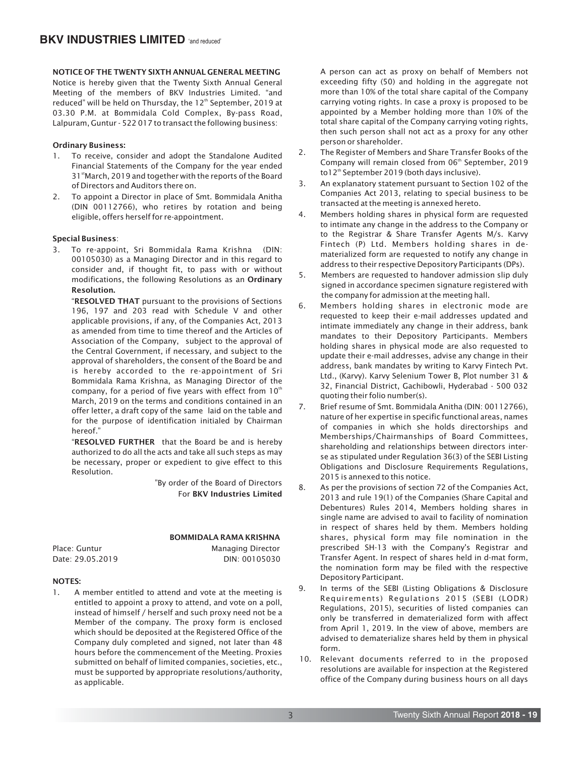**NOTICE OF THE TWENTY SIXTH ANNUAL GENERAL MEETING**

Notice is hereby given that the Twenty Sixth Annual General Meeting of the members of BKV Industries Limited. "and reduced" will be held on Thursday, the 12th September, 2019 at 03.30 P.M. at Bommidala Cold Complex, By-pass Road, Lalpuram, Guntur - 522 017 to transact the following business:

**Ordinary Business:**

1. To receive, consider and adopt the Standalone Audited Financial Statements of the Company for the year ended 31st March, 2019 and together with the reports of the Board of Directors and Auditors there on.
2. To appoint a Director in place of Smt. Bommidala Anitha (DIN 00112766), who retires by rotation and being eligible, offers herself for re-appointment.

**Special Business**:

3. To re-appoint, Sri Bommidala Rama Krishna (DIN: 00105030) as a Managing Director and in this regard to consider and, if thought fit, to pass with or without modifications, the following Resolutions as an **Ordinary Resolution.**

   "**RESOLVED THAT** pursuant to the provisions of Sections 196, 197 and 203 read with Schedule V and other applicable provisions, if any, of the Companies Act, 2013 as amended from time to time thereof and the Articles of Association of the Company, subject to the approval of the Central Government, if necessary, and subject to the approval of shareholders, the consent of the Board be and is hereby accorded to the re-appointment of Sri Bommidala Rama Krishna, as Managing Director of the company, for a period of five years with effect from 10th March, 2019 on the terms and conditions contained in an offer letter, a draft copy of the same laid on the table and for the purpose of identification initialed by Chairman hereof."

   "**RESOLVED FURTHER** that the Board be and is hereby authorized to do all the acts and take all such steps as may be necessary, proper or expedient to give effect to this Resolution.

"By order of the Board of Directors
For **BKV Industries Limited**

**BOMMIDALA RAMA KRISHNA**
Managing Director
DIN: 00105030

Place: Guntur
Date: 29.05.2019

**NOTES:**

1. A member entitled to attend and vote at the meeting is entitled to appoint a proxy to attend, and vote on a poll, instead of himself / herself and such proxy need not be a Member of the company. The proxy form is enclosed which should be deposited at the Registered Office of the Company duly completed and signed, not later than 48 hours before the commencement of the Meeting. Proxies submitted on behalf of limited companies, societies, etc., must be supported by appropriate resolutions/authority, as applicable.

   A person can act as proxy on behalf of Members not exceeding fifty (50) and holding in the aggregate not more than 10% of the total share capital of the Company carrying voting rights. In case a proxy is proposed to be appointed by a Member holding more than 10% of the total share capital of the Company carrying voting rights, then such person shall not act as a proxy for any other person or shareholder.
2. The Register of Members and Share Transfer Books of the Company will remain closed from 06th September, 2019 to12th September 2019 (both days inclusive).
3. An explanatory statement pursuant to Section 102 of the Companies Act 2013, relating to special business to be transacted at the meeting is annexed hereto.
4. Members holding shares in physical form are requested to intimate any change in the address to the Company or to the Registrar & Share Transfer Agents M/s. Karvy Fintech (P) Ltd. Members holding shares in dematerialized form are requested to notify any change in address to their respective Depository Participants (DPs).
5. Members are requested to handover admission slip duly signed in accordance specimen signature registered with the company for admission at the meeting hall.
6. Members holding shares in electronic mode are requested to keep their e-mail addresses updated and intimate immediately any change in their address, bank mandates to their Depository Participants. Members holding shares in physical mode are also requested to update their e-mail addresses, advise any change in their address, bank mandates by writing to Karvy Fintech Pvt. Ltd., (Karvy). Karvy Selenium Tower B, Plot number 31 & 32, Financial District, Gachibowli, Hyderabad - 500 032 quoting their folio number(s).
7. Brief resume of Smt. Bommidala Anitha (DIN: 00112766), nature of her expertise in specific functional areas, names of companies in which she holds directorships and Memberships/Chairmanships of Board Committees, shareholding and relationships between directors inter-se as stipulated under Regulation 36(3) of the SEBI Listing Obligations and Disclosure Requirements Regulations, 2015 is annexed to this notice.
8. As per the provisions of section 72 of the Companies Act, 2013 and rule 19(1) of the Companies (Share Capital and Debentures) Rules 2014, Members holding shares in single name are advised to avail to facility of nomination in respect of shares held by them. Members holding shares, physical form may file nomination in the prescribed SH-13 with the Company's Registrar and Transfer Agent. In respect of shares held in d-mat form, the nomination form may be filed with the respective Depository Participant.
9. In terms of the SEBI (Listing Obligations & Disclosure Requirements) Regulations 2015 (SEBI (LODR) Regulations, 2015), securities of listed companies can only be transferred in dematerialized form with affect from April 1, 2019. In the view of above, members are advised to dematerialize shares held by them in physical form.
10. Relevant documents referred to in the proposed resolutions are available for inspection at the Registered office of the Company during business hours on all days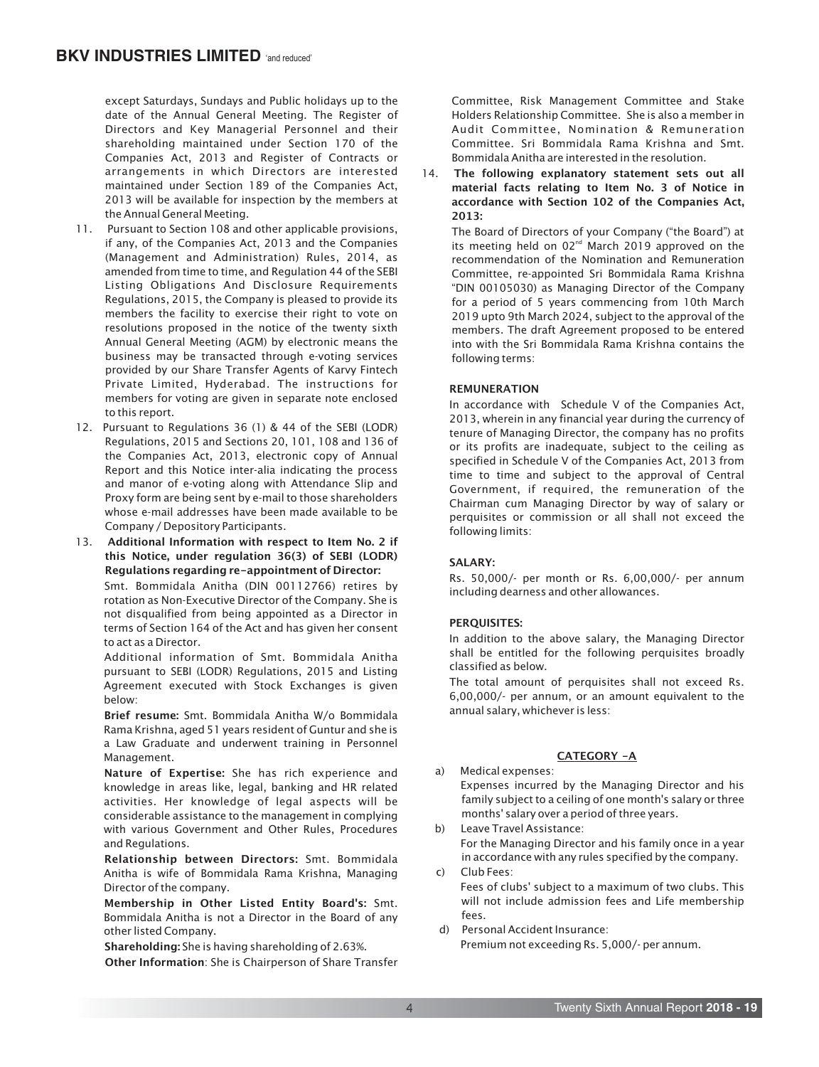except Saturdays, Sundays and Public holidays up to the date of the Annual General Meeting. The Register of Directors and Key Managerial Personnel and their shareholding maintained under Section 170 of the Companies Act, 2013 and Register of Contracts or arrangements in which Directors are interested maintained under Section 189 of the Companies Act, 2013 will be available for inspection by the members at the Annual General Meeting.

11. Pursuant to Section 108 and other applicable provisions, if any, of the Companies Act, 2013 and the Companies (Management and Administration) Rules, 2014, as amended from time to time, and Regulation 44 of the SEBI Listing Obligations And Disclosure Requirements Regulations, 2015, the Company is pleased to provide its members the facility to exercise their right to vote on resolutions proposed in the notice of the twenty sixth Annual General Meeting (AGM) by electronic means the business may be transacted through e-voting services provided by our Share Transfer Agents of Karvy Fintech Private Limited, Hyderabad. The instructions for members for voting are given in separate note enclosed to this report.

12. Pursuant to Regulations 36 (1) & 44 of the SEBI (LODR) Regulations, 2015 and Sections 20, 101, 108 and 136 of the Companies Act, 2013, electronic copy of Annual Report and this Notice inter-alia indicating the process and manor of e-voting along with Attendance Slip and Proxy form are being sent by e-mail to those shareholders whose e-mail addresses have been made available to be Company / Depository Participants.

13. **Additional Information with respect to Item No. 2 if this Notice, under regulation 36(3) of SEBI (LODR) Regulations regarding re-appointment of Director:**

    Smt. Bommidala Anitha (DIN 00112766) retires by rotation as Non-Executive Director of the Company. She is not disqualified from being appointed as a Director in terms of Section 164 of the Act and has given her consent to act as a Director.

    Additional information of Smt. Bommidala Anitha pursuant to SEBI (LODR) Regulations, 2015 and Listing Agreement executed with Stock Exchanges is given below:

    **Brief resume:** Smt. Bommidala Anitha W/o Bommidala Rama Krishna, aged 51 years resident of Guntur and she is a Law Graduate and underwent training in Personnel Management.

    **Nature of Expertise:** She has rich experience and knowledge in areas like, legal, banking and HR related activities. Her knowledge of legal aspects will be considerable assistance to the management in complying with various Government and Other Rules, Procedures and Regulations.

    **Relationship between Directors:** Smt. Bommidala Anitha is wife of Bommidala Rama Krishna, Managing Director of the company.

    **Membership in Other Listed Entity Board's:** Smt. Bommidala Anitha is not a Director in the Board of any other listed Company.

    **Shareholding:** She is having shareholding of 2.63%.

    **Other Information**: She is Chairperson of Share Transfer Committee, Risk Management Committee and Stake Holders Relationship Committee. She is also a member in Audit Committee, Nomination & Remuneration Committee. Sri Bommidala Rama Krishna and Smt. Bommidala Anitha are interested in the resolution.

14. **The following explanatory statement sets out all material facts relating to Item No. 3 of Notice in accordance with Section 102 of the Companies Act, 2013:**

    The Board of Directors of your Company ("the Board") at its meeting held on 02nd March 2019 approved on the recommendation of the Nomination and Remuneration Committee, re-appointed Sri Bommidala Rama Krishna "DIN 00105030) as Managing Director of the Company for a period of 5 years commencing from 10th March 2019 upto 9th March 2024, subject to the approval of the members. The draft Agreement proposed to be entered into with the Sri Bommidala Rama Krishna contains the following terms:

    **REMUNERATION**

    In accordance with Schedule V of the Companies Act, 2013, wherein in any financial year during the currency of tenure of Managing Director, the company has no profits or its profits are inadequate, subject to the ceiling as specified in Schedule V of the Companies Act, 2013 from time to time and subject to the approval of Central Government, if required, the remuneration of the Chairman cum Managing Director by way of salary or perquisites or commission or all shall not exceed the following limits:

    **SALARY:**

    Rs. 50,000/- per month or Rs. 6,00,000/- per annum including dearness and other allowances.

    **PERQUISITES:**

    In addition to the above salary, the Managing Director shall be entitled for the following perquisites broadly classified as below.

    The total amount of perquisites shall not exceed Rs. 6,00,000/- per annum, or an amount equivalent to the annual salary, whichever is less:

    **CATEGORY -A**

    a) Medical expenses:
       Expenses incurred by the Managing Director and his family subject to a ceiling of one month's salary or three months' salary over a period of three years.
    b) Leave Travel Assistance:
       For the Managing Director and his family once in a year in accordance with any rules specified by the company.
    c) Club Fees:
       Fees of clubs' subject to a maximum of two clubs. This will not include admission fees and Life membership fees.
    d) Personal Accident Insurance:
       Premium not exceeding Rs. 5,000/- per annum.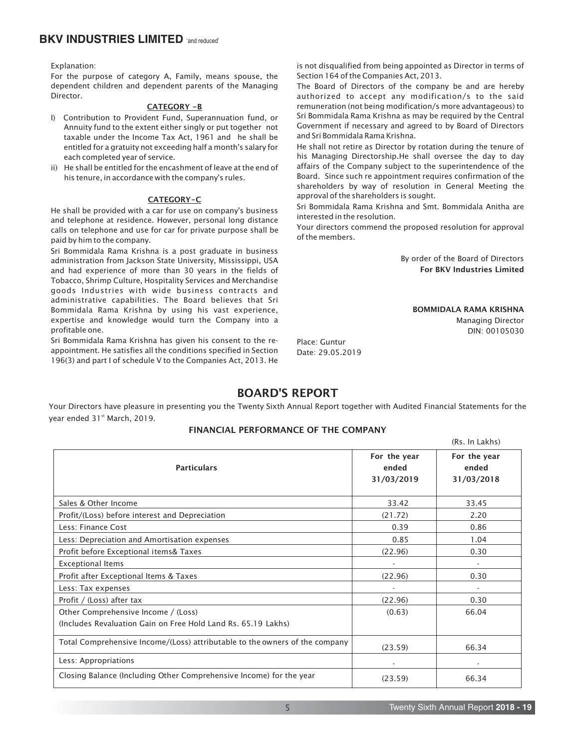Explanation:

For the purpose of category A, Family, means spouse, the dependent children and dependent parents of the Managing Director.

**CATEGORY -B**

I) Contribution to Provident Fund, Superannuation fund, or Annuity fund to the extent either singly or put together not taxable under the Income Tax Act, 1961 and he shall be entitled for a gratuity not exceeding half a month's salary for each completed year of service.

ii) He shall be entitled for the encashment of leave at the end of his tenure, in accordance with the company's rules.

**CATEGORY-C**

He shall be provided with a car for use on company's business and telephone at residence. However, personal long distance calls on telephone and use for car for private purpose shall be paid by him to the company.

Sri Bommidala Rama Krishna is a post graduate in business administration from Jackson State University, Mississippi, USA and had experience of more than 30 years in the fields of Tobacco, Shrimp Culture, Hospitality Services and Merchandise goods Industries with wide business contracts and administrative capabilities. The Board believes that Sri Bommidala Rama Krishna by using his vast experience, expertise and knowledge would turn the Company into a profitable one.

Sri Bommidala Rama Krishna has given his consent to the re-appointment. He satisfies all the conditions specified in Section 196(3) and part I of schedule V to the Companies Act, 2013. He is not disqualified from being appointed as Director in terms of Section 164 of the Companies Act, 2013.

The Board of Directors of the company be and are hereby authorized to accept any modification/s to the said remuneration (not being modification/s more advantageous) to Sri Bommidala Rama Krishna as may be required by the Central Government if necessary and agreed to by Board of Directors and Sri Bommidala Rama Krishna.

He shall not retire as Director by rotation during the tenure of his Managing Directorship.He shall oversee the day to day affairs of the Company subject to the superintendence of the Board. Since such re appointment requires confirmation of the shareholders by way of resolution in General Meeting the approval of the shareholders is sought.

Sri Bommidala Rama Krishna and Smt. Bommidala Anitha are interested in the resolution.

Your directors commend the proposed resolution for approval of the members.

By order of the Board of Directors
**For BKV Industries Limited**

**BOMMIDALA RAMA KRISHNA**
Managing Director
DIN: 00105030

Place: Guntur
Date: 29.05.2019

# BOARD'S REPORT

Your Directors have pleasure in presenting you the Twenty Sixth Annual Report together with Audited Financial Statements for the year ended 31st March, 2019.

## FINANCIAL PERFORMANCE OF THE COMPANY

(Rs. In Lakhs)

| Particulars | For the year ended 31/03/2019 | For the year ended 31/03/2018 |
|---|---|---|
| Sales & Other Income | 33.42 | 33.45 |
| Profit/(Loss) before interest and Depreciation | (21.72) | 2.20 |
| Less: Finance Cost | 0.39 | 0.86 |
| Less: Depreciation and Amortisation expenses | 0.85 | 1.04 |
| Profit before Exceptional items& Taxes | (22.96) | 0.30 |
| Exceptional Items | - | - |
| Profit after Exceptional Items & Taxes | (22.96) | 0.30 |
| Less: Tax expenses | - | - |
| Profit / (Loss) after tax | (22.96) | 0.30 |
| Other Comprehensive Income / (Loss) (Includes Revaluation Gain on Free Hold Land Rs. 65.19 Lakhs) | (0.63) | 66.04 |
| Total Comprehensive Income/(Loss) attributable to the owners of the company | (23.59) | 66.34 |
| Less: Appropriations | - | - |
| Closing Balance (Including Other Comprehensive Income) for the year | (23.59) | 66.34 |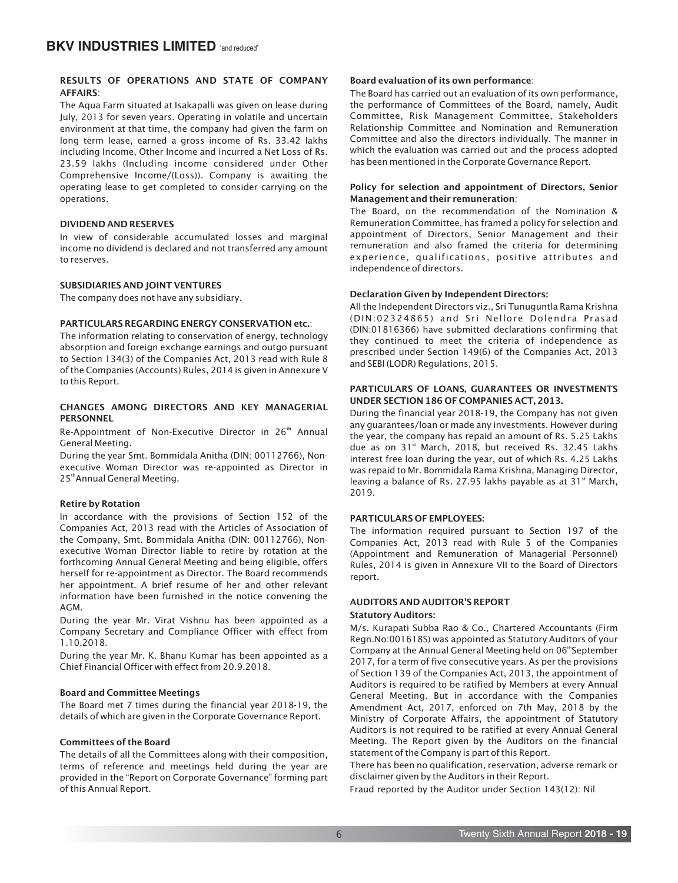**RESULTS OF OPERATIONS AND STATE OF COMPANY AFFAIRS**:

The Aqua Farm situated at Isakapalli was given on lease during July, 2013 for seven years. Operating in volatile and uncertain environment at that time, the company had given the farm on long term lease, earned a gross income of Rs. 33.42 lakhs including Income, Other Income and incurred a Net Loss of Rs. 23.59 lakhs (Including income considered under Other Comprehensive Income/(Loss)). Company is awaiting the operating lease to get completed to consider carrying on the operations.

**DIVIDEND AND RESERVES**

In view of considerable accumulated losses and marginal income no dividend is declared and not transferred any amount to reserves.

**SUBSIDIARIES AND JOINT VENTURES**

The company does not have any subsidiary.

**PARTICULARS REGARDING ENERGY CONSERVATION etc.**:

The information relating to conservation of energy, technology absorption and foreign exchange earnings and outgo pursuant to Section 134(3) of the Companies Act, 2013 read with Rule 8 of the Companies (Accounts) Rules, 2014 is given in Annexure V to this Report.

**CHANGES AMONG DIRECTORS AND KEY MANAGERIAL PERSONNEL**

Re-Appointment of Non-Executive Director in 26th Annual General Meeting.

During the year Smt. Bommidala Anitha (DIN: 00112766), Non-executive Woman Director was re-appointed as Director in 25th Annual General Meeting.

**Retire by Rotation**

In accordance with the provisions of Section 152 of the Companies Act, 2013 read with the Articles of Association of the Company, Smt. Bommidala Anitha (DIN: 00112766), Non-executive Woman Director liable to retire by rotation at the forthcoming Annual General Meeting and being eligible, offers herself for re-appointment as Director. The Board recommends her appointment. A brief resume of her and other relevant information have been furnished in the notice convening the AGM.

During the year Mr. Virat Vishnu has been appointed as a Company Secretary and Compliance Officer with effect from 1.10.2018.

During the year Mr. K. Bhanu Kumar has been appointed as a Chief Financial Officer with effect from 20.9.2018.

**Board and Committee Meetings**

The Board met 7 times during the financial year 2018-19, the details of which are given in the Corporate Governance Report.

**Committees of the Board**

The details of all the Committees along with their composition, terms of reference and meetings held during the year are provided in the "Report on Corporate Governance" forming part of this Annual Report.

**Board evaluation of its own performance**:

The Board has carried out an evaluation of its own performance, the performance of Committees of the Board, namely, Audit Committee, Risk Management Committee, Stakeholders Relationship Committee and Nomination and Remuneration Committee and also the directors individually. The manner in which the evaluation was carried out and the process adopted has been mentioned in the Corporate Governance Report.

**Policy for selection and appointment of Directors, Senior Management and their remuneration**:

The Board, on the recommendation of the Nomination & Remuneration Committee, has framed a policy for selection and appointment of Directors, Senior Management and their remuneration and also framed the criteria for determining experience, qualifications, positive attributes and independence of directors.

**Declaration Given by Independent Directors:**

All the Independent Directors viz., Sri Tunuguntla Rama Krishna (DIN:02324865) and Sri Nellore Dolendra Prasad (DIN:01816366) have submitted declarations confirming that they continued to meet the criteria of independence as prescribed under Section 149(6) of the Companies Act, 2013 and SEBI (LODR) Regulations, 2015.

**PARTICULARS OF LOANS, GUARANTEES OR INVESTMENTS UNDER SECTION 186 OF COMPANIES ACT, 2013.**

During the financial year 2018-19, the Company has not given any guarantees/loan or made any investments. However during the year, the company has repaid an amount of Rs. 5.25 Lakhs due as on 31st March, 2018, but received Rs. 32.45 Lakhs interest free loan during the year, out of which Rs. 4.25 Lakhs was repaid to Mr. Bommidala Rama Krishna, Managing Director, leaving a balance of Rs. 27.95 lakhs payable as at 31st March, 2019.

**PARTICULARS OF EMPLOYEES:**

The information required pursuant to Section 197 of the Companies Act, 2013 read with Rule 5 of the Companies (Appointment and Remuneration of Managerial Personnel) Rules, 2014 is given in Annexure VII to the Board of Directors report.

**AUDITORS AND AUDITOR'S REPORT**

**Statutory Auditors:**

M/s. Kurapati Subba Rao & Co., Chartered Accountants (Firm Regn.No:001618S) was appointed as Statutory Auditors of your Company at the Annual General Meeting held on 06th September 2017, for a term of five consecutive years. As per the provisions of Section 139 of the Companies Act, 2013, the appointment of Auditors is required to be ratified by Members at every Annual General Meeting. But in accordance with the Companies Amendment Act, 2017, enforced on 7th May, 2018 by the Ministry of Corporate Affairs, the appointment of Statutory Auditors is not required to be ratified at every Annual General Meeting. The Report given by the Auditors on the financial statement of the Company is part of this Report.

There has been no qualification, reservation, adverse remark or disclaimer given by the Auditors in their Report.

Fraud reported by the Auditor under Section 143(12): Nil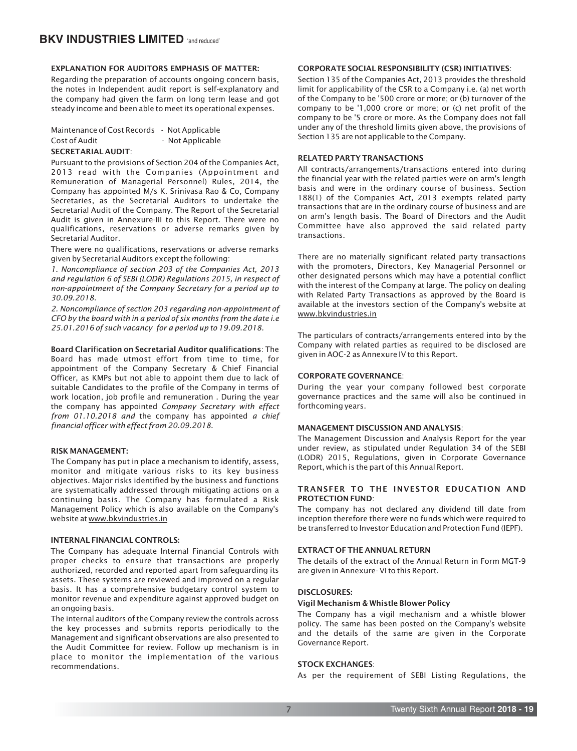**EXPLANATION FOR AUDITORS EMPHASIS OF MATTER:**

Regarding the preparation of accounts ongoing concern basis, the notes in Independent audit report is self-explanatory and the company had given the farm on long term lease and got steady income and been able to meet its operational expenses.

Maintenance of Cost Records - Not Applicable
Cost of Audit - Not Applicable

**SECRETARIAL AUDIT**:

Pursuant to the provisions of Section 204 of the Companies Act, 2013 read with the Companies (Appointment and Remuneration of Managerial Personnel) Rules, 2014, the Company has appointed M/s K. Srinivasa Rao & Co, Company Secretaries, as the Secretarial Auditors to undertake the Secretarial Audit of the Company. The Report of the Secretarial Audit is given in Annexure-III to this Report. There were no qualifications, reservations or adverse remarks given by Secretarial Auditor.

There were no qualifications, reservations or adverse remarks given by Secretarial Auditors except the following:

*1. Noncompliance of section 203 of the Companies Act, 2013 and regulation 6 of SEBI (LODR) Regulations 2015, in respect of non-appointment of the Company Secretary for a period up to 30.09.2018.*

*2. Noncompliance of section 203 regarding non-appointment of CFO by the board with in a period of six months from the date i.e 25.01.2016 of such vacancy for a period up to 19.09.2018.*

**Board Clarification on Secretarial Auditor qualifications**: The Board has made utmost effort from time to time, for appointment of the Company Secretary & Chief Financial Officer, as KMPs but not able to appoint them due to lack of suitable Candidates to the profile of the Company in terms of work location, job profile and remuneration . During the year the company has appointed *Company Secretary with effect from 01.10.2018 and* the company has appointed *a chief financial officer with effect from 20.09.2018.*

**RISK MANAGEMENT:**

The Company has put in place a mechanism to identify, assess, monitor and mitigate various risks to its key business objectives. Major risks identified by the business and functions are systematically addressed through mitigating actions on a continuing basis. The Company has formulated a Risk Management Policy which is also available on the Company's website at www.bkvindustries.in

**INTERNAL FINANCIAL CONTROLS:**

The Company has adequate Internal Financial Controls with proper checks to ensure that transactions are properly authorized, recorded and reported apart from safeguarding its assets. These systems are reviewed and improved on a regular basis. It has a comprehensive budgetary control system to monitor revenue and expenditure against approved budget on an ongoing basis.

The internal auditors of the Company review the controls across the key processes and submits reports periodically to the Management and significant observations are also presented to the Audit Committee for review. Follow up mechanism is in place to monitor the implementation of the various recommendations.

**CORPORATE SOCIAL RESPONSIBILITY (CSR) INITIATIVES**:

Section 135 of the Companies Act, 2013 provides the threshold limit for applicability of the CSR to a Company i.e. (a) net worth of the Company to be '500 crore or more; or (b) turnover of the company to be '1,000 crore or more; or (c) net profit of the company to be '5 crore or more. As the Company does not fall under any of the threshold limits given above, the provisions of Section 135 are not applicable to the Company.

**RELATED PARTY TRANSACTIONS**

All contracts/arrangements/transactions entered into during the financial year with the related parties were on arm's length basis and were in the ordinary course of business. Section 188(1) of the Companies Act, 2013 exempts related party transactions that are in the ordinary course of business and are on arm's length basis. The Board of Directors and the Audit Committee have also approved the said related party transactions.

There are no materially significant related party transactions with the promoters, Directors, Key Managerial Personnel or other designated persons which may have a potential conflict with the interest of the Company at large. The policy on dealing with Related Party Transactions as approved by the Board is available at the investors section of the Company's website at www.bkvindustries.in

The particulars of contracts/arrangements entered into by the Company with related parties as required to be disclosed are given in AOC-2 as Annexure IV to this Report.

**CORPORATE GOVERNANCE**:

During the year your company followed best corporate governance practices and the same will also be continued in forthcoming years.

**MANAGEMENT DISCUSSION AND ANALYSIS**:

The Management Discussion and Analysis Report for the year under review, as stipulated under Regulation 34 of the SEBI (LODR) 2015, Regulations, given in Corporate Governance Report, which is the part of this Annual Report.

**TRANSFER TO THE INVESTOR EDUCATION AND PROTECTION FUND**:

The company has not declared any dividend till date from inception therefore there were no funds which were required to be transferred to Investor Education and Protection Fund (IEPF).

**EXTRACT OF THE ANNUAL RETURN**

The details of the extract of the Annual Return in Form MGT-9 are given in Annexure- VI to this Report.

**DISCLOSURES:**

**Vigil Mechanism & Whistle Blower Policy**

The Company has a vigil mechanism and a whistle blower policy. The same has been posted on the Company's website and the details of the same are given in the Corporate Governance Report.

**STOCK EXCHANGES**:

As per the requirement of SEBI Listing Regulations, the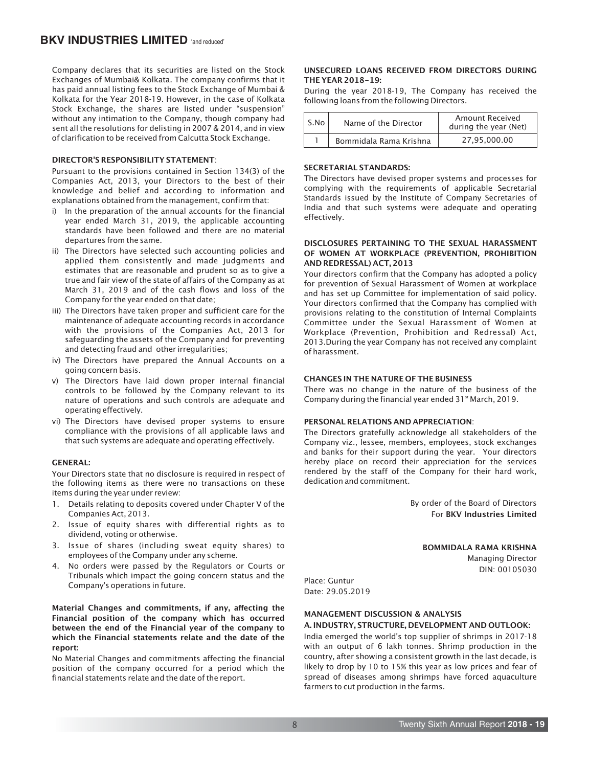Company declares that its securities are listed on the Stock Exchanges of Mumbai& Kolkata. The company confirms that it has paid annual listing fees to the Stock Exchange of Mumbai & Kolkata for the Year 2018-19. However, in the case of Kolkata Stock Exchange, the shares are listed under "suspension" without any intimation to the Company, though company had sent all the resolutions for delisting in 2007 & 2014, and in view of clarification to be received from Calcutta Stock Exchange.

**DIRECTOR'S RESPONSIBILITY STATEMENT**:

Pursuant to the provisions contained in Section 134(3) of the Companies Act, 2013, your Directors to the best of their knowledge and belief and according to information and explanations obtained from the management, confirm that:

i) In the preparation of the annual accounts for the financial year ended March 31, 2019, the applicable accounting standards have been followed and there are no material departures from the same.
ii) The Directors have selected such accounting policies and applied them consistently and made judgments and estimates that are reasonable and prudent so as to give a true and fair view of the state of affairs of the Company as at March 31, 2019 and of the cash flows and loss of the Company for the year ended on that date;
iii) The Directors have taken proper and sufficient care for the maintenance of adequate accounting records in accordance with the provisions of the Companies Act, 2013 for safeguarding the assets of the Company and for preventing and detecting fraud and other irregularities;
iv) The Directors have prepared the Annual Accounts on a going concern basis.
v) The Directors have laid down proper internal financial controls to be followed by the Company relevant to its nature of operations and such controls are adequate and operating effectively.
vi) The Directors have devised proper systems to ensure compliance with the provisions of all applicable laws and that such systems are adequate and operating effectively.

**GENERAL:**

Your Directors state that no disclosure is required in respect of the following items as there were no transactions on these items during the year under review:

1. Details relating to deposits covered under Chapter V of the Companies Act, 2013.
2. Issue of equity shares with differential rights as to dividend, voting or otherwise.
3. Issue of shares (including sweat equity shares) to employees of the Company under any scheme.
4. No orders were passed by the Regulators or Courts or Tribunals which impact the going concern status and the Company's operations in future.

**Material Changes and commitments, if any, affecting the Financial position of the company which has occurred between the end of the Financial year of the company to which the Financial statements relate and the date of the report:**

No Material Changes and commitments affecting the financial position of the company occurred for a period which the financial statements relate and the date of the report.

**UNSECURED LOANS RECEIVED FROM DIRECTORS DURING THE YEAR 2018-19:**

During the year 2018-19, The Company has received the following loans from the following Directors.

| S.No | Name of the Director | Amount Received during the year (Net) |
|---|---|---|
| 1 | Bommidala Rama Krishna | 27,95,000.00 |

**SECRETARIAL STANDARDS:**

The Directors have devised proper systems and processes for complying with the requirements of applicable Secretarial Standards issued by the Institute of Company Secretaries of India and that such systems were adequate and operating effectively.

**DISCLOSURES PERTAINING TO THE SEXUAL HARASSMENT OF WOMEN AT WORKPLACE (PREVENTION, PROHIBITION AND REDRESSAL) ACT, 2013**

Your directors confirm that the Company has adopted a policy for prevention of Sexual Harassment of Women at workplace and has set up Committee for implementation of said policy. Your directors confirmed that the Company has complied with provisions relating to the constitution of Internal Complaints Committee under the Sexual Harassment of Women at Workplace (Prevention, Prohibition and Redressal) Act, 2013.During the year Company has not received any complaint of harassment.

**CHANGES IN THE NATURE OF THE BUSINESS**

There was no change in the nature of the business of the Company during the financial year ended 31st March, 2019.

**PERSONAL RELATIONS AND APPRECIATION**:

The Directors gratefully acknowledge all stakeholders of the Company viz., lessee, members, employees, stock exchanges and banks for their support during the year. Your directors hereby place on record their appreciation for the services rendered by the staff of the Company for their hard work, dedication and commitment.

By order of the Board of Directors
For **BKV Industries Limited**

**BOMMIDALA RAMA KRISHNA**
Managing Director
DIN: 00105030

Place: Guntur
Date: 29.05.2019

**MANAGEMENT DISCUSSION & ANALYSIS**

**A. INDUSTRY, STRUCTURE, DEVELOPMENT AND OUTLOOK:**

India emerged the world's top supplier of shrimps in 2017-18 with an output of 6 lakh tonnes. Shrimp production in the country, after showing a consistent growth in the last decade, is likely to drop by 10 to 15% this year as low prices and fear of spread of diseases among shrimps have forced aquaculture farmers to cut production in the farms.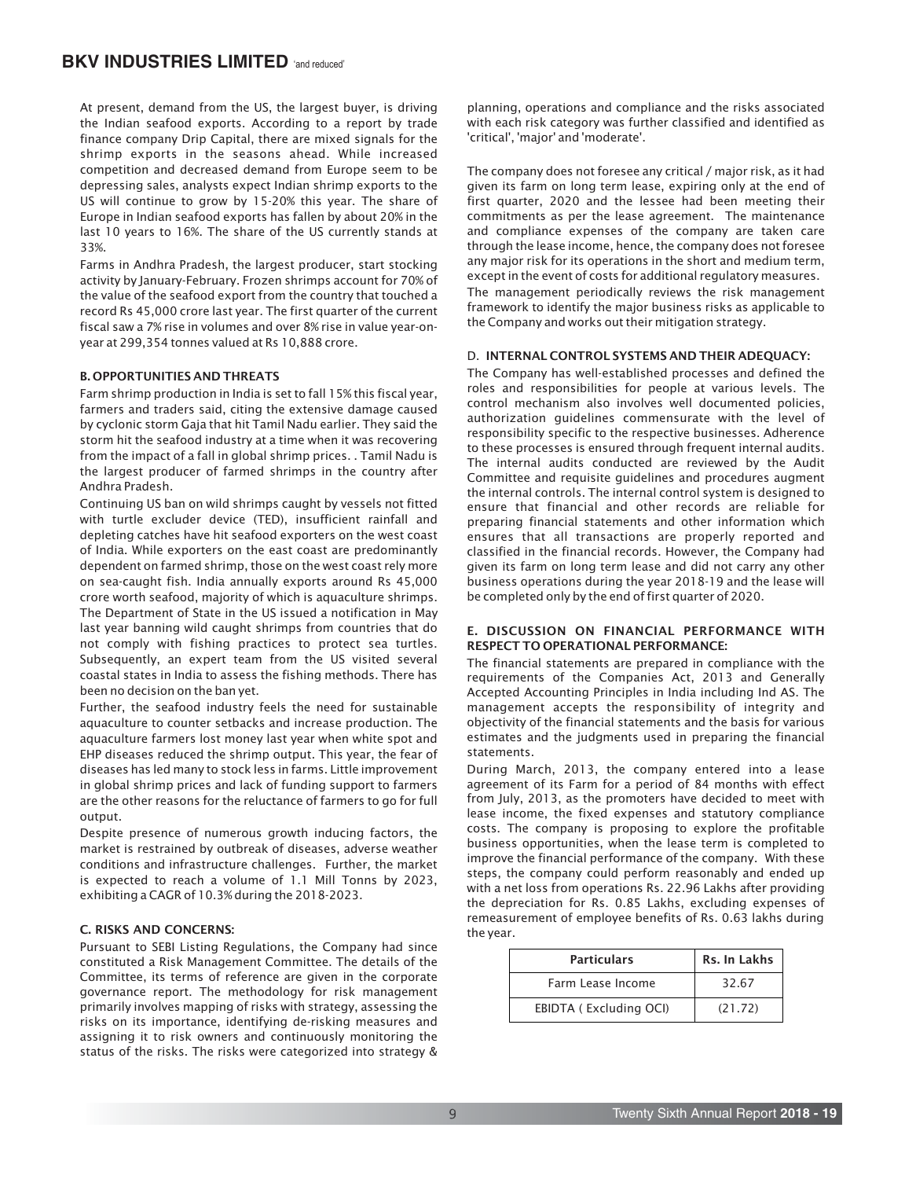At present, demand from the US, the largest buyer, is driving the Indian seafood exports. According to a report by trade finance company Drip Capital, there are mixed signals for the shrimp exports in the seasons ahead. While increased competition and decreased demand from Europe seem to be depressing sales, analysts expect Indian shrimp exports to the US will continue to grow by 15-20% this year. The share of Europe in Indian seafood exports has fallen by about 20% in the last 10 years to 16%. The share of the US currently stands at 33%.

Farms in Andhra Pradesh, the largest producer, start stocking activity by January-February. Frozen shrimps account for 70% of the value of the seafood export from the country that touched a record Rs 45,000 crore last year. The first quarter of the current fiscal saw a 7% rise in volumes and over 8% rise in value year-on-year at 299,354 tonnes valued at Rs 10,888 crore.

### B. OPPORTUNITIES AND THREATS

Farm shrimp production in India is set to fall 15% this fiscal year, farmers and traders said, citing the extensive damage caused by cyclonic storm Gaja that hit Tamil Nadu earlier. They said the storm hit the seafood industry at a time when it was recovering from the impact of a fall in global shrimp prices. . Tamil Nadu is the largest producer of farmed shrimps in the country after Andhra Pradesh.

Continuing US ban on wild shrimps caught by vessels not fitted with turtle excluder device (TED), insufficient rainfall and depleting catches have hit seafood exporters on the west coast of India. While exporters on the east coast are predominantly dependent on farmed shrimp, those on the west coast rely more on sea-caught fish. India annually exports around Rs 45,000 crore worth seafood, majority of which is aquaculture shrimps. The Department of State in the US issued a notification in May last year banning wild caught shrimps from countries that do not comply with fishing practices to protect sea turtles. Subsequently, an expert team from the US visited several coastal states in India to assess the fishing methods. There has been no decision on the ban yet.

Further, the seafood industry feels the need for sustainable aquaculture to counter setbacks and increase production. The aquaculture farmers lost money last year when white spot and EHP diseases reduced the shrimp output. This year, the fear of diseases has led many to stock less in farms. Little improvement in global shrimp prices and lack of funding support to farmers are the other reasons for the reluctance of farmers to go for full output.

Despite presence of numerous growth inducing factors, the market is restrained by outbreak of diseases, adverse weather conditions and infrastructure challenges. Further, the market is expected to reach a volume of 1.1 Mill Tonns by 2023, exhibiting a CAGR of 10.3% during the 2018-2023.

### C. RISKS AND CONCERNS:

Pursuant to SEBI Listing Regulations, the Company had since constituted a Risk Management Committee. The details of the Committee, its terms of reference are given in the corporate governance report. The methodology for risk management primarily involves mapping of risks with strategy, assessing the risks on its importance, identifying de-risking measures and assigning it to risk owners and continuously monitoring the status of the risks. The risks were categorized into strategy & planning, operations and compliance and the risks associated with each risk category was further classified and identified as 'critical', 'major' and 'moderate'.

The company does not foresee any critical / major risk, as it had given its farm on long term lease, expiring only at the end of first quarter, 2020 and the lessee had been meeting their commitments as per the lease agreement. The maintenance and compliance expenses of the company are taken care through the lease income, hence, the company does not foresee any major risk for its operations in the short and medium term, except in the event of costs for additional regulatory measures.

The management periodically reviews the risk management framework to identify the major business risks as applicable to the Company and works out their mitigation strategy.

### D. INTERNAL CONTROL SYSTEMS AND THEIR ADEQUACY:

The Company has well-established processes and defined the roles and responsibilities for people at various levels. The control mechanism also involves well documented policies, authorization guidelines commensurate with the level of responsibility specific to the respective businesses. Adherence to these processes is ensured through frequent internal audits. The internal audits conducted are reviewed by the Audit Committee and requisite guidelines and procedures augment the internal controls. The internal control system is designed to ensure that financial and other records are reliable for preparing financial statements and other information which ensures that all transactions are properly reported and classified in the financial records. However, the Company had given its farm on long term lease and did not carry any other business operations during the year 2018-19 and the lease will be completed only by the end of first quarter of 2020.

### E. DISCUSSION ON FINANCIAL PERFORMANCE WITH RESPECT TO OPERATIONAL PERFORMANCE:

The financial statements are prepared in compliance with the requirements of the Companies Act, 2013 and Generally Accepted Accounting Principles in India including Ind AS. The management accepts the responsibility of integrity and objectivity of the financial statements and the basis for various estimates and the judgments used in preparing the financial statements.

During March, 2013, the company entered into a lease agreement of its Farm for a period of 84 months with effect from July, 2013, as the promoters have decided to meet with lease income, the fixed expenses and statutory compliance costs. The company is proposing to explore the profitable business opportunities, when the lease term is completed to improve the financial performance of the company. With these steps, the company could perform reasonably and ended up with a net loss from operations Rs. 22.96 Lakhs after providing the depreciation for Rs. 0.85 Lakhs, excluding expenses of remeasurement of employee benefits of Rs. 0.63 lakhs during the year.

| Particulars | Rs. In Lakhs |
|---|---|
| Farm Lease Income | 32.67 |
| EBIDTA ( Excluding OCI) | (21.72) |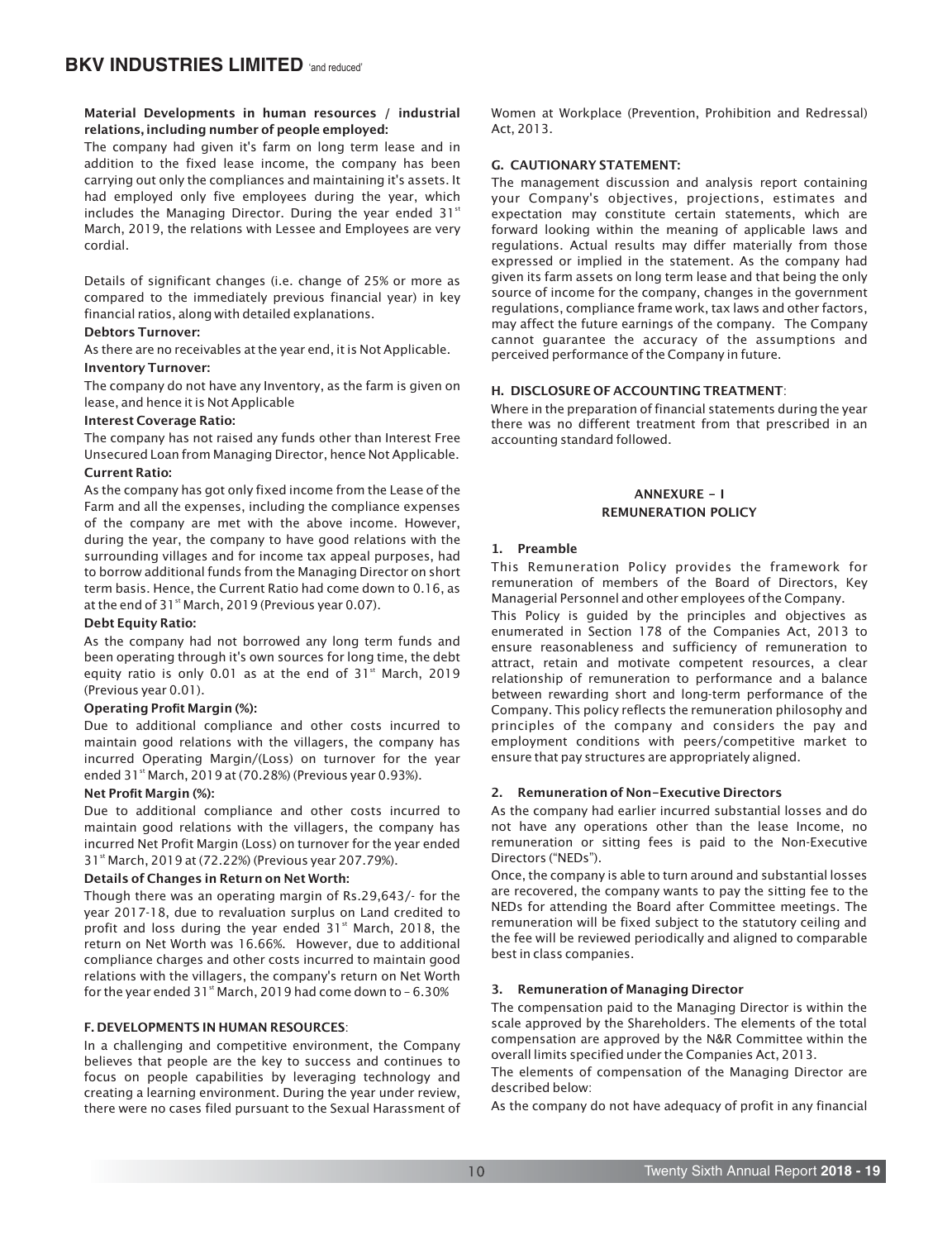**Material Developments in human resources / industrial relations, including number of people employed:**

The company had given it's farm on long term lease and in addition to the fixed lease income, the company has been carrying out only the compliances and maintaining it's assets. It had employed only five employees during the year, which includes the Managing Director. During the year ended 31st March, 2019, the relations with Lessee and Employees are very cordial.

Details of significant changes (i.e. change of 25% or more as compared to the immediately previous financial year) in key financial ratios, along with detailed explanations.

**Debtors Turnover:**

As there are no receivables at the year end, it is Not Applicable.

**Inventory Turnover:**

The company do not have any Inventory, as the farm is given on lease, and hence it is Not Applicable

**Interest Coverage Ratio:**

The company has not raised any funds other than Interest Free Unsecured Loan from Managing Director, hence Not Applicable.

**Current Ratio:**

As the company has got only fixed income from the Lease of the Farm and all the expenses, including the compliance expenses of the company are met with the above income. However, during the year, the company to have good relations with the surrounding villages and for income tax appeal purposes, had to borrow additional funds from the Managing Director on short term basis. Hence, the Current Ratio had come down to 0.16, as at the end of 31st March, 2019 (Previous year 0.07).

**Debt Equity Ratio:**

As the company had not borrowed any long term funds and been operating through it's own sources for long time, the debt equity ratio is only 0.01 as at the end of 31st March, 2019 (Previous year 0.01).

**Operating Profit Margin (%):**

Due to additional compliance and other costs incurred to maintain good relations with the villagers, the company has incurred Operating Margin/(Loss) on turnover for the year ended 31st March, 2019 at (70.28%) (Previous year 0.93%).

**Net Profit Margin (%):**

Due to additional compliance and other costs incurred to maintain good relations with the villagers, the company has incurred Net Profit Margin (Loss) on turnover for the year ended 31st March, 2019 at (72.22%) (Previous year 207.79%).

**Details of Changes in Return on Net Worth:**

Though there was an operating margin of Rs.29,643/- for the year 2017-18, due to revaluation surplus on Land credited to profit and loss during the year ended 31st March, 2018, the return on Net Worth was 16.66%. However, due to additional compliance charges and other costs incurred to maintain good relations with the villagers, the company's return on Net Worth for the year ended 31st March, 2019 had come down to – 6.30%

**F. DEVELOPMENTS IN HUMAN RESOURCES**:

In a challenging and competitive environment, the Company believes that people are the key to success and continues to focus on people capabilities by leveraging technology and creating a learning environment. During the year under review, there were no cases filed pursuant to the Sexual Harassment of Women at Workplace (Prevention, Prohibition and Redressal) Act, 2013.

**G. CAUTIONARY STATEMENT:**

The management discussion and analysis report containing your Company's objectives, projections, estimates and expectation may constitute certain statements, which are forward looking within the meaning of applicable laws and regulations. Actual results may differ materially from those expressed or implied in the statement. As the company had given its farm assets on long term lease and that being the only source of income for the company, changes in the government regulations, compliance frame work, tax laws and other factors, may affect the future earnings of the company. The Company cannot guarantee the accuracy of the assumptions and perceived performance of the Company in future.

**H. DISCLOSURE OF ACCOUNTING TREATMENT**:

Where in the preparation of financial statements during the year there was no different treatment from that prescribed in an accounting standard followed.

## ANNEXURE – I
## REMUNERATION POLICY

**1. Preamble**

This Remuneration Policy provides the framework for remuneration of members of the Board of Directors, Key Managerial Personnel and other employees of the Company.

This Policy is guided by the principles and objectives as enumerated in Section 178 of the Companies Act, 2013 to ensure reasonableness and sufficiency of remuneration to attract, retain and motivate competent resources, a clear relationship of remuneration to performance and a balance between rewarding short and long-term performance of the Company. This policy reflects the remuneration philosophy and principles of the company and considers the pay and employment conditions with peers/competitive market to ensure that pay structures are appropriately aligned.

**2. Remuneration of Non-Executive Directors**

As the company had earlier incurred substantial losses and do not have any operations other than the lease Income, no remuneration or sitting fees is paid to the Non-Executive Directors ("NEDs").

Once, the company is able to turn around and substantial losses are recovered, the company wants to pay the sitting fee to the NEDs for attending the Board after Committee meetings. The remuneration will be fixed subject to the statutory ceiling and the fee will be reviewed periodically and aligned to comparable best in class companies.

**3. Remuneration of Managing Director**

The compensation paid to the Managing Director is within the scale approved by the Shareholders. The elements of the total compensation are approved by the N&R Committee within the overall limits specified under the Companies Act, 2013.

The elements of compensation of the Managing Director are described below:

As the company do not have adequacy of profit in any financial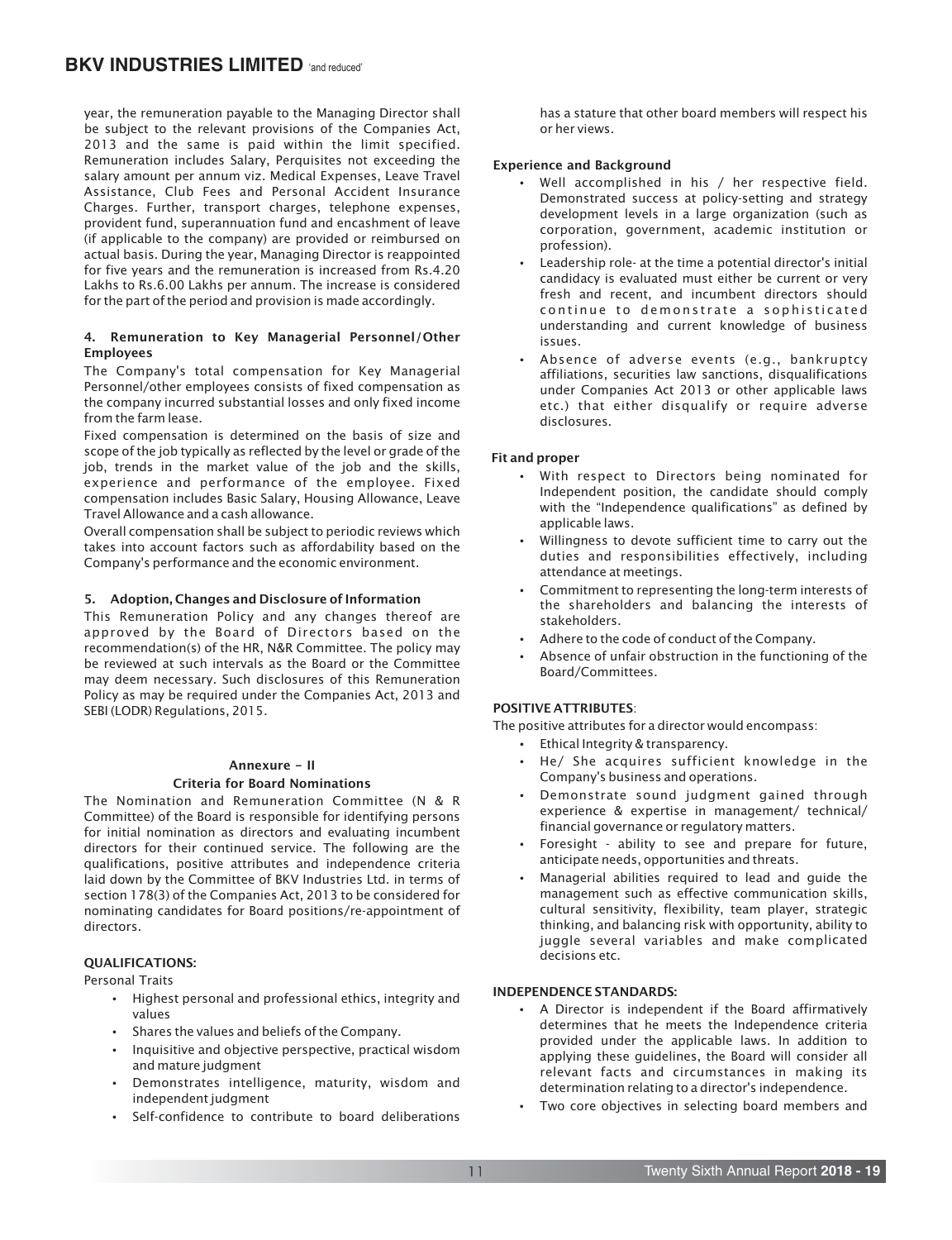year, the remuneration payable to the Managing Director shall be subject to the relevant provisions of the Companies Act, 2013 and the same is paid within the limit specified. Remuneration includes Salary, Perquisites not exceeding the salary amount per annum viz. Medical Expenses, Leave Travel Assistance, Club Fees and Personal Accident Insurance Charges. Further, transport charges, telephone expenses, provident fund, superannuation fund and encashment of leave (if applicable to the company) are provided or reimbursed on actual basis. During the year, Managing Director is reappointed for five years and the remuneration is increased from Rs.4.20 Lakhs to Rs.6.00 Lakhs per annum. The increase is considered for the part of the period and provision is made accordingly.

### 4. Remuneration to Key Managerial Personnel/Other Employees

The Company's total compensation for Key Managerial Personnel/other employees consists of fixed compensation as the company incurred substantial losses and only fixed income from the farm lease.

Fixed compensation is determined on the basis of size and scope of the job typically as reflected by the level or grade of the job, trends in the market value of the job and the skills, experience and performance of the employee. Fixed compensation includes Basic Salary, Housing Allowance, Leave Travel Allowance and a cash allowance.

Overall compensation shall be subject to periodic reviews which takes into account factors such as affordability based on the Company's performance and the economic environment.

### 5. Adoption, Changes and Disclosure of Information

This Remuneration Policy and any changes thereof are approved by the Board of Directors based on the recommendation(s) of the HR, N&R Committee. The policy may be reviewed at such intervals as the Board or the Committee may deem necessary. Such disclosures of this Remuneration Policy as may be required under the Companies Act, 2013 and SEBI (LODR) Regulations, 2015.

## Annexure – II

## Criteria for Board Nominations

The Nomination and Remuneration Committee (N & R Committee) of the Board is responsible for identifying persons for initial nomination as directors and evaluating incumbent directors for their continued service. The following are the qualifications, positive attributes and independence criteria laid down by the Committee of BKV Industries Ltd. in terms of section 178(3) of the Companies Act, 2013 to be considered for nominating candidates for Board positions/re-appointment of directors.

### QUALIFICATIONS:

Personal Traits

- Highest personal and professional ethics, integrity and values
- Shares the values and beliefs of the Company.
- Inquisitive and objective perspective, practical wisdom and mature judgment
- Demonstrates intelligence, maturity, wisdom and independent judgment
- Self-confidence to contribute to board deliberations has a stature that other board members will respect his or her views.

**Experience and Background**

- Well accomplished in his / her respective field. Demonstrated success at policy-setting and strategy development levels in a large organization (such as corporation, government, academic institution or profession).
- Leadership role- at the time a potential director's initial candidacy is evaluated must either be current or very fresh and recent, and incumbent directors should continue to demonstrate a sophisticated understanding and current knowledge of business issues.
- Absence of adverse events (e.g., bankruptcy affiliations, securities law sanctions, disqualifications under Companies Act 2013 or other applicable laws etc.) that either disqualify or require adverse disclosures.

**Fit and proper**

- With respect to Directors being nominated for Independent position, the candidate should comply with the "Independence qualifications" as defined by applicable laws.
- Willingness to devote sufficient time to carry out the duties and responsibilities effectively, including attendance at meetings.
- Commitment to representing the long-term interests of the shareholders and balancing the interests of stakeholders.
- Adhere to the code of conduct of the Company.
- Absence of unfair obstruction in the functioning of the Board/Committees.

### POSITIVE ATTRIBUTES:

The positive attributes for a director would encompass:

- Ethical Integrity & transparency.
- He/ She acquires sufficient knowledge in the Company's business and operations.
- Demonstrate sound judgment gained through experience & expertise in management/ technical/ financial governance or regulatory matters.
- Foresight - ability to see and prepare for future, anticipate needs, opportunities and threats.
- Managerial abilities required to lead and guide the management such as effective communication skills, cultural sensitivity, flexibility, team player, strategic thinking, and balancing risk with opportunity, ability to juggle several variables and make complicated decisions etc.

### INDEPENDENCE STANDARDS:

- A Director is independent if the Board affirmatively determines that he meets the Independence criteria provided under the applicable laws. In addition to applying these guidelines, the Board will consider all relevant facts and circumstances in making its determination relating to a director's independence.
- Two core objectives in selecting board members and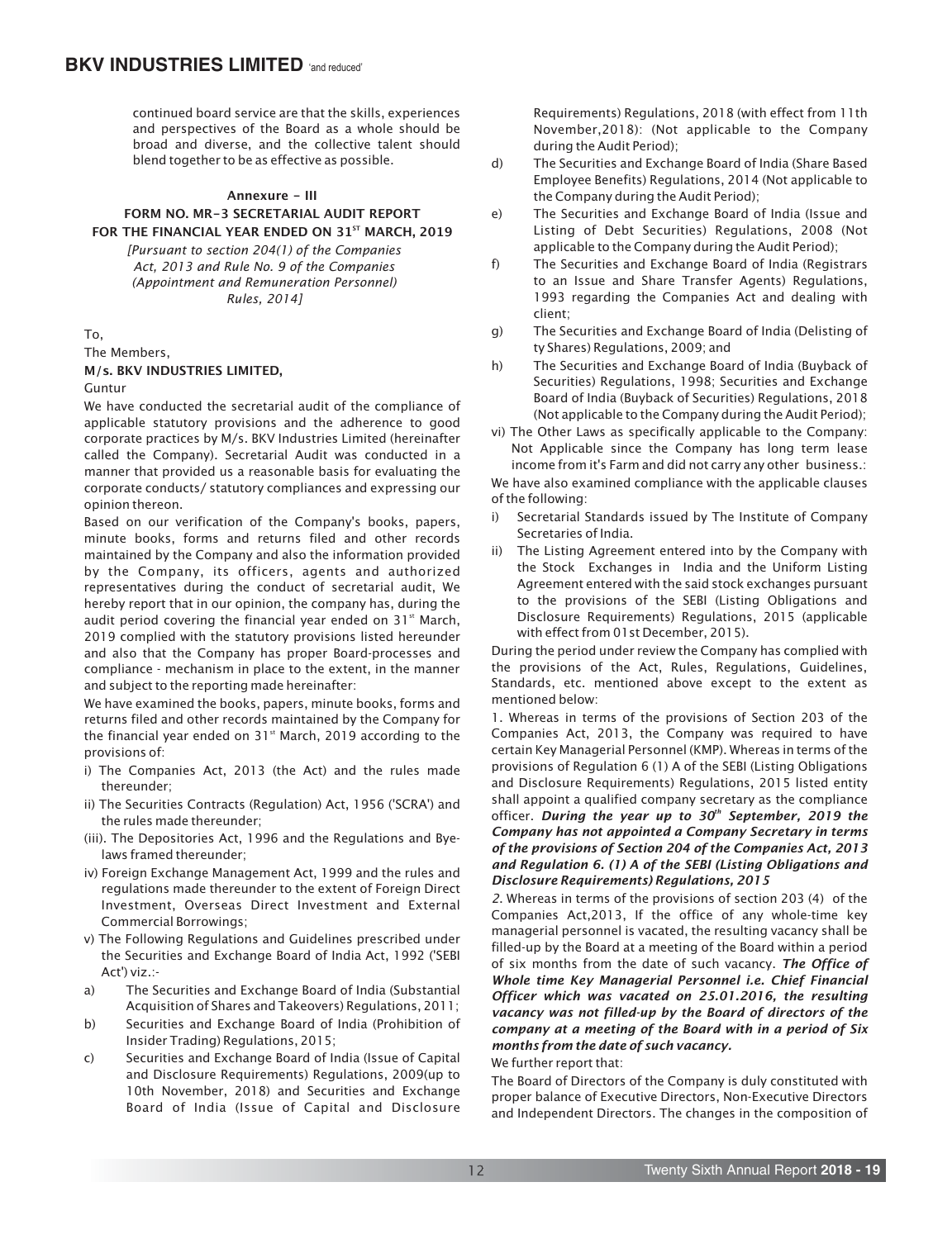continued board service are that the skills, experiences and perspectives of the Board as a whole should be broad and diverse, and the collective talent should blend together to be as effective as possible.

### Annexure - III

### FORM NO. MR-3 SECRETARIAL AUDIT REPORT FOR THE FINANCIAL YEAR ENDED ON 31ST MARCH, 2019

*[Pursuant to section 204(1) of the Companies Act, 2013 and Rule No. 9 of the Companies (Appointment and Remuneration Personnel) Rules, 2014]*

To,

The Members,

**M/s. BKV INDUSTRIES LIMITED,**

Guntur

We have conducted the secretarial audit of the compliance of applicable statutory provisions and the adherence to good corporate practices by M/s. BKV Industries Limited (hereinafter called the Company). Secretarial Audit was conducted in a manner that provided us a reasonable basis for evaluating the corporate conducts/ statutory compliances and expressing our opinion thereon.

Based on our verification of the Company's books, papers, minute books, forms and returns filed and other records maintained by the Company and also the information provided by the Company, its officers, agents and authorized representatives during the conduct of secretarial audit, We hereby report that in our opinion, the company has, during the audit period covering the financial year ended on 31st March, 2019 complied with the statutory provisions listed hereunder and also that the Company has proper Board-processes and compliance - mechanism in place to the extent, in the manner and subject to the reporting made hereinafter:

We have examined the books, papers, minute books, forms and returns filed and other records maintained by the Company for the financial year ended on 31st March, 2019 according to the provisions of:

i) The Companies Act, 2013 (the Act) and the rules made thereunder;

ii) The Securities Contracts (Regulation) Act, 1956 ('SCRA') and the rules made thereunder;

(iii). The Depositories Act, 1996 and the Regulations and Bye-laws framed thereunder;

iv) Foreign Exchange Management Act, 1999 and the rules and regulations made thereunder to the extent of Foreign Direct Investment, Overseas Direct Investment and External Commercial Borrowings;

v) The Following Regulations and Guidelines prescribed under the Securities and Exchange Board of India Act, 1992 ('SEBI Act') viz.:-

a) The Securities and Exchange Board of India (Substantial Acquisition of Shares and Takeovers) Regulations, 2011;

b) Securities and Exchange Board of India (Prohibition of Insider Trading) Regulations, 2015;

c) Securities and Exchange Board of India (Issue of Capital and Disclosure Requirements) Regulations, 2009(up to 10th November, 2018) and Securities and Exchange Board of India (Issue of Capital and Disclosure Requirements) Regulations, 2018 (with effect from 11th November,2018): (Not applicable to the Company during the Audit Period);

d) The Securities and Exchange Board of India (Share Based Employee Benefits) Regulations, 2014 (Not applicable to the Company during the Audit Period);

e) The Securities and Exchange Board of India (Issue and Listing of Debt Securities) Regulations, 2008 (Not applicable to the Company during the Audit Period);

f) The Securities and Exchange Board of India (Registrars to an Issue and Share Transfer Agents) Regulations, 1993 regarding the Companies Act and dealing with client;

g) The Securities and Exchange Board of India (Delisting of ty Shares) Regulations, 2009; and

h) The Securities and Exchange Board of India (Buyback of Securities) Regulations, 1998; Securities and Exchange Board of India (Buyback of Securities) Regulations, 2018 (Not applicable to the Company during the Audit Period);

vi) The Other Laws as specifically applicable to the Company: Not Applicable since the Company has long term lease income from it's Farm and did not carry any other business.:

We have also examined compliance with the applicable clauses of the following:

i) Secretarial Standards issued by The Institute of Company Secretaries of India.

ii) The Listing Agreement entered into by the Company with the Stock Exchanges in India and the Uniform Listing Agreement entered with the said stock exchanges pursuant to the provisions of the SEBI (Listing Obligations and Disclosure Requirements) Regulations, 2015 (applicable with effect from 01st December, 2015).

During the period under review the Company has complied with the provisions of the Act, Rules, Regulations, Guidelines, Standards, etc. mentioned above except to the extent as mentioned below:

1. Whereas in terms of the provisions of Section 203 of the Companies Act, 2013, the Company was required to have certain Key Managerial Personnel (KMP). Whereas in terms of the provisions of Regulation 6 (1) A of the SEBI (Listing Obligations and Disclosure Requirements) Regulations, 2015 listed entity shall appoint a qualified company secretary as the compliance officer. ***During the year up to 30th September, 2019 the Company has not appointed a Company Secretary in terms of the provisions of Section 204 of the Companies Act, 2013 and Regulation 6. (1) A of the SEBI (Listing Obligations and Disclosure Requirements) Regulations, 2015***

2. Whereas in terms of the provisions of section 203 (4) of the Companies Act,2013, If the office of any whole-time key managerial personnel is vacated, the resulting vacancy shall be filled-up by the Board at a meeting of the Board within a period of six months from the date of such vacancy. ***The Office of Whole time Key Managerial Personnel i.e. Chief Financial Officer which was vacated on 25.01.2016, the resulting vacancy was not filled-up by the Board of directors of the company at a meeting of the Board with in a period of Six months from the date of such vacancy.***

We further report that:

The Board of Directors of the Company is duly constituted with proper balance of Executive Directors, Non-Executive Directors and Independent Directors. The changes in the composition of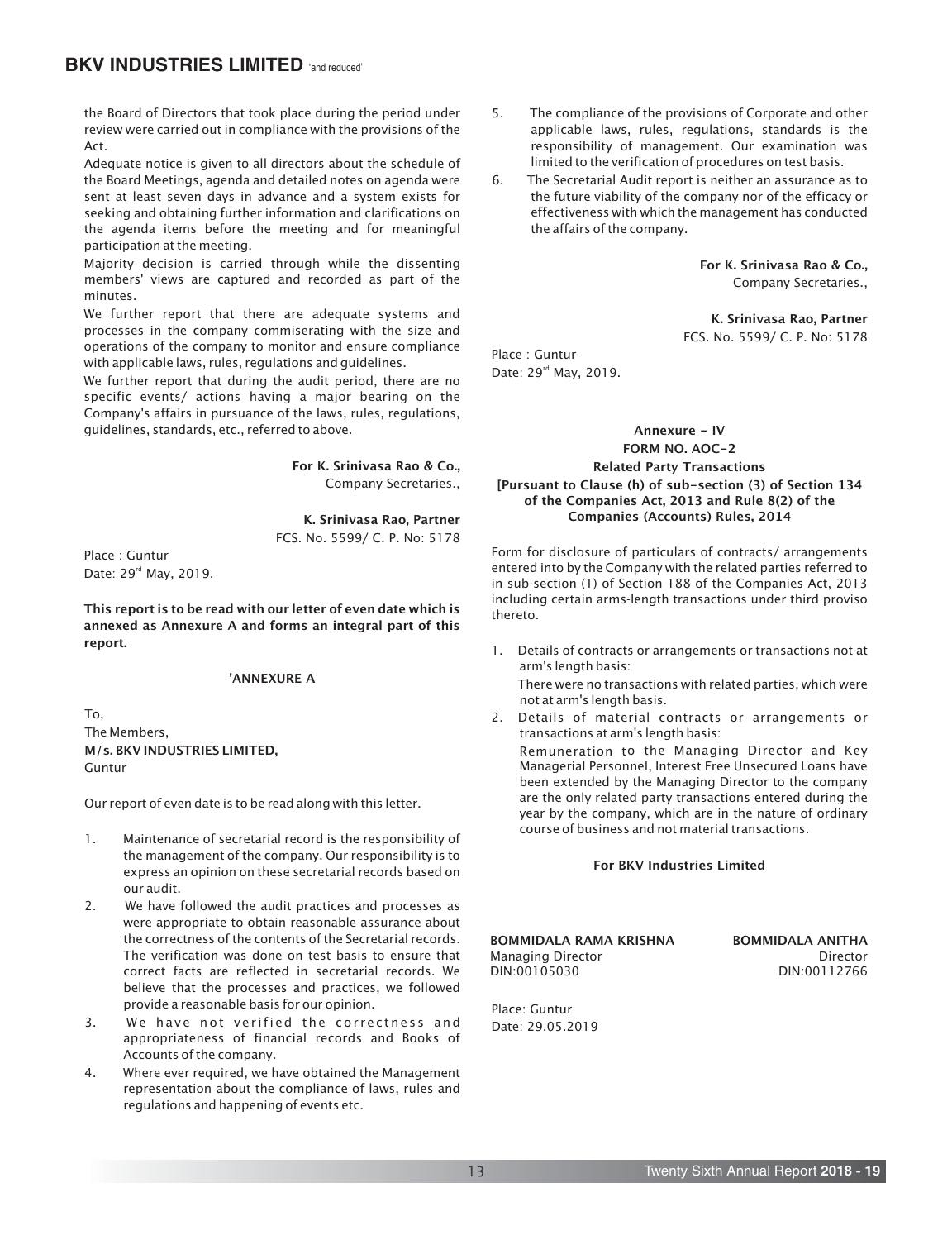the Board of Directors that took place during the period under review were carried out in compliance with the provisions of the Act.

Adequate notice is given to all directors about the schedule of the Board Meetings, agenda and detailed notes on agenda were sent at least seven days in advance and a system exists for seeking and obtaining further information and clarifications on the agenda items before the meeting and for meaningful participation at the meeting.

Majority decision is carried through while the dissenting members' views are captured and recorded as part of the minutes.

We further report that there are adequate systems and processes in the company commiserating with the size and operations of the company to monitor and ensure compliance with applicable laws, rules, regulations and guidelines.

We further report that during the audit period, there are no specific events/ actions having a major bearing on the Company's affairs in pursuance of the laws, rules, regulations, guidelines, standards, etc., referred to above.

**For K. Srinivasa Rao & Co.,**
Company Secretaries.,

**K. Srinivasa Rao, Partner**
FCS. No. 5599/ C. P. No: 5178

Place : Guntur
Date: 29[rd] May, 2019.

**This report is to be read with our letter of even date which is annexed as Annexure A and forms an integral part of this report.**

**'ANNEXURE A**

To,
The Members,
**M/s. BKV INDUSTRIES LIMITED,**
Guntur

Our report of even date is to be read along with this letter.

1. Maintenance of secretarial record is the responsibility of the management of the company. Our responsibility is to express an opinion on these secretarial records based on our audit.
2. We have followed the audit practices and processes as were appropriate to obtain reasonable assurance about the correctness of the contents of the Secretarial records. The verification was done on test basis to ensure that correct facts are reflected in secretarial records. We believe that the processes and practices, we followed provide a reasonable basis for our opinion.
3. We have not verified the correctness and appropriateness of financial records and Books of Accounts of the company.
4. Where ever required, we have obtained the Management representation about the compliance of laws, rules and regulations and happening of events etc.
5. The compliance of the provisions of Corporate and other applicable laws, rules, regulations, standards is the responsibility of management. Our examination was limited to the verification of procedures on test basis.
6. The Secretarial Audit report is neither an assurance as to the future viability of the company nor of the efficacy or effectiveness with which the management has conducted the affairs of the company.

**For K. Srinivasa Rao & Co.,**
Company Secretaries.,

**K. Srinivasa Rao, Partner**
FCS. No. 5599/ C. P. No: 5178

Place : Guntur
Date: 29[rd] May, 2019.

## Annexure - IV
## FORM NO. AOC-2
## Related Party Transactions

**[Pursuant to Clause (h) of sub-section (3) of Section 134 of the Companies Act, 2013 and Rule 8(2) of the Companies (Accounts) Rules, 2014**

Form for disclosure of particulars of contracts/ arrangements entered into by the Company with the related parties referred to in sub-section (1) of Section 188 of the Companies Act, 2013 including certain arms-length transactions under third proviso thereto.

1. Details of contracts or arrangements or transactions not at arm's length basis:

   There were no transactions with related parties, which were not at arm's length basis.
2. Details of material contracts or arrangements or transactions at arm's length basis:

   Remuneration to the Managing Director and Key Managerial Personnel, Interest Free Unsecured Loans have been extended by the Managing Director to the company are the only related party transactions entered during the year by the company, which are in the nature of ordinary course of business and not material transactions.

**For BKV Industries Limited**

**BOMMIDALA RAMA KRISHNA**
Managing Director
DIN:00105030

**BOMMIDALA ANITHA**
Director
DIN:00112766

Place: Guntur
Date: 29.05.2019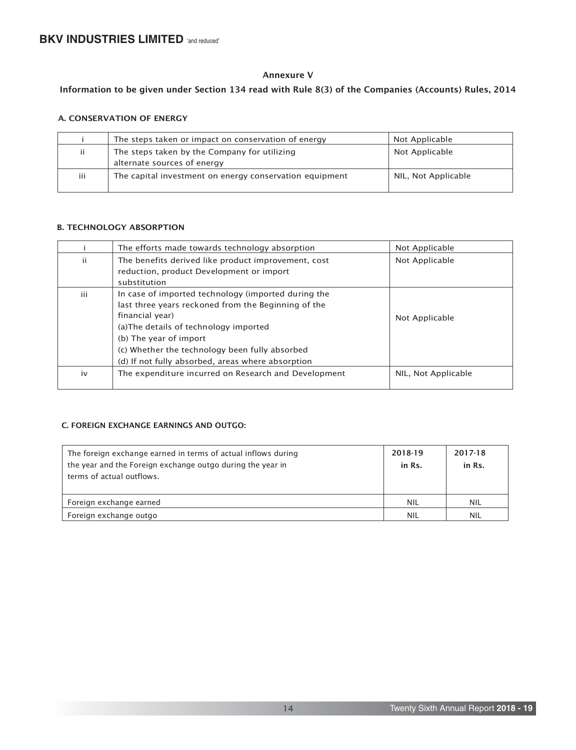## Annexure V

### Information to be given under Section 134 read with Rule 8(3) of the Companies (Accounts) Rules, 2014

#### A. CONSERVATION OF ENERGY

| | | |
|---|---|---|
| i | The steps taken or impact on conservation of energy | Not Applicable |
| ii | The steps taken by the Company for utilizing alternate sources of energy | Not Applicable |
| iii | The capital investment on energy conservation equipment | NIL, Not Applicable |

#### B. TECHNOLOGY ABSORPTION

| | | |
|---|---|---|
| i | The efforts made towards technology absorption | Not Applicable |
| ii | The benefits derived like product improvement, cost reduction, product Development or import substitution | Not Applicable |
| iii | In case of imported technology (imported during the last three years reckoned from the Beginning of the financial year)<br>(a)The details of technology imported<br>(b) The year of import<br>(c) Whether the technology been fully absorbed<br>(d) If not fully absorbed, areas where absorption | Not Applicable |
| iv | The expenditure incurred on Research and Development | NIL, Not Applicable |

#### C. FOREIGN EXCHANGE EARNINGS AND OUTGO:

| The foreign exchange earned in terms of actual inflows during the year and the Foreign exchange outgo during the year in terms of actual outflows. | 2018-19 in Rs. | 2017-18 in Rs. |
|---|---|---|
| Foreign exchange earned | NIL | NIL |
| Foreign exchange outgo | NIL | NIL |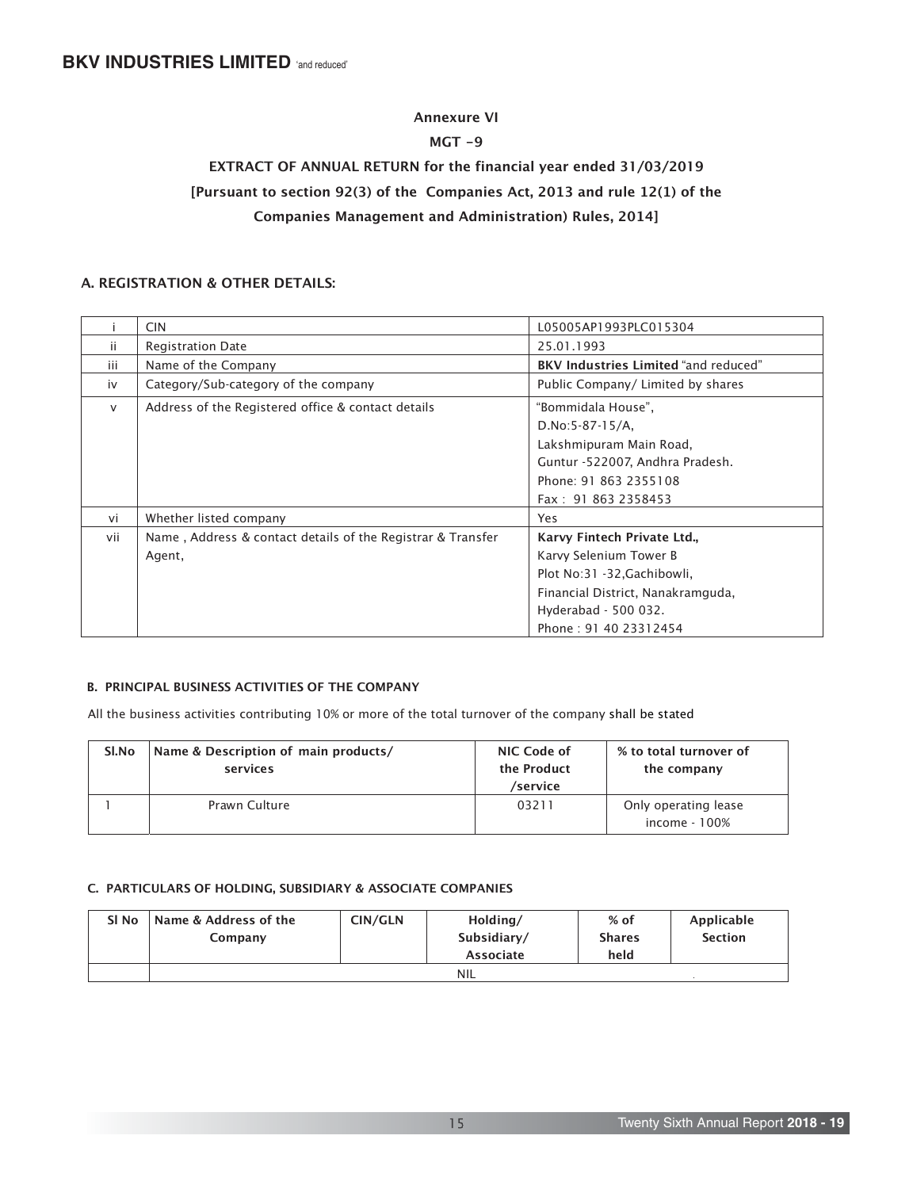## Annexure VI

## MGT -9

## EXTRACT OF ANNUAL RETURN for the financial year ended 31/03/2019

## [Pursuant to section 92(3) of the Companies Act, 2013 and rule 12(1) of the Companies Management and Administration) Rules, 2014]

### A. REGISTRATION & OTHER DETAILS:

| | | |
|---|---|---|
| i | CIN | L05005AP1993PLC015304 |
| ii | Registration Date | 25.01.1993 |
| iii | Name of the Company | **BKV Industries Limited** "and reduced" |
| iv | Category/Sub-category of the company | Public Company/ Limited by shares |
| v | Address of the Registered office & contact details | "Bommidala House", D.No:5-87-15/A, Lakshmipuram Main Road, Guntur -522007, Andhra Pradesh. Phone: 91 863 2355108 Fax : 91 863 2358453 |
| vi | Whether listed company | Yes |
| vii | Name , Address & contact details of the Registrar & Transfer Agent, | **Karvy Fintech Private Ltd.,** Karvy Selenium Tower B Plot No:31 -32,Gachibowli, Financial District, Nanakramguda, Hyderabad - 500 032. Phone : 91 40 23312454 |

### B. PRINCIPAL BUSINESS ACTIVITIES OF THE COMPANY

All the business activities contributing 10% or more of the total turnover of the company shall be stated

| Sl.No | Name & Description of main products/ services | NIC Code of the Product /service | % to total turnover of the company |
|---|---|---|---|
| 1 | Prawn Culture | 03211 | Only operating lease income - 100% |

### C. PARTICULARS OF HOLDING, SUBSIDIARY & ASSOCIATE COMPANIES

| Sl No | Name & Address of the Company | CIN/GLN | Holding/ Subsidiary/ Associate | % of Shares held | Applicable Section |
|---|---|---|---|---|---|
| | NIL | | | | |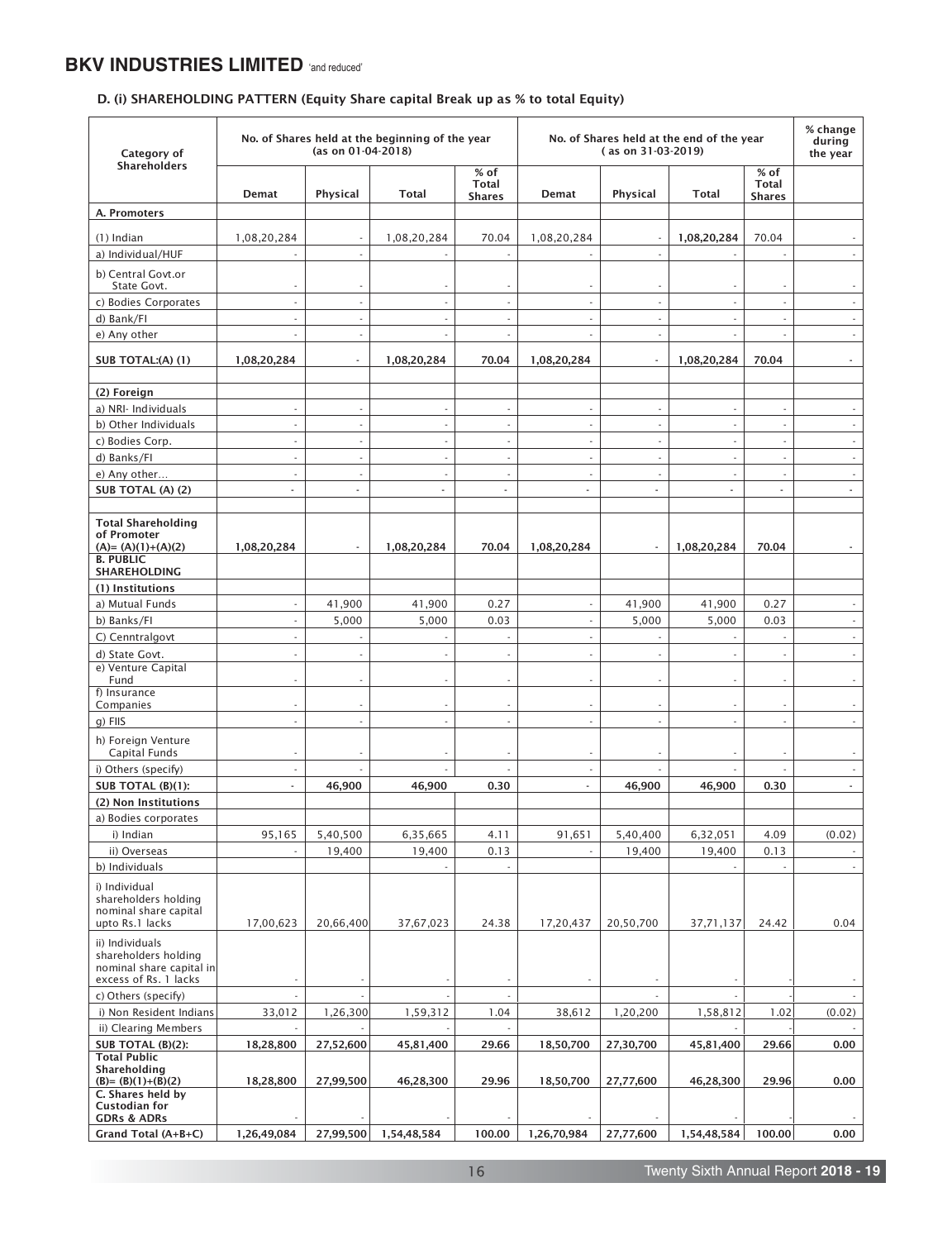### D. (i) SHAREHOLDING PATTERN (Equity Share capital Break up as % to total Equity)

| Category of Shareholders | No. of Shares held at the beginning of the year (as on 01-04-2018) | | | | No. of Shares held at the end of the year ( as on 31-03-2019) | | | | % change during the year |
|---|---|---|---|---|---|---|---|---|---|
| | Demat | Physical | Total | % of Total Shares | Demat | Physical | Total | % of Total Shares | |
| **A. Promoters** | | | | | | | | | |
| (1) Indian | 1,08,20,284 | - | 1,08,20,284 | 70.04 | 1,08,20,284 | - | **1,08,20,284** | 70.04 | - |
| a) Individual/HUF | - | - | - | - | - | - | - | - | - |
| b) Central Govt.or State Govt. | - | - | - | - | - | - | - | - | - |
| c) Bodies Corporates | - | - | - | - | - | - | - | - | - |
| d) Bank/FI | - | - | - | - | - | - | - | - | - |
| e) Any other | - | - | - | - | - | - | - | - | - |
| **SUB TOTAL:(A) (1)** | **1,08,20,284** | **-** | **1,08,20,284** | **70.04** | **1,08,20,284** | **-** | **1,08,20,284** | **70.04** | **-** |
| **(2) Foreign** | | | | | | | | | |
| a) NRI- Individuals | - | - | - | - | - | - | - | - | - |
| b) Other Individuals | - | - | - | - | - | - | - | - | - |
| c) Bodies Corp. | - | - | - | - | - | - | - | - | - |
| d) Banks/FI | - | - | - | - | - | - | - | - | - |
| e) Any other... | - | - | - | - | - | - | - | - | - |
| **SUB TOTAL (A) (2)** | **-** | **-** | **-** | **-** | **-** | **-** | **-** | **-** | **-** |
| **Total Shareholding of Promoter (A)= (A)(1)+(A)(2)** | **1,08,20,284** | **-** | **1,08,20,284** | **70.04** | **1,08,20,284** | **-** | **1,08,20,284** | **70.04** | **-** |
| **B. PUBLIC SHAREHOLDING** | | | | | | | | | |
| **(1) Institutions** | | | | | | | | | |
| a) Mutual Funds | - | 41,900 | 41,900 | 0.27 | - | 41,900 | 41,900 | 0.27 | - |
| b) Banks/FI | - | 5,000 | 5,000 | 0.03 | - | 5,000 | 5,000 | 0.03 | - |
| C) Cenntralgovt | - | - | - | - | - | - | - | - | - |
| d) State Govt. | - | - | - | - | - | - | - | - | - |
| e) Venture Capital Fund | - | - | - | - | - | - | - | - | - |
| f) Insurance Companies | - | - | - | - | - | - | - | - | - |
| g) FIIS | - | - | - | - | - | - | - | - | - |
| h) Foreign Venture Capital Funds | - | - | - | - | - | - | - | - | - |
| i) Others (specify) | - | - | - | - | - | - | - | - | - |
| **SUB TOTAL (B)(1):** | **-** | **46,900** | **46,900** | **0.30** | **-** | **46,900** | **46,900** | **0.30** | **-** |
| **(2) Non Institutions** | | | | | | | | | |
| a) Bodies corporates | | | | | | | | | |
| i) Indian | 95,165 | 5,40,500 | 6,35,665 | 4.11 | 91,651 | 5,40,400 | 6,32,051 | 4.09 | (0.02) |
| ii) Overseas | - | 19,400 | 19,400 | 0.13 | - | 19,400 | 19,400 | 0.13 | - |
| b) Individuals | | | - | - | | | - | - | - |
| i) Individual shareholders holding nominal share capital upto Rs.1 lacks | 17,00,623 | 20,66,400 | 37,67,023 | 24.38 | 17,20,437 | 20,50,700 | 37,71,137 | 24.42 | 0.04 |
| ii) Individuals shareholders holding nominal share capital in excess of Rs. 1 lacks | - | - | - | - | - | - | - | - | - |
| c) Others (specify) | - | - | - | - | | - | - | - | - |
| i) Non Resident Indians | 33,012 | 1,26,300 | 1,59,312 | 1.04 | 38,612 | 1,20,200 | 1,58,812 | 1.02 | (0.02) |
| ii) Clearing Members | - | - | - | - | | | - | - | - |
| **SUB TOTAL (B)(2):** | **18,28,800** | **27,52,600** | **45,81,400** | **29.66** | **18,50,700** | **27,30,700** | **45,81,400** | **29.66** | **0.00** |
| **Total Public Shareholding (B)= (B)(1)+(B)(2)** | **18,28,800** | **27,99,500** | **46,28,300** | **29.96** | **18,50,700** | **27,77,600** | **46,28,300** | **29.96** | **0.00** |
| **C. Shares held by Custodian for GDRs & ADRs** | - | - | - | - | - | - | - | - | - |
| **Grand Total (A+B+C)** | **1,26,49,084** | **27,99,500** | **1,54,48,584** | **100.00** | **1,26,70,984** | **27,77,600** | **1,54,48,584** | **100.00** | **0.00** |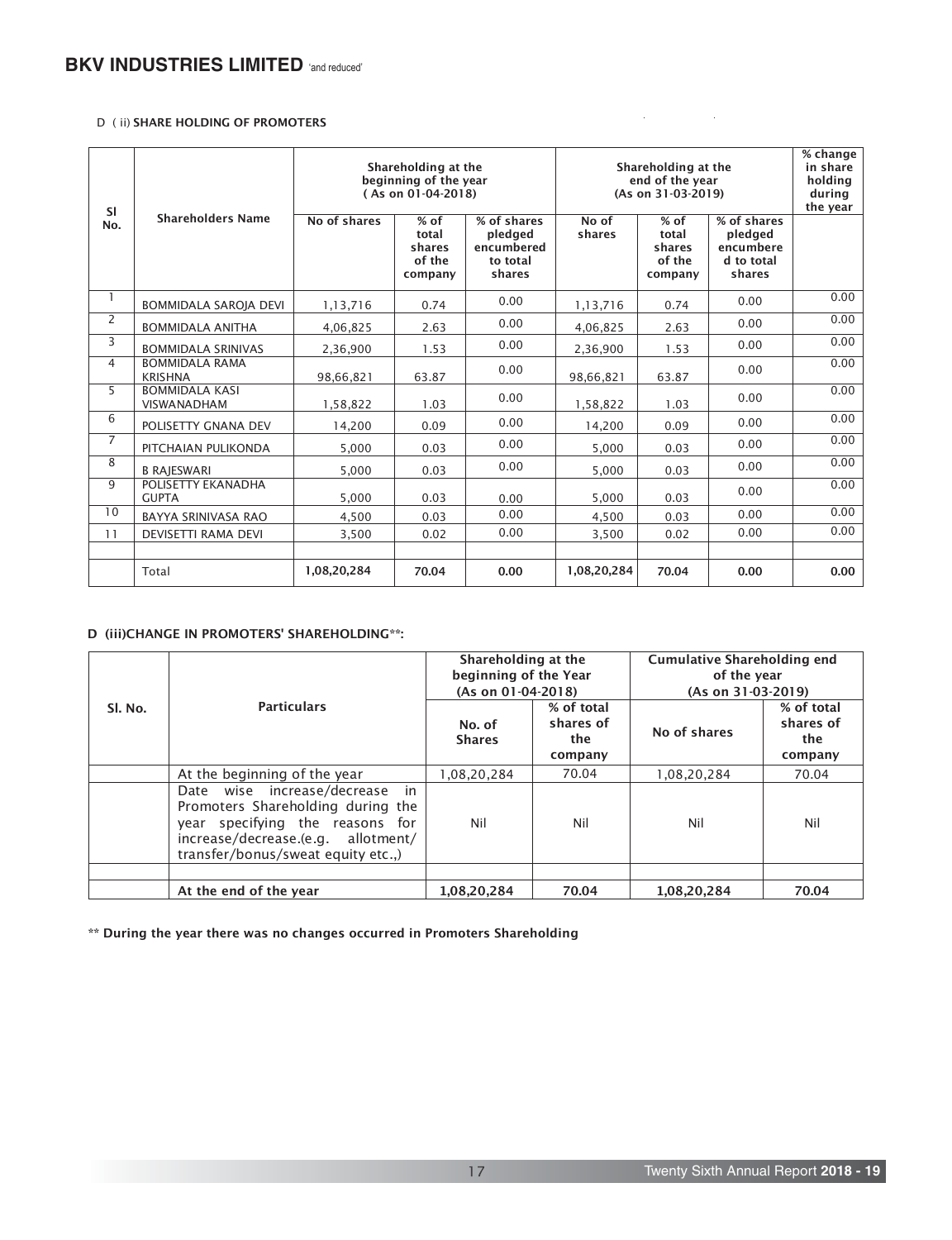D ( ii) **SHARE HOLDING OF PROMOTERS**

| Sl No. | Shareholders Name | Shareholding at the beginning of the year ( As on 01-04-2018) | | | Shareholding at the end of the year (As on 31-03-2019) | | | % change in share holding during the year |
|---|---|---|---|---|---|---|---|---|
| | | No of shares | % of total shares of the company | % of shares pledged encumbered to total shares | No of shares | % of total shares of the company | % of shares pledged encumbered to total shares | |
| 1 | BOMMIDALA SAROJA DEVI | 1,13,716 | 0.74 | 0.00 | 1,13,716 | 0.74 | 0.00 | 0.00 |
| 2 | BOMMIDALA ANITHA | 4,06,825 | 2.63 | 0.00 | 4,06,825 | 2.63 | 0.00 | 0.00 |
| 3 | BOMMIDALA SRINIVAS | 2,36,900 | 1.53 | 0.00 | 2,36,900 | 1.53 | 0.00 | 0.00 |
| 4 | BOMMIDALA RAMA KRISHNA | 98,66,821 | 63.87 | 0.00 | 98,66,821 | 63.87 | 0.00 | 0.00 |
| 5 | BOMMIDALA KASI VISWANADHAM | 1,58,822 | 1.03 | 0.00 | 1,58,822 | 1.03 | 0.00 | 0.00 |
| 6 | POLISETTY GNANA DEV | 14,200 | 0.09 | 0.00 | 14,200 | 0.09 | 0.00 | 0.00 |
| 7 | PITCHAIAN PULIKONDA | 5,000 | 0.03 | 0.00 | 5,000 | 0.03 | 0.00 | 0.00 |
| 8 | B RAJESWARI | 5,000 | 0.03 | 0.00 | 5,000 | 0.03 | 0.00 | 0.00 |
| 9 | POLISETTY EKANADHA GUPTA | 5,000 | 0.03 | 0.00 | 5,000 | 0.03 | 0.00 | 0.00 |
| 10 | BAYYA SRINIVASA RAO | 4,500 | 0.03 | 0.00 | 4,500 | 0.03 | 0.00 | 0.00 |
| 11 | DEVISETTI RAMA DEVI | 3,500 | 0.02 | 0.00 | 3,500 | 0.02 | 0.00 | 0.00 |
| | | | | | | | | |
| | Total | **1,08,20,284** | **70.04** | **0.00** | **1,08,20,284** | **70.04** | **0.00** | **0.00** |

**D (iii)CHANGE IN PROMOTERS' SHAREHOLDING**\*\*:**

| Sl. No. | Particulars | Shareholding at the beginning of the Year (As on 01-04-2018) | | Cumulative Shareholding end of the year (As on 31-03-2019) | |
|---|---|---|---|---|---|
| | | No. of Shares | % of total shares of the company | No of shares | % of total shares of the company |
| | At the beginning of the year | 1,08,20,284 | 70.04 | 1,08,20,284 | 70.04 |
| | Date wise increase/decrease in Promoters Shareholding during the year specifying the reasons for increase/decrease.(e.g. allotment/ transfer/bonus/sweat equity etc.,) | Nil | Nil | Nil | Nil |
| | | | | | |
| | **At the end of the year** | **1,08,20,284** | **70.04** | **1,08,20,284** | **70.04** |

**\*\* During the year there was no changes occurred in Promoters Shareholding**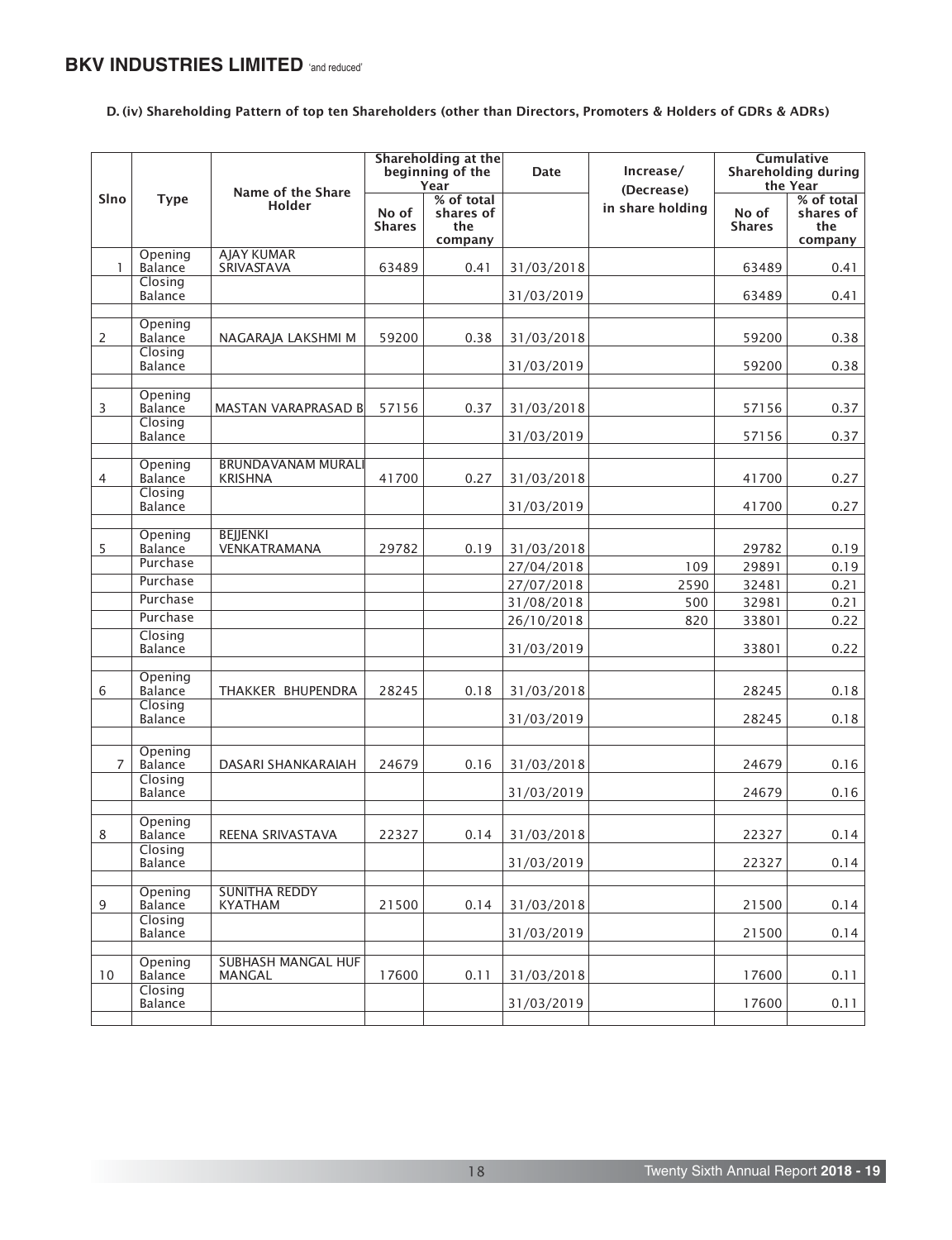**D. (iv) Shareholding Pattern of top ten Shareholders (other than Directors, Promoters & Holders of GDRs & ADRs)**

| Slno | Type | Name of the Share Holder | Shareholding at the beginning of the Year | | Date | Increase/ (Decrease) in share holding | Cumulative Shareholding during the Year | |
|---|---|---|---|---|---|---|---|---|
| | | | No of Shares | % of total shares of the company | | | No of Shares | % of total shares of the company |
| 1 | Opening Balance | AJAY KUMAR SRIVASTAVA | 63489 | 0.41 | 31/03/2018 | | 63489 | 0.41 |
| | Closing Balance | | | | 31/03/2019 | | 63489 | 0.41 |
| 2 | Opening Balance | NAGARAJA LAKSHMI M | 59200 | 0.38 | 31/03/2018 | | 59200 | 0.38 |
| | Closing Balance | | | | 31/03/2019 | | 59200 | 0.38 |
| 3 | Opening Balance | MASTAN VARAPRASAD B | 57156 | 0.37 | 31/03/2018 | | 57156 | 0.37 |
| | Closing Balance | | | | 31/03/2019 | | 57156 | 0.37 |
| 4 | Opening Balance | BRUNDAVANAM MURALI KRISHNA | 41700 | 0.27 | 31/03/2018 | | 41700 | 0.27 |
| | Closing Balance | | | | 31/03/2019 | | 41700 | 0.27 |
| 5 | Opening Balance | BEJJENKI VENKATRAMANA | 29782 | 0.19 | 31/03/2018 | | 29782 | 0.19 |
| | Purchase | | | | 27/04/2018 | 109 | 29891 | 0.19 |
| | Purchase | | | | 27/07/2018 | 2590 | 32481 | 0.21 |
| | Purchase | | | | 31/08/2018 | 500 | 32981 | 0.21 |
| | Purchase | | | | 26/10/2018 | 820 | 33801 | 0.22 |
| | Closing Balance | | | | 31/03/2019 | | 33801 | 0.22 |
| 6 | Opening Balance | THAKKER BHUPENDRA | 28245 | 0.18 | 31/03/2018 | | 28245 | 0.18 |
| | Closing Balance | | | | 31/03/2019 | | 28245 | 0.18 |
| 7 | Opening Balance | DASARI SHANKARAIAH | 24679 | 0.16 | 31/03/2018 | | 24679 | 0.16 |
| | Closing Balance | | | | 31/03/2019 | | 24679 | 0.16 |
| 8 | Opening Balance | REENA SRIVASTAVA | 22327 | 0.14 | 31/03/2018 | | 22327 | 0.14 |
| | Closing Balance | | | | 31/03/2019 | | 22327 | 0.14 |
| 9 | Opening Balance | SUNITHA REDDY KYATHAM | 21500 | 0.14 | 31/03/2018 | | 21500 | 0.14 |
| | Closing Balance | | | | 31/03/2019 | | 21500 | 0.14 |
| 10 | Opening Balance | SUBHASH MANGAL HUF MANGAL | 17600 | 0.11 | 31/03/2018 | | 17600 | 0.11 |
| | Closing Balance | | | | 31/03/2019 | | 17600 | 0.11 |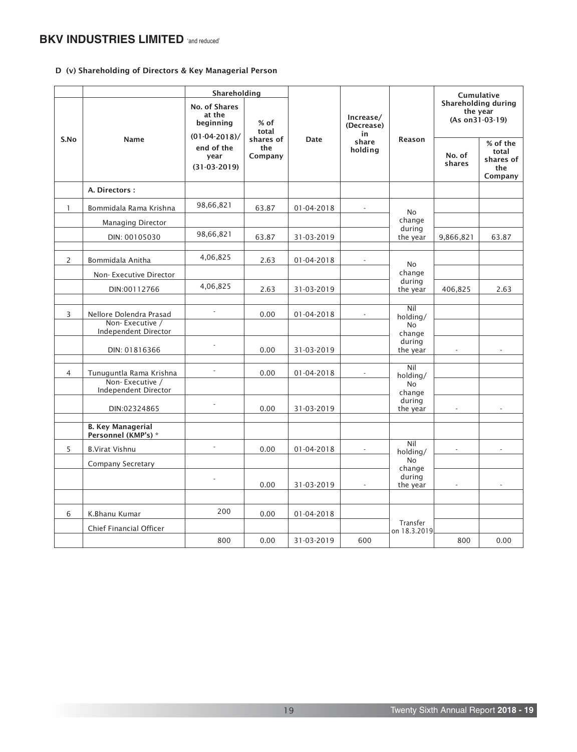D (v) Shareholding of Directors & Key Managerial Person

| S.No | Name | Shareholding | | Date | Increase/ (Decrease) in share holding | Reason | Cumulative Shareholding during the year (As on31-03-19) | |
|---|---|---|---|---|---|---|---|---|
| | | No. of Shares at the beginning (01-04-2018)/ end of the year (31-03-2019) | % of total shares of the Company | | | | No. of shares | % of the total shares of the Company |
| | **A. Directors :** | | | | | | | |
| 1 | Bommidala Rama Krishna | 98,66,821 | 63.87 | 01-04-2018 | - | No change during the year | | |
| | Managing Director | | | | | | | |
| | DIN: 00105030 | 98,66,821 | 63.87 | 31-03-2019 | | | 9,866,821 | 63.87 |
| 2 | Bommidala Anitha | 4,06,825 | 2.63 | 01-04-2018 | - | No change during the year | | |
| | Non- Executive Director | | | | | | | |
| | DIN:00112766 | 4,06,825 | 2.63 | 31-03-2019 | | | 406,825 | 2.63 |
| 3 | Nellore Dolendra Prasad | - | 0.00 | 01-04-2018 | - | Nil holding/ No change during the year | | |
| | Non- Executive / Independent Director | | | | | | | |
| | DIN: 01816366 | - | 0.00 | 31-03-2019 | | | - | - |
| 4 | Tunuguntla Rama Krishna | - | 0.00 | 01-04-2018 | - | Nil holding/ No change during the year | | |
| | Non- Executive / Independent Director | | | | | | | |
| | DIN:02324865 | - | 0.00 | 31-03-2019 | | | - | - |
| | **B. Key Managerial Personnel (KMP's) *** | | | | | | | |
| 5 | B.Virat Vishnu | - | 0.00 | 01-04-2018 | - | Nil holding/ No change during the year | - | - |
| | Company Secretary | | | | | | | |
| | | - | 0.00 | 31-03-2019 | - | | - | - |
| 6 | K.Bhanu Kumar | 200 | 0.00 | 01-04-2018 | | Transfer on 18.3.2019 | | |
| | Chief Financial Officer | | | | | | | |
| | | 800 | 0.00 | 31-03-2019 | 600 | | 800 | 0.00 |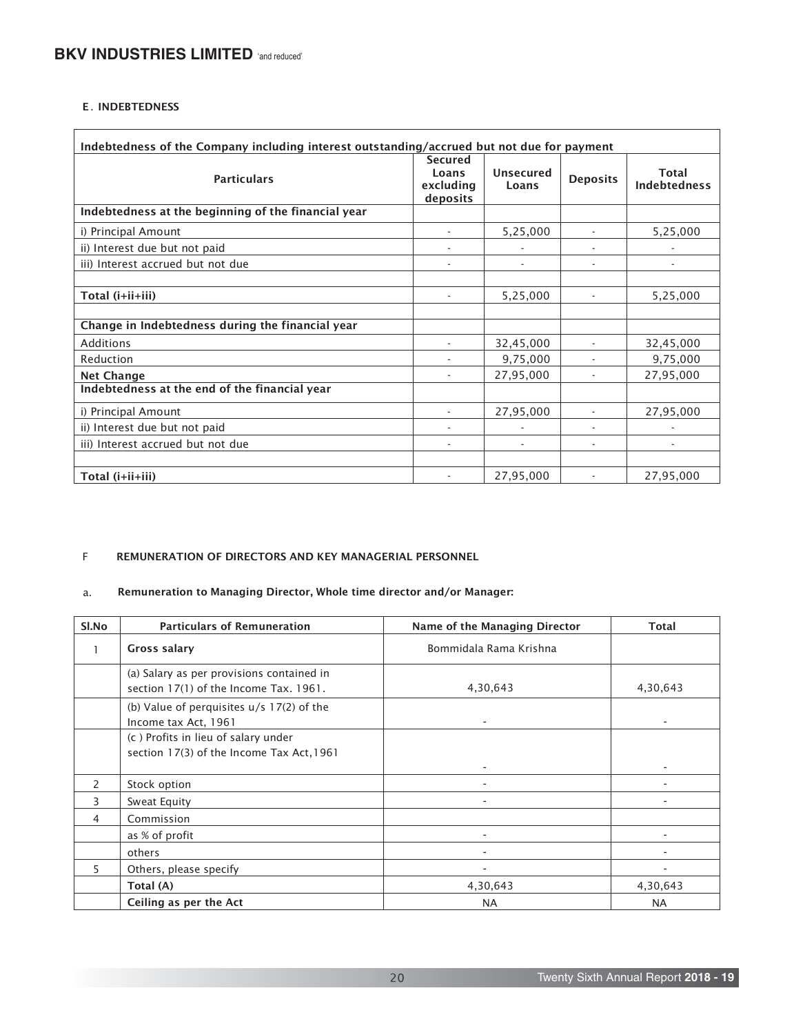### E. INDEBTEDNESS

| Indebtedness of the Company including interest outstanding/accrued but not due for payment | | | | |
|---|---|---|---|---|
| **Particulars** | **Secured Loans excluding deposits** | **Unsecured Loans** | **Deposits** | **Total Indebtedness** |
| **Indebtedness at the beginning of the financial year** | | | | |
| i) Principal Amount | - | 5,25,000 | - | 5,25,000 |
| ii) Interest due but not paid | - | - | - | - |
| iii) Interest accrued but not due | - | - | - | - |
| | | | | |
| **Total (i+ii+iii)** | - | 5,25,000 | - | 5,25,000 |
| | | | | |
| **Change in Indebtedness during the financial year** | | | | |
| Additions | - | 32,45,000 | - | 32,45,000 |
| Reduction | - | 9,75,000 | - | 9,75,000 |
| **Net Change** | - | 27,95,000 | - | 27,95,000 |
| **Indebtedness at the end of the financial year** | | | | |
| i) Principal Amount | - | 27,95,000 | - | 27,95,000 |
| ii) Interest due but not paid | - | - | - | - |
| iii) Interest accrued but not due | - | - | - | - |
| | | | | |
| **Total (i+ii+iii)** | - | 27,95,000 | - | 27,95,000 |

### F REMUNERATION OF DIRECTORS AND KEY MANAGERIAL PERSONNEL

a. **Remuneration to Managing Director, Whole time director and/or Manager:**

| Sl.No | Particulars of Remuneration | Name of the Managing Director | Total |
|---|---|---|---|
| 1 | **Gross salary** | Bommidala Rama Krishna | |
| | (a) Salary as per provisions contained in section 17(1) of the Income Tax. 1961. | 4,30,643 | 4,30,643 |
| | (b) Value of perquisites u/s 17(2) of the Income tax Act, 1961 | - | - |
| | (c ) Profits in lieu of salary under section 17(3) of the Income Tax Act,1961 | - | - |
| 2 | Stock option | - | - |
| 3 | Sweat Equity | - | - |
| 4 | Commission | | |
| | as % of profit | - | - |
| | others | - | - |
| 5 | Others, please specify | - | - |
| | **Total (A)** | 4,30,643 | 4,30,643 |
| | **Ceiling as per the Act** | NA | NA |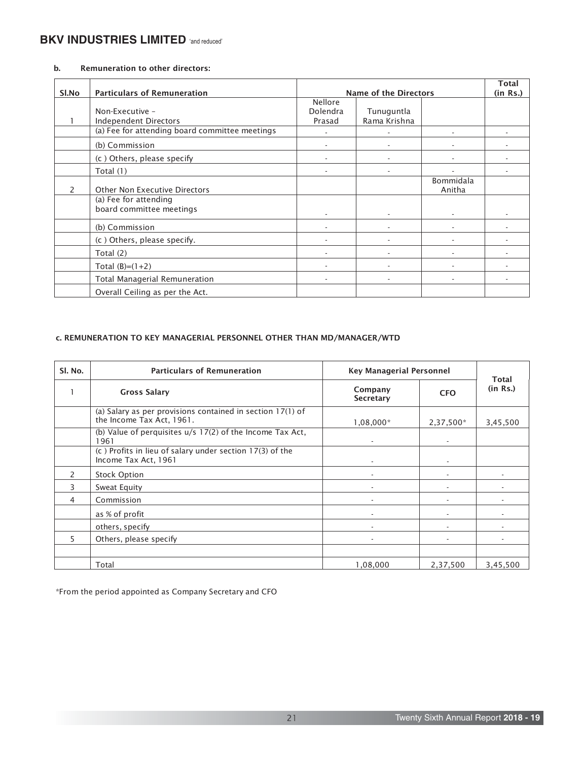**b. Remuneration to other directors:**

| Sl.No | Particulars of Remuneration | Name of the Directors | | | Total (in Rs.) |
|---|---|---|---|---|---|
| 1 | Non-Executive – Independent Directors | Nellore Dolendra Prasad | Tunuguntla Rama Krishna | | |
| | (a) Fee for attending board committee meetings | - | - | - | - |
| | (b) Commission | - | - | - | - |
| | (c ) Others, please specify | - | - | - | - |
| | Total (1) | - | - | - | - |
| 2 | Other Non Executive Directors | | | Bommidala Anitha | |
| | (a) Fee for attending board committee meetings | - | - | - | - |
| | (b) Commission | - | - | - | - |
| | (c ) Others, please specify. | - | - | - | - |
| | Total (2) | - | - | - | - |
| | Total (B)=(1+2) | - | - | - | - |
| | Total Managerial Remuneration | - | - | - | - |
| | Overall Ceiling as per the Act. | | | | |

**c. REMUNERATION TO KEY MANAGERIAL PERSONNEL OTHER THAN MD/MANAGER/WTD**

| Sl. No. | Particulars of Remuneration | Key Managerial Personnel | | Total (in Rs.) |
|---|---|---|---|---|
| 1 | **Gross Salary** | **Company Secretary** | **CFO** | |
| | (a) Salary as per provisions contained in section 17(1) of the Income Tax Act, 1961. | 1,08,000* | 2,37,500* | 3,45,500 |
| | (b) Value of perquisites u/s 17(2) of the Income Tax Act, 1961 | - | - | |
| | (c ) Profits in lieu of salary under section 17(3) of the Income Tax Act, 1961 | - | - | |
| 2 | Stock Option | - | - | - |
| 3 | Sweat Equity | - | - | - |
| 4 | Commission | - | - | - |
| | as % of profit | - | - | - |
| | others, specify | - | - | - |
| 5 | Others, please specify | - | - | - |
| | | | | |
| | Total | 1,08,000 | 2,37,500 | 3,45,500 |

*From the period appointed as Company Secretary and CFO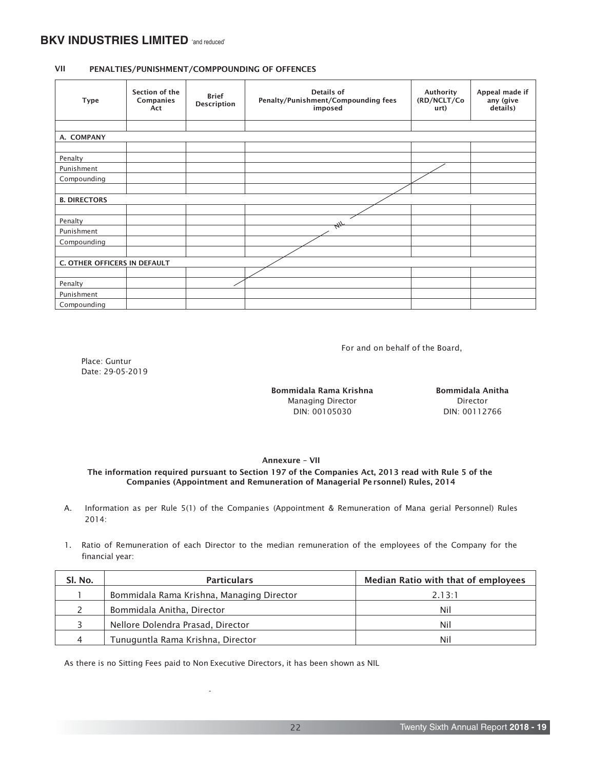## VII PENALTIES/PUNISHMENT/COMPPOUNDING OF OFFENCES

| Type | Section of the Companies Act | Brief Description | Details of Penalty/Punishment/Compounding fees imposed | Authority (RD/NCLT/Court) | Appeal made if any (give details) |
|---|---|---|---|---|---|
| | | | | | |
| **A. COMPANY** | | | | | |
| Penalty | | | | | |
| Punishment | | | | | |
| Compounding | | | | | |
| **B. DIRECTORS** | | | | | |
| Penalty | | | NIL | | |
| Punishment | | | | | |
| Compounding | | | | | |
| **C. OTHER OFFICERS IN DEFAULT** | | | | | |
| Penalty | | | | | |
| Punishment | | | | | |
| Compounding | | | | | |

For and on behalf of the Board,

Place: Guntur
Date: 29-05-2019

**Bommidala Rama Krishna**
Managing Director
DIN: 00105030

**Bommidala Anitha**
Director
DIN: 00112766

### Annexure – VII

**The information required pursuant to Section 197 of the Companies Act, 2013 read with Rule 5 of the Companies (Appointment and Remuneration of Managerial Personnel) Rules, 2014**

A. Information as per Rule 5(1) of the Companies (Appointment & Remuneration of Managerial Personnel) Rules 2014:

1. Ratio of Remuneration of each Director to the median remuneration of the employees of the Company for the financial year:

| Sl. No. | Particulars | Median Ratio with that of employees |
|---|---|---|
| 1 | Bommidala Rama Krishna, Managing Director | 2.13:1 |
| 2 | Bommidala Anitha, Director | Nil |
| 3 | Nellore Dolendra Prasad, Director | Nil |
| 4 | Tunuguntla Rama Krishna, Director | Nil |

As there is no Sitting Fees paid to Non Executive Directors, it has been shown as NIL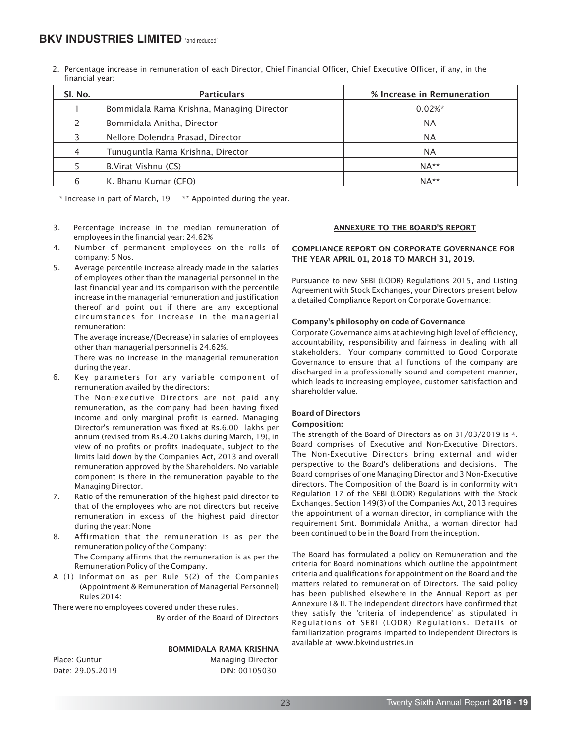2. Percentage increase in remuneration of each Director, Chief Financial Officer, Chief Executive Officer, if any, in the financial year:

| Sl. No. | Particulars | % Increase in Remuneration |
|---|---|---|
| 1 | Bommidala Rama Krishna, Managing Director | 0.02%* |
| 2 | Bommidala Anitha, Director | NA |
| 3 | Nellore Dolendra Prasad, Director | NA |
| 4 | Tunuguntla Rama Krishna, Director | NA |
| 5 | B.Virat Vishnu (CS) | NA** |
| 6 | K. Bhanu Kumar (CFO) | NA** |

\* Increase in part of March, 19 &nbsp;&nbsp; ** Appointed during the year.

3. Percentage increase in the median remuneration of employees in the financial year: 24.62%

4. Number of permanent employees on the rolls of company: 5 Nos.

5. Average percentile increase already made in the salaries of employees other than the managerial personnel in the last financial year and its comparison with the percentile increase in the managerial remuneration and justification thereof and point out if there are any exceptional circumstances for increase in the managerial remuneration:

   The average increase/(Decrease) in salaries of employees other than managerial personnel is 24.62%.

   There was no increase in the managerial remuneration during the year.

6. Key parameters for any variable component of remuneration availed by the directors:

   The Non-executive Directors are not paid any remuneration, as the company had been having fixed income and only marginal profit is earned. Managing Director's remuneration was fixed at Rs.6.00 lakhs per annum (revised from Rs.4.20 Lakhs during March, 19), in view of no profits or profits inadequate, subject to the limits laid down by the Companies Act, 2013 and overall remuneration approved by the Shareholders. No variable component is there in the remuneration payable to the Managing Director.

7. Ratio of the remuneration of the highest paid director to that of the employees who are not directors but receive remuneration in excess of the highest paid director during the year: None

8. Affirmation that the remuneration is as per the remuneration policy of the Company:

   The Company affirms that the remuneration is as per the Remuneration Policy of the Company.

A (1) Information as per Rule 5(2) of the Companies (Appointment & Remuneration of Managerial Personnel) Rules 2014:

There were no employees covered under these rules.

By order of the Board of Directors

**BOMMIDALA RAMA KRISHNA**
Managing Director
DIN: 00105030

Place: Guntur
Date: 29.05.2019

## ANNEXURE TO THE BOARD'S REPORT

### COMPLIANCE REPORT ON CORPORATE GOVERNANCE FOR THE YEAR APRIL 01, 2018 TO MARCH 31, 2019.

Pursuance to new SEBI (LODR) Regulations 2015, and Listing Agreement with Stock Exchanges, your Directors present below a detailed Compliance Report on Corporate Governance:

**Company's philosophy on code of Governance**

Corporate Governance aims at achieving high level of efficiency, accountability, responsibility and fairness in dealing with all stakeholders. Your company committed to Good Corporate Governance to ensure that all functions of the company are discharged in a professionally sound and competent manner, which leads to increasing employee, customer satisfaction and shareholder value.

**Board of Directors**

**Composition:**

The strength of the Board of Directors as on 31/03/2019 is 4. Board comprises of Executive and Non-Executive Directors. The Non-Executive Directors bring external and wider perspective to the Board's deliberations and decisions. The Board comprises of one Managing Director and 3 Non-Executive directors. The Composition of the Board is in conformity with Regulation 17 of the SEBI (LODR) Regulations with the Stock Exchanges. Section 149(3) of the Companies Act, 2013 requires the appointment of a woman director, in compliance with the requirement Smt. Bommidala Anitha, a woman director had been continued to be in the Board from the inception.

The Board has formulated a policy on Remuneration and the criteria for Board nominations which outline the appointment criteria and qualifications for appointment on the Board and the matters related to remuneration of Directors. The said policy has been published elsewhere in the Annual Report as per Annexure I & II. The independent directors have confirmed that they satisfy the 'criteria of independence' as stipulated in Regulations of SEBI (LODR) Regulations. Details of familiarization programs imparted to Independent Directors is available at www.bkvindustries.in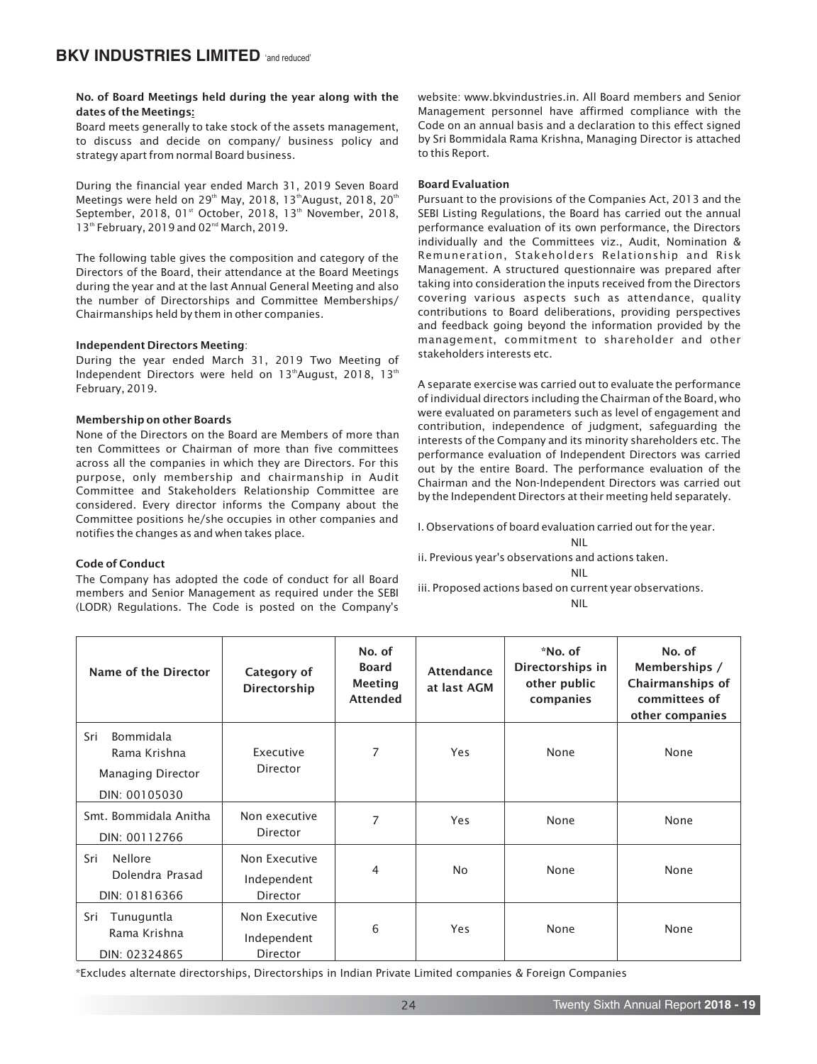**No. of Board Meetings held during the year along with the dates of the Meetings:**

Board meets generally to take stock of the assets management, to discuss and decide on company/ business policy and strategy apart from normal Board business.

During the financial year ended March 31, 2019 Seven Board Meetings were held on 29th May, 2018, 13th August, 2018, 20th September, 2018, 01st October, 2018, 13th November, 2018, 13th February, 2019 and 02nd March, 2019.

The following table gives the composition and category of the Directors of the Board, their attendance at the Board Meetings during the year and at the last Annual General Meeting and also the number of Directorships and Committee Memberships/ Chairmanships held by them in other companies.

**Independent Directors Meeting**:

During the year ended March 31, 2019 Two Meeting of Independent Directors were held on 13th August, 2018, 13th February, 2019.

**Membership on other Boards**

None of the Directors on the Board are Members of more than ten Committees or Chairman of more than five committees across all the companies in which they are Directors. For this purpose, only membership and chairmanship in Audit Committee and Stakeholders Relationship Committee are considered. Every director informs the Company about the Committee positions he/she occupies in other companies and notifies the changes as and when takes place.

**Code of Conduct**

The Company has adopted the code of conduct for all Board members and Senior Management as required under the SEBI (LODR) Regulations. The Code is posted on the Company's website: www.bkvindustries.in. All Board members and Senior Management personnel have affirmed compliance with the Code on an annual basis and a declaration to this effect signed by Sri Bommidala Rama Krishna, Managing Director is attached to this Report.

**Board Evaluation**

Pursuant to the provisions of the Companies Act, 2013 and the SEBI Listing Regulations, the Board has carried out the annual performance evaluation of its own performance, the Directors individually and the Committees viz., Audit, Nomination & Remuneration, Stakeholders Relationship and Risk Management. A structured questionnaire was prepared after taking into consideration the inputs received from the Directors covering various aspects such as attendance, quality contributions to Board deliberations, providing perspectives and feedback going beyond the information provided by the management, commitment to shareholder and other stakeholders interests etc.

A separate exercise was carried out to evaluate the performance of individual directors including the Chairman of the Board, who were evaluated on parameters such as level of engagement and contribution, independence of judgment, safeguarding the interests of the Company and its minority shareholders etc. The performance evaluation of Independent Directors was carried out by the entire Board. The performance evaluation of the Chairman and the Non-Independent Directors was carried out by the Independent Directors at their meeting held separately.

I. Observations of board evaluation carried out for the year.

NIL

ii. Previous year's observations and actions taken.

NIL

iii. Proposed actions based on current year observations.

NIL

| Name of the Director | Category of Directorship | No. of Board Meeting Attended | Attendance at last AGM | *No. of Directorships in other public companies | No. of Memberships / Chairmanships of committees of other companies |
|---|---|---|---|---|---|
| Sri Bommidala Rama Krishna<br>Managing Director<br>DIN: 00105030 | Executive Director | 7 | Yes | None | None |
| Smt. Bommidala Anitha<br>DIN: 00112766 | Non executive Director | 7 | Yes | None | None |
| Sri Nellore Dolendra Prasad<br>DIN: 01816366 | Non Executive Independent Director | 4 | No | None | None |
| Sri Tunuguntla Rama Krishna<br>DIN: 02324865 | Non Executive Independent Director | 6 | Yes | None | None |

*Excludes alternate directorships, Directorships in Indian Private Limited companies & Foreign Companies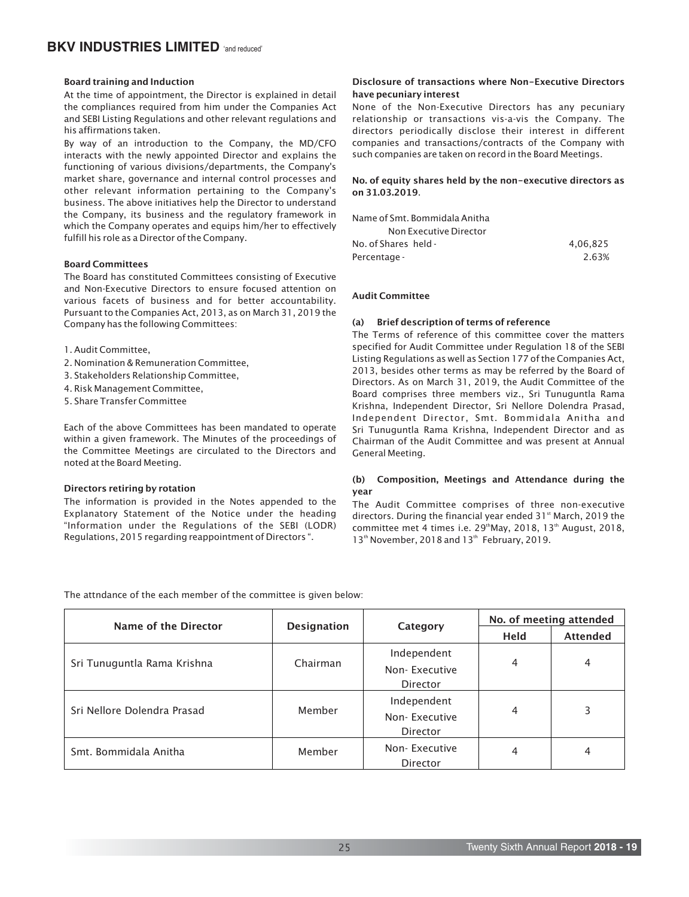**Board training and Induction**

At the time of appointment, the Director is explained in detail the compliances required from him under the Companies Act and SEBI Listing Regulations and other relevant regulations and his affirmations taken.

By way of an introduction to the Company, the MD/CFO interacts with the newly appointed Director and explains the functioning of various divisions/departments, the Company's market share, governance and internal control processes and other relevant information pertaining to the Company's business. The above initiatives help the Director to understand the Company, its business and the regulatory framework in which the Company operates and equips him/her to effectively fulfill his role as a Director of the Company.

**Board Committees**

The Board has constituted Committees consisting of Executive and Non-Executive Directors to ensure focused attention on various facets of business and for better accountability. Pursuant to the Companies Act, 2013, as on March 31, 2019 the Company has the following Committees:

1. Audit Committee,
2. Nomination & Remuneration Committee,
3. Stakeholders Relationship Committee,
4. Risk Management Committee,
5. Share Transfer Committee

Each of the above Committees has been mandated to operate within a given framework. The Minutes of the proceedings of the Committee Meetings are circulated to the Directors and noted at the Board Meeting.

**Directors retiring by rotation**

The information is provided in the Notes appended to the Explanatory Statement of the Notice under the heading "Information under the Regulations of the SEBI (LODR) Regulations, 2015 regarding reappointment of Directors ".

**Disclosure of transactions where Non-Executive Directors have pecuniary interest**

None of the Non-Executive Directors has any pecuniary relationship or transactions vis-a-vis the Company. The directors periodically disclose their interest in different companies and transactions/contracts of the Company with such companies are taken on record in the Board Meetings.

**No. of equity shares held by the non-executive directors as on 31.03.2019**.

Name of Smt. Bommidala Anitha
Non Executive Director
No. of Shares held - 4,06,825
Percentage - 2.63%

**Audit Committee**

**(a) Brief description of terms of reference**

The Terms of reference of this committee cover the matters specified for Audit Committee under Regulation 18 of the SEBI Listing Regulations as well as Section 177 of the Companies Act, 2013, besides other terms as may be referred by the Board of Directors. As on March 31, 2019, the Audit Committee of the Board comprises three members viz., Sri Tunuguntla Rama Krishna, Independent Director, Sri Nellore Dolendra Prasad, Independent Director, Smt. Bommidala Anitha and Sri Tunuguntla Rama Krishna, Independent Director and as Chairman of the Audit Committee and was present at Annual General Meeting.

**(b) Composition, Meetings and Attendance during the year**

The Audit Committee comprises of three non-executive directors. During the financial year ended 31st March, 2019 the committee met 4 times i.e. 29th May, 2018, 13th August, 2018, 13th November, 2018 and 13th February, 2019.

The attndance of the each member of the committee is given below:

| Name of the Director | Designation | Category | No. of meeting attended | |
|---|---|---|---|---|
| | | | Held | Attended |
| Sri Tunuguntla Rama Krishna | Chairman | Independent Non- Executive Director | 4 | 4 |
| Sri Nellore Dolendra Prasad | Member | Independent Non- Executive Director | 4 | 3 |
| Smt. Bommidala Anitha | Member | Non- Executive Director | 4 | 4 |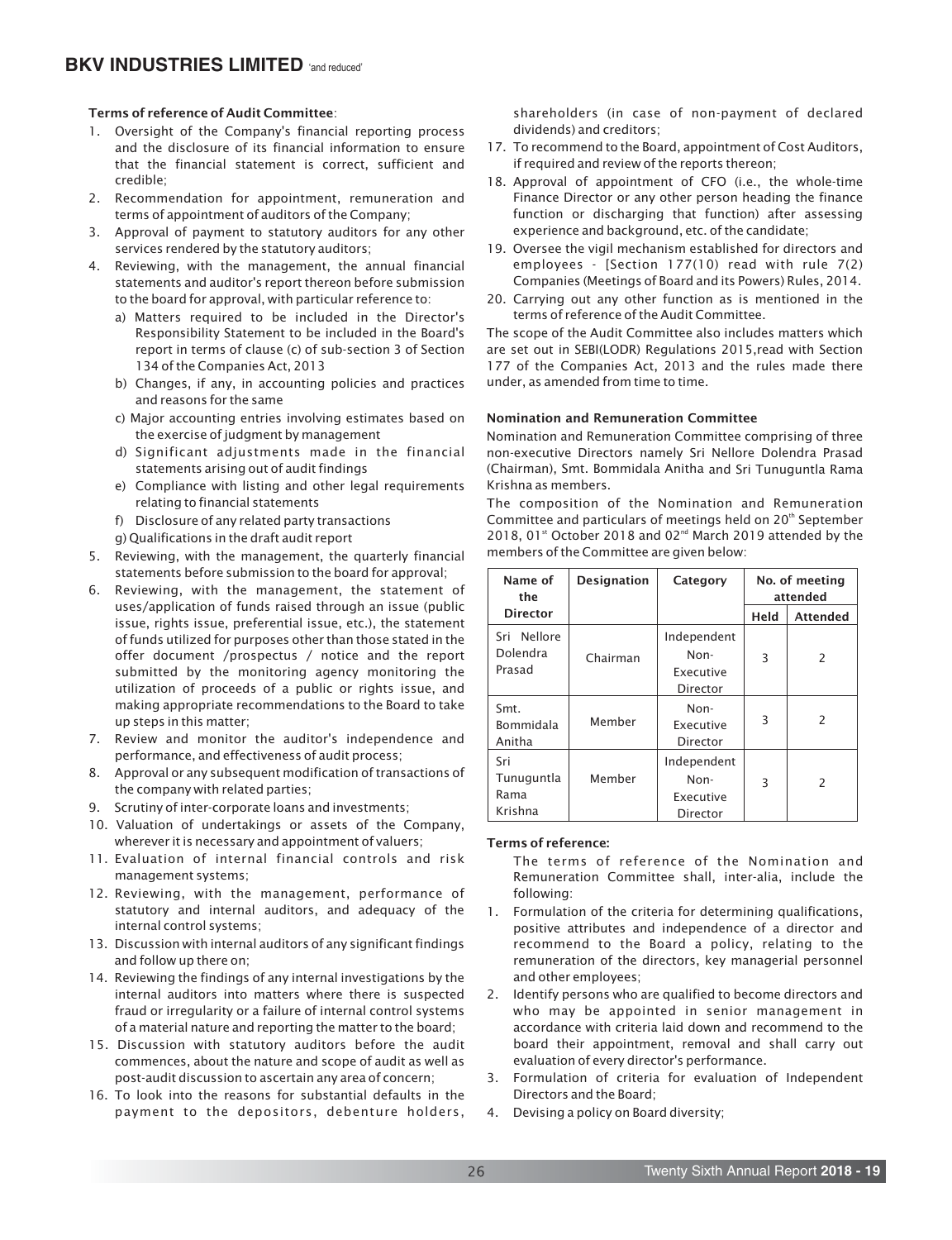**Terms of reference of Audit Committee**:

1. Oversight of the Company's financial reporting process and the disclosure of its financial information to ensure that the financial statement is correct, sufficient and credible;
2. Recommendation for appointment, remuneration and terms of appointment of auditors of the Company;
3. Approval of payment to statutory auditors for any other services rendered by the statutory auditors;
4. Reviewing, with the management, the annual financial statements and auditor's report thereon before submission to the board for approval, with particular reference to:
   a) Matters required to be included in the Director's Responsibility Statement to be included in the Board's report in terms of clause (c) of sub-section 3 of Section 134 of the Companies Act, 2013
   b) Changes, if any, in accounting policies and practices and reasons for the same
   c) Major accounting entries involving estimates based on the exercise of judgment by management
   d) Significant adjustments made in the financial statements arising out of audit findings
   e) Compliance with listing and other legal requirements relating to financial statements
   f) Disclosure of any related party transactions
   g) Qualifications in the draft audit report
5. Reviewing, with the management, the quarterly financial statements before submission to the board for approval;
6. Reviewing, with the management, the statement of uses/application of funds raised through an issue (public issue, rights issue, preferential issue, etc.), the statement of funds utilized for purposes other than those stated in the offer document /prospectus / notice and the report submitted by the monitoring agency monitoring the utilization of proceeds of a public or rights issue, and making appropriate recommendations to the Board to take up steps in this matter;
7. Review and monitor the auditor's independence and performance, and effectiveness of audit process;
8. Approval or any subsequent modification of transactions of the company with related parties;
9. Scrutiny of inter-corporate loans and investments;
10. Valuation of undertakings or assets of the Company, wherever it is necessary and appointment of valuers;
11. Evaluation of internal financial controls and risk management systems;
12. Reviewing, with the management, performance of statutory and internal auditors, and adequacy of the internal control systems;
13. Discussion with internal auditors of any significant findings and follow up there on;
14. Reviewing the findings of any internal investigations by the internal auditors into matters where there is suspected fraud or irregularity or a failure of internal control systems of a material nature and reporting the matter to the board;
15. Discussion with statutory auditors before the audit commences, about the nature and scope of audit as well as post-audit discussion to ascertain any area of concern;
16. To look into the reasons for substantial defaults in the payment to the depositors, debenture holders, shareholders (in case of non-payment of declared dividends) and creditors;
17. To recommend to the Board, appointment of Cost Auditors, if required and review of the reports thereon;
18. Approval of appointment of CFO (i.e., the whole-time Finance Director or any other person heading the finance function or discharging that function) after assessing experience and background, etc. of the candidate;
19. Oversee the vigil mechanism established for directors and employees - [Section 177(10) read with rule 7(2) Companies (Meetings of Board and its Powers) Rules, 2014.
20. Carrying out any other function as is mentioned in the terms of reference of the Audit Committee.

The scope of the Audit Committee also includes matters which are set out in SEBI(LODR) Regulations 2015,read with Section 177 of the Companies Act, 2013 and the rules made there under, as amended from time to time.

**Nomination and Remuneration Committee**

Nomination and Remuneration Committee comprising of three non-executive Directors namely Sri Nellore Dolendra Prasad (Chairman), Smt. Bommidala Anitha and Sri Tunuguntla Rama Krishna as members.

The composition of the Nomination and Remuneration Committee and particulars of meetings held on 20th September 2018, 01st October 2018 and 02nd March 2019 attended by the members of the Committee are given below:

| Name of the Director | Designation | Category | No. of meeting attended | |
|---|---|---|---|---|
| | | | Held | Attended |
| Sri Nellore Dolendra Prasad | Chairman | Independent Non-Executive Director | 3 | 2 |
| Smt. Bommidala Anitha | Member | Non-Executive Director | 3 | 2 |
| Sri Tunuguntla Rama Krishna | Member | Independent Non-Executive Director | 3 | 2 |

**Terms of reference:**

The terms of reference of the Nomination and Remuneration Committee shall, inter-alia, include the following:

1. Formulation of the criteria for determining qualifications, positive attributes and independence of a director and recommend to the Board a policy, relating to the remuneration of the directors, key managerial personnel and other employees;
2. Identify persons who are qualified to become directors and who may be appointed in senior management in accordance with criteria laid down and recommend to the board their appointment, removal and shall carry out evaluation of every director's performance.
3. Formulation of criteria for evaluation of Independent Directors and the Board;
4. Devising a policy on Board diversity;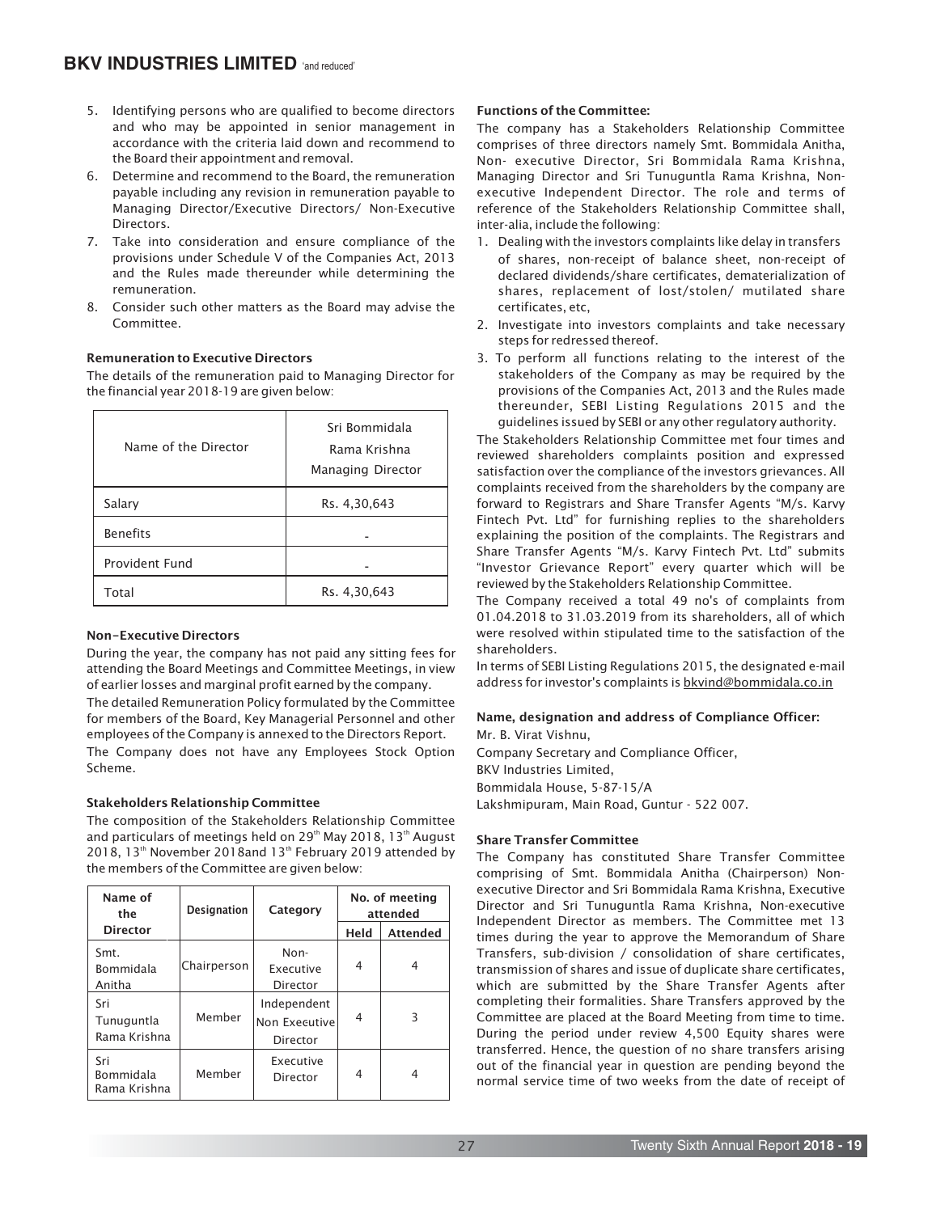5. Identifying persons who are qualified to become directors and who may be appointed in senior management in accordance with the criteria laid down and recommend to the Board their appointment and removal.
6. Determine and recommend to the Board, the remuneration payable including any revision in remuneration payable to Managing Director/Executive Directors/ Non-Executive Directors.
7. Take into consideration and ensure compliance of the provisions under Schedule V of the Companies Act, 2013 and the Rules made thereunder while determining the remuneration.
8. Consider such other matters as the Board may advise the Committee.

**Remuneration to Executive Directors**

The details of the remuneration paid to Managing Director for the financial year 2018-19 are given below:

| Name of the Director | Sri Bommidala Rama Krishna Managing Director |
|---|---|
| Salary | Rs. 4,30,643 |
| Benefits | - |
| Provident Fund | - |
| Total | Rs. 4,30,643 |

**Non-Executive Directors**

During the year, the company has not paid any sitting fees for attending the Board Meetings and Committee Meetings, in view of earlier losses and marginal profit earned by the company.

The detailed Remuneration Policy formulated by the Committee for members of the Board, Key Managerial Personnel and other employees of the Company is annexed to the Directors Report.

The Company does not have any Employees Stock Option Scheme.

**Stakeholders Relationship Committee**

The composition of the Stakeholders Relationship Committee and particulars of meetings held on 29th May 2018, 13th August 2018, 13th November 2018and 13th February 2019 attended by the members of the Committee are given below:

| Name of the Director | Designation | Category | No. of meeting attended | |
|---|---|---|---|---|
| | | | Held | Attended |
| Smt. Bommidala Anitha | Chairperson | Non-Executive Director | 4 | 4 |
| Sri Tunuguntla Rama Krishna | Member | Independent Non Executive Director | 4 | 3 |
| Sri Bommidala Rama Krishna | Member | Executive Director | 4 | 4 |

**Functions of the Committee:**

The company has a Stakeholders Relationship Committee comprises of three directors namely Smt. Bommidala Anitha, Non- executive Director, Sri Bommidala Rama Krishna, Managing Director and Sri Tunuguntla Rama Krishna, Non-executive Independent Director. The role and terms of reference of the Stakeholders Relationship Committee shall, inter-alia, include the following:

1. Dealing with the investors complaints like delay in transfers of shares, non-receipt of balance sheet, non-receipt of declared dividends/share certificates, dematerialization of shares, replacement of lost/stolen/ mutilated share certificates, etc,
2. Investigate into investors complaints and take necessary steps for redressed thereof.
3. To perform all functions relating to the interest of the stakeholders of the Company as may be required by the provisions of the Companies Act, 2013 and the Rules made thereunder, SEBI Listing Regulations 2015 and the guidelines issued by SEBI or any other regulatory authority.

The Stakeholders Relationship Committee met four times and reviewed shareholders complaints position and expressed satisfaction over the compliance of the investors grievances. All complaints received from the shareholders by the company are forward to Registrars and Share Transfer Agents "M/s. Karvy Fintech Pvt. Ltd" for furnishing replies to the shareholders explaining the position of the complaints. The Registrars and Share Transfer Agents "M/s. Karvy Fintech Pvt. Ltd" submits "Investor Grievance Report" every quarter which will be reviewed by the Stakeholders Relationship Committee.

The Company received a total 49 no's of complaints from 01.04.2018 to 31.03.2019 from its shareholders, all of which were resolved within stipulated time to the satisfaction of the shareholders.

In terms of SEBI Listing Regulations 2015, the designated e-mail address for investor's complaints is bkvind@bommidala.co.in

**Name, designation and address of Compliance Officer:**

Mr. B. Virat Vishnu,
Company Secretary and Compliance Officer,
BKV Industries Limited,
Bommidala House, 5-87-15/A
Lakshmipuram, Main Road, Guntur - 522 007.

**Share Transfer Committee**

The Company has constituted Share Transfer Committee comprising of Smt. Bommidala Anitha (Chairperson) Non-executive Director and Sri Bommidala Rama Krishna, Executive Director and Sri Tunuguntla Rama Krishna, Non-executive Independent Director as members. The Committee met 13 times during the year to approve the Memorandum of Share Transfers, sub-division / consolidation of share certificates, transmission of shares and issue of duplicate share certificates, which are submitted by the Share Transfer Agents after completing their formalities. Share Transfers approved by the Committee are placed at the Board Meeting from time to time. During the period under review 4,500 Equity shares were transferred. Hence, the question of no share transfers arising out of the financial year in question are pending beyond the normal service time of two weeks from the date of receipt of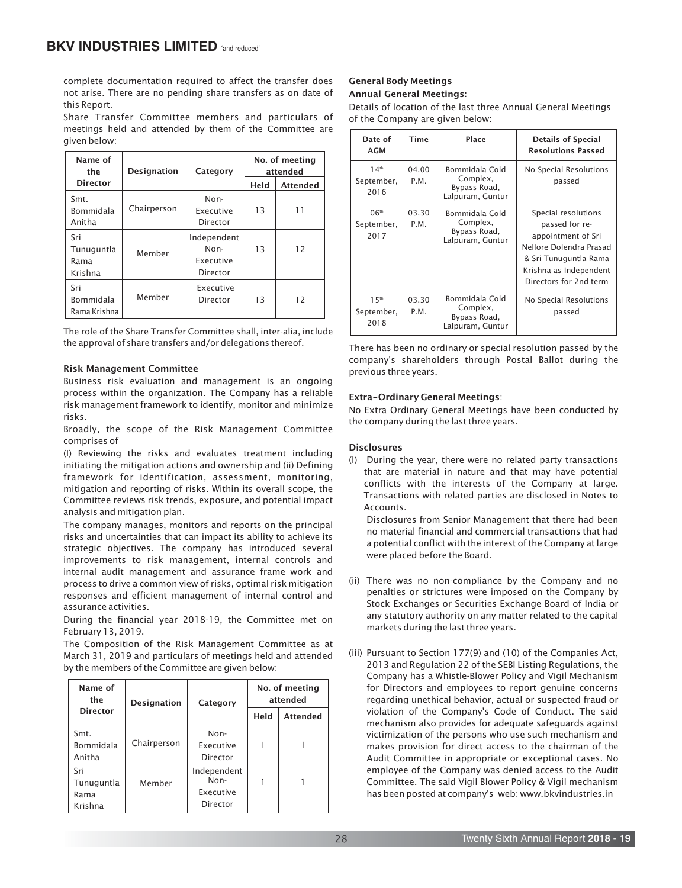complete documentation required to affect the transfer does not arise. There are no pending share transfers as on date of this Report.

Share Transfer Committee members and particulars of meetings held and attended by them of the Committee are given below:

| Name of the Director | Designation | Category | No. of meeting attended | |
|---|---|---|---|---|
| | | | Held | Attended |
| Smt. Bommidala Anitha | Chairperson | Non-Executive Director | 13 | 11 |
| Sri Tunuguntla Rama Krishna | Member | Independent Non-Executive Director | 13 | 12 |
| Sri Bommidala Rama Krishna | Member | Executive Director | 13 | 12 |

The role of the Share Transfer Committee shall, inter-alia, include the approval of share transfers and/or delegations thereof.

**Risk Management Committee**

Business risk evaluation and management is an ongoing process within the organization. The Company has a reliable risk management framework to identify, monitor and minimize risks.

Broadly, the scope of the Risk Management Committee comprises of

(I) Reviewing the risks and evaluates treatment including initiating the mitigation actions and ownership and (ii) Defining framework for identification, assessment, monitoring, mitigation and reporting of risks. Within its overall scope, the Committee reviews risk trends, exposure, and potential impact analysis and mitigation plan.

The company manages, monitors and reports on the principal risks and uncertainties that can impact its ability to achieve its strategic objectives. The company has introduced several improvements to risk management, internal controls and internal audit management and assurance frame work and process to drive a common view of risks, optimal risk mitigation responses and efficient management of internal control and assurance activities.

During the financial year 2018-19, the Committee met on February 13, 2019.

The Composition of the Risk Management Committee as at March 31, 2019 and particulars of meetings held and attended by the members of the Committee are given below:

| Name of the Director | Designation | Category | No. of meeting attended | |
|---|---|---|---|---|
| | | | Held | Attended |
| Smt. Bommidala Anitha | Chairperson | Non-Executive Director | 1 | 1 |
| Sri Tunuguntla Rama Krishna | Member | Independent Non-Executive Director | 1 | 1 |

**General Body Meetings**

**Annual General Meetings:**

Details of location of the last three Annual General Meetings of the Company are given below:

| Date of AGM | Time | Place | Details of Special Resolutions Passed |
|---|---|---|---|
| 14th September, 2016 | 04.00 P.M. | Bommidala Cold Complex, Bypass Road, Lalpuram, Guntur | No Special Resolutions passed |
| 06th September, 2017 | 03.30 P.M. | Bommidala Cold Complex, Bypass Road, Lalpuram, Guntur | Special resolutions passed for re-appointment of Sri Nellore Dolendra Prasad & Sri Tunuguntla Rama Krishna as Independent Directors for 2nd term |
| 15th September, 2018 | 03.30 P.M. | Bommidala Cold Complex, Bypass Road, Lalpuram, Guntur | No Special Resolutions passed |

There has been no ordinary or special resolution passed by the company's shareholders through Postal Ballot during the previous three years.

**Extra-Ordinary General Meetings**:

No Extra Ordinary General Meetings have been conducted by the company during the last three years.

**Disclosures**

(I) During the year, there were no related party transactions that are material in nature and that may have potential conflicts with the interests of the Company at large. Transactions with related parties are disclosed in Notes to Accounts.

Disclosures from Senior Management that there had been no material financial and commercial transactions that had a potential conflict with the interest of the Company at large were placed before the Board.

(ii) There was no non-compliance by the Company and no penalties or strictures were imposed on the Company by Stock Exchanges or Securities Exchange Board of India or any statutory authority on any matter related to the capital markets during the last three years.

(iii) Pursuant to Section 177(9) and (10) of the Companies Act, 2013 and Regulation 22 of the SEBI Listing Regulations, the Company has a Whistle-Blower Policy and Vigil Mechanism for Directors and employees to report genuine concerns regarding unethical behavior, actual or suspected fraud or violation of the Company's Code of Conduct. The said mechanism also provides for adequate safeguards against victimization of the persons who use such mechanism and makes provision for direct access to the chairman of the Audit Committee in appropriate or exceptional cases. No employee of the Company was denied access to the Audit Committee. The said Vigil Blower Policy & Vigil mechanism has been posted at company's web: www.bkvindustries.in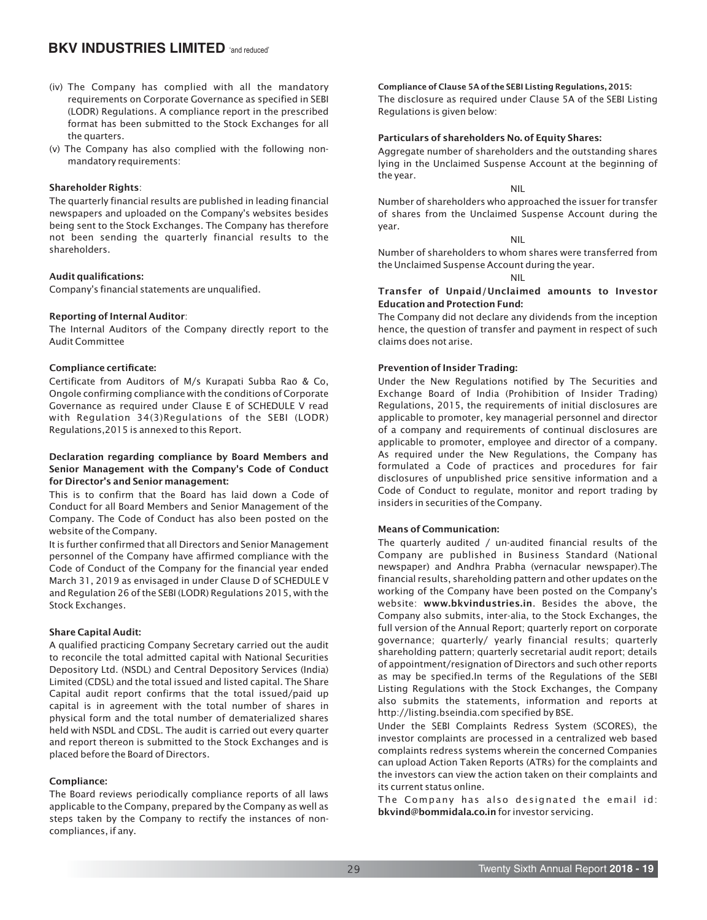(iv) The Company has complied with all the mandatory requirements on Corporate Governance as specified in SEBI (LODR) Regulations. A compliance report in the prescribed format has been submitted to the Stock Exchanges for all the quarters.

(v) The Company has also complied with the following non-mandatory requirements:

**Shareholder Rights**:

The quarterly financial results are published in leading financial newspapers and uploaded on the Company's websites besides being sent to the Stock Exchanges. The Company has therefore not been sending the quarterly financial results to the shareholders.

**Audit qualifications:**

Company's financial statements are unqualified.

**Reporting of Internal Auditor**:

The Internal Auditors of the Company directly report to the Audit Committee

**Compliance certificate:**

Certificate from Auditors of M/s Kurapati Subba Rao & Co, Ongole confirming compliance with the conditions of Corporate Governance as required under Clause E of SCHEDULE V read with Regulation 34(3)Regulations of the SEBI (LODR) Regulations,2015 is annexed to this Report.

**Declaration regarding compliance by Board Members and Senior Management with the Company's Code of Conduct for Director's and Senior management:**

This is to confirm that the Board has laid down a Code of Conduct for all Board Members and Senior Management of the Company. The Code of Conduct has also been posted on the website of the Company.

It is further confirmed that all Directors and Senior Management personnel of the Company have affirmed compliance with the Code of Conduct of the Company for the financial year ended March 31, 2019 as envisaged in under Clause D of SCHEDULE V and Regulation 26 of the SEBI (LODR) Regulations 2015, with the Stock Exchanges.

**Share Capital Audit:**

A qualified practicing Company Secretary carried out the audit to reconcile the total admitted capital with National Securities Depository Ltd. (NSDL) and Central Depository Services (India) Limited (CDSL) and the total issued and listed capital. The Share Capital audit report confirms that the total issued/paid up capital is in agreement with the total number of shares in physical form and the total number of dematerialized shares held with NSDL and CDSL. The audit is carried out every quarter and report thereon is submitted to the Stock Exchanges and is placed before the Board of Directors.

**Compliance:**

The Board reviews periodically compliance reports of all laws applicable to the Company, prepared by the Company as well as steps taken by the Company to rectify the instances of non-compliances, if any.

**Compliance of Clause 5A of the SEBI Listing Regulations, 2015:**

The disclosure as required under Clause 5A of the SEBI Listing Regulations is given below:

**Particulars of shareholders No. of Equity Shares:**

Aggregate number of shareholders and the outstanding shares lying in the Unclaimed Suspense Account at the beginning of the year.

NIL

Number of shareholders who approached the issuer for transfer of shares from the Unclaimed Suspense Account during the year.

NIL

Number of shareholders to whom shares were transferred from the Unclaimed Suspense Account during the year.

NIL

**Transfer of Unpaid/Unclaimed amounts to Investor Education and Protection Fund:**

The Company did not declare any dividends from the inception hence, the question of transfer and payment in respect of such claims does not arise.

**Prevention of Insider Trading:**

Under the New Regulations notified by The Securities and Exchange Board of India (Prohibition of Insider Trading) Regulations, 2015, the requirements of initial disclosures are applicable to promoter, key managerial personnel and director of a company and requirements of continual disclosures are applicable to promoter, employee and director of a company. As required under the New Regulations, the Company has formulated a Code of practices and procedures for fair disclosures of unpublished price sensitive information and a Code of Conduct to regulate, monitor and report trading by insiders in securities of the Company.

**Means of Communication:**

The quarterly audited / un-audited financial results of the Company are published in Business Standard (National newspaper) and Andhra Prabha (vernacular newspaper).The financial results, shareholding pattern and other updates on the working of the Company have been posted on the Company's website: **www.bkvindustries.in**. Besides the above, the Company also submits, inter-alia, to the Stock Exchanges, the full version of the Annual Report; quarterly report on corporate governance; quarterly/ yearly financial results; quarterly shareholding pattern; quarterly secretarial audit report; details of appointment/resignation of Directors and such other reports as may be specified.In terms of the Regulations of the SEBI Listing Regulations with the Stock Exchanges, the Company also submits the statements, information and reports at http://listing.bseindia.com specified by BSE.

Under the SEBI Complaints Redress System (SCORES), the investor complaints are processed in a centralized web based complaints redress systems wherein the concerned Companies can upload Action Taken Reports (ATRs) for the complaints and the investors can view the action taken on their complaints and its current status online.

The Company has also designated the email id: **bkvind@bommidala.co.in** for investor servicing.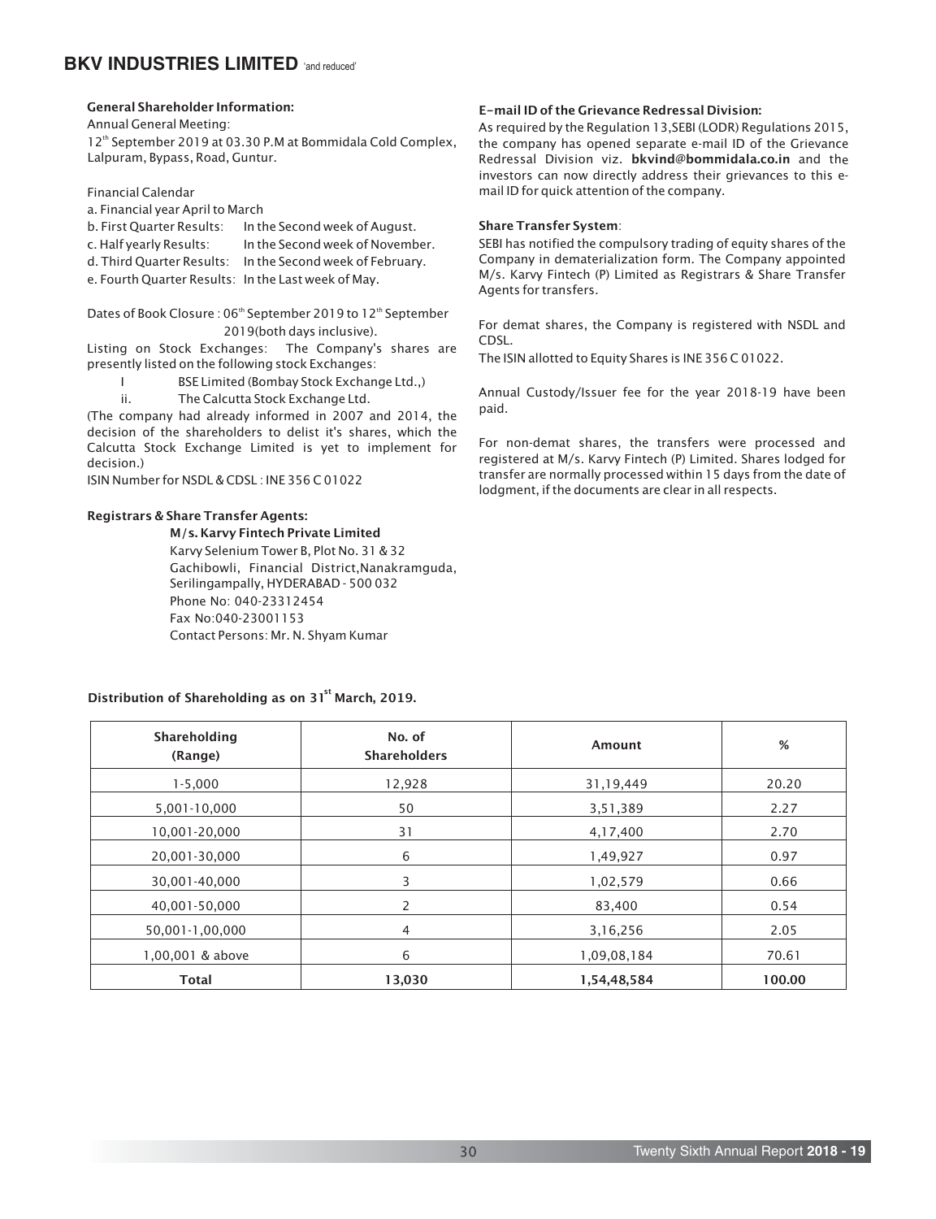**General Shareholder Information:**

Annual General Meeting:

12th September 2019 at 03.30 P.M at Bommidala Cold Complex, Lalpuram, Bypass, Road, Guntur.

Financial Calendar

a. Financial year April to March

b. First Quarter Results: In the Second week of August.

c. Half yearly Results: In the Second week of November.

d. Third Quarter Results: In the Second week of February.

e. Fourth Quarter Results: In the Last week of May.

Dates of Book Closure : 06th September 2019 to 12th September 2019(both days inclusive).

Listing on Stock Exchanges: The Company's shares are presently listed on the following stock Exchanges:

I BSE Limited (Bombay Stock Exchange Ltd.,)

ii. The Calcutta Stock Exchange Ltd.

(The company had already informed in 2007 and 2014, the decision of the shareholders to delist it's shares, which the Calcutta Stock Exchange Limited is yet to implement for decision.)

ISIN Number for NSDL & CDSL : INE 356 C 01022

**Registrars & Share Transfer Agents:**

**M/s. Karvy Fintech Private Limited**
Karvy Selenium Tower B, Plot No. 31 & 32
Gachibowli, Financial District,Nanakramguda, Serilingampally, HYDERABAD - 500 032
Phone No: 040-23312454
Fax No:040-23001153
Contact Persons: Mr. N. Shyam Kumar

**E-mail ID of the Grievance Redressal Division:**

As required by the Regulation 13,SEBI (LODR) Regulations 2015, the company has opened separate e-mail ID of the Grievance Redressal Division viz. **bkvind@bommidala.co.in** and the investors can now directly address their grievances to this e-mail ID for quick attention of the company.

**Share Transfer System**:

SEBI has notified the compulsory trading of equity shares of the Company in dematerialization form. The Company appointed M/s. Karvy Fintech (P) Limited as Registrars & Share Transfer Agents for transfers.

For demat shares, the Company is registered with NSDL and CDSL.

The ISIN allotted to Equity Shares is INE 356 C 01022.

Annual Custody/Issuer fee for the year 2018-19 have been paid.

For non-demat shares, the transfers were processed and registered at M/s. Karvy Fintech (P) Limited. Shares lodged for transfer are normally processed within 15 days from the date of lodgment, if the documents are clear in all respects.

**Distribution of Shareholding as on 31st March, 2019.**

| Shareholding (Range) | No. of Shareholders | Amount | % |
|---|---|---|---|
| 1-5,000 | 12,928 | 31,19,449 | 20.20 |
| 5,001-10,000 | 50 | 3,51,389 | 2.27 |
| 10,001-20,000 | 31 | 4,17,400 | 2.70 |
| 20,001-30,000 | 6 | 1,49,927 | 0.97 |
| 30,001-40,000 | 3 | 1,02,579 | 0.66 |
| 40,001-50,000 | 2 | 83,400 | 0.54 |
| 50,001-1,00,000 | 4 | 3,16,256 | 2.05 |
| 1,00,001 & above | 6 | 1,09,08,184 | 70.61 |
| **Total** | **13,030** | **1,54,48,584** | **100.00** |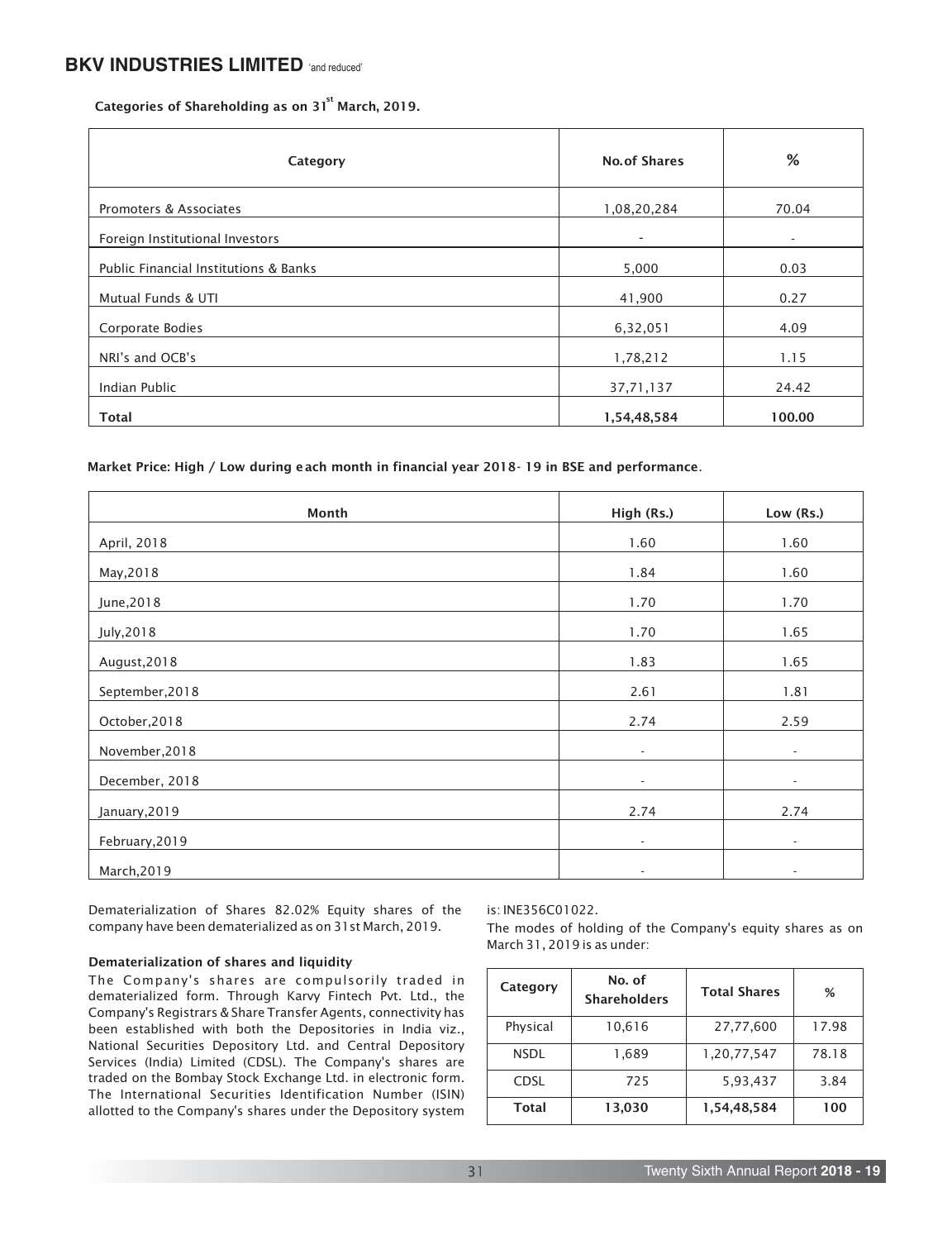**Categories of Shareholding as on 31st March, 2019.**

| Category | No.of Shares | % |
|---|---|---|
| Promoters & Associates | 1,08,20,284 | 70.04 |
| Foreign Institutional Investors | - | - |
| Public Financial Institutions & Banks | 5,000 | 0.03 |
| Mutual Funds & UTI | 41,900 | 0.27 |
| Corporate Bodies | 6,32,051 | 4.09 |
| NRI's and OCB's | 1,78,212 | 1.15 |
| Indian Public | 37,71,137 | 24.42 |
| **Total** | **1,54,48,584** | **100.00** |

**Market Price: High / Low during each month in financial year 2018- 19 in BSE and performance.**

| Month | High (Rs.) | Low (Rs.) |
|---|---|---|
| April, 2018 | 1.60 | 1.60 |
| May,2018 | 1.84 | 1.60 |
| June,2018 | 1.70 | 1.70 |
| July,2018 | 1.70 | 1.65 |
| August,2018 | 1.83 | 1.65 |
| September,2018 | 2.61 | 1.81 |
| October,2018 | 2.74 | 2.59 |
| November,2018 | - | - |
| December, 2018 | - | - |
| January,2019 | 2.74 | 2.74 |
| February,2019 | - | - |
| March,2019 | - | - |

Dematerialization of Shares 82.02% Equity shares of the company have been dematerialized as on 31st March, 2019.

**Dematerialization of shares and liquidity**

The Company's shares are compulsorily traded in dematerialized form. Through Karvy Fintech Pvt. Ltd., the Company's Registrars & Share Transfer Agents, connectivity has been established with both the Depositories in India viz., National Securities Depository Ltd. and Central Depository Services (India) Limited (CDSL). The Company's shares are traded on the Bombay Stock Exchange Ltd. in electronic form. The International Securities Identification Number (ISIN) allotted to the Company's shares under the Depository system is: INE356C01022.

The modes of holding of the Company's equity shares as on March 31, 2019 is as under:

| Category | No. of Shareholders | Total Shares | % |
|---|---|---|---|
| Physical | 10,616 | 27,77,600 | 17.98 |
| NSDL | 1,689 | 1,20,77,547 | 78.18 |
| CDSL | 725 | 5,93,437 | 3.84 |
| **Total** | **13,030** | **1,54,48,584** | **100** |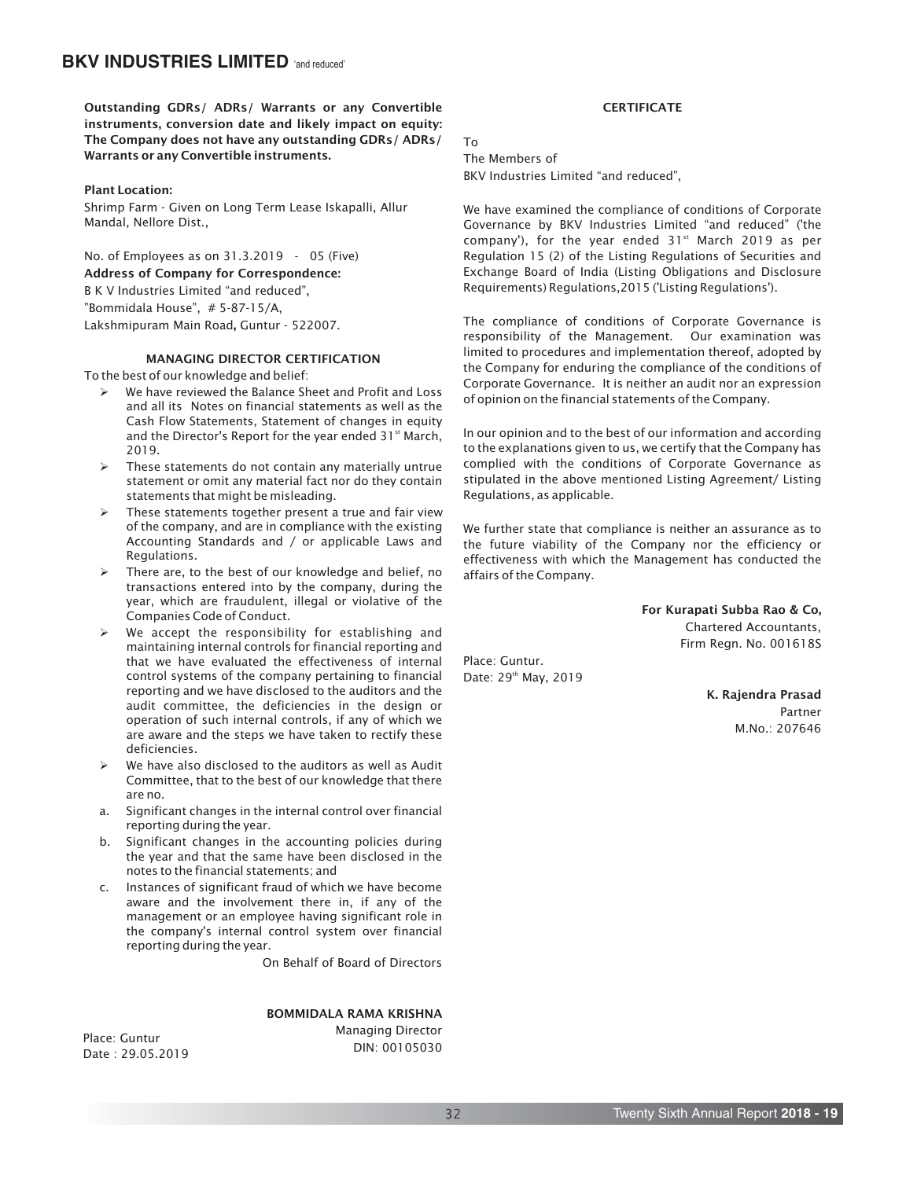**Outstanding GDRs/ ADRs/ Warrants or any Convertible instruments, conversion date and likely impact on equity: The Company does not have any outstanding GDRs/ ADRs/ Warrants or any Convertible instruments.**

**Plant Location:**

Shrimp Farm - Given on Long Term Lease Iskapalli, Allur Mandal, Nellore Dist.,

No. of Employees as on 31.3.2019 - 05 (Five)

**Address of Company for Correspondence:**

B K V Industries Limited "and reduced",
"Bommidala House", # 5-87-15/A,
Lakshmipuram Main Road, Guntur - 522007.

## MANAGING DIRECTOR CERTIFICATION

To the best of our knowledge and belief:

- We have reviewed the Balance Sheet and Profit and Loss and all its Notes on financial statements as well as the Cash Flow Statements, Statement of changes in equity and the Director's Report for the year ended 31st March, 2019.
- These statements do not contain any materially untrue statement or omit any material fact nor do they contain statements that might be misleading.
- These statements together present a true and fair view of the company, and are in compliance with the existing Accounting Standards and / or applicable Laws and Regulations.
- There are, to the best of our knowledge and belief, no transactions entered into by the company, during the year, which are fraudulent, illegal or violative of the Companies Code of Conduct.
- We accept the responsibility for establishing and maintaining internal controls for financial reporting and that we have evaluated the effectiveness of internal control systems of the company pertaining to financial reporting and we have disclosed to the auditors and the audit committee, the deficiencies in the design or operation of such internal controls, if any of which we are aware and the steps we have taken to rectify these deficiencies.
- We have also disclosed to the auditors as well as Audit Committee, that to the best of our knowledge that there are no.

a. Significant changes in the internal control over financial reporting during the year.

b. Significant changes in the accounting policies during the year and that the same have been disclosed in the notes to the financial statements; and

c. Instances of significant fraud of which we have become aware and the involvement there in, if any of the management or an employee having significant role in the company's internal control system over financial reporting during the year.

On Behalf of Board of Directors

Place: Guntur
Date : 29.05.2019

**BOMMIDALA RAMA KRISHNA**
Managing Director
DIN: 00105030

## CERTIFICATE

To
The Members of
BKV Industries Limited "and reduced",

We have examined the compliance of conditions of Corporate Governance by BKV Industries Limited "and reduced" ('the company'), for the year ended 31st March 2019 as per Regulation 15 (2) of the Listing Regulations of Securities and Exchange Board of India (Listing Obligations and Disclosure Requirements) Regulations,2015 ('Listing Regulations').

The compliance of conditions of Corporate Governance is responsibility of the Management. Our examination was limited to procedures and implementation thereof, adopted by the Company for enduring the compliance of the conditions of Corporate Governance. It is neither an audit nor an expression of opinion on the financial statements of the Company.

In our opinion and to the best of our information and according to the explanations given to us, we certify that the Company has complied with the conditions of Corporate Governance as stipulated in the above mentioned Listing Agreement/ Listing Regulations, as applicable.

We further state that compliance is neither an assurance as to the future viability of the Company nor the efficiency or effectiveness with which the Management has conducted the affairs of the Company.

**For Kurapati Subba Rao & Co,**
Chartered Accountants,
Firm Regn. No. 001618S

Place: Guntur.
Date: 29th May, 2019

**K. Rajendra Prasad**
Partner
M.No.: 207646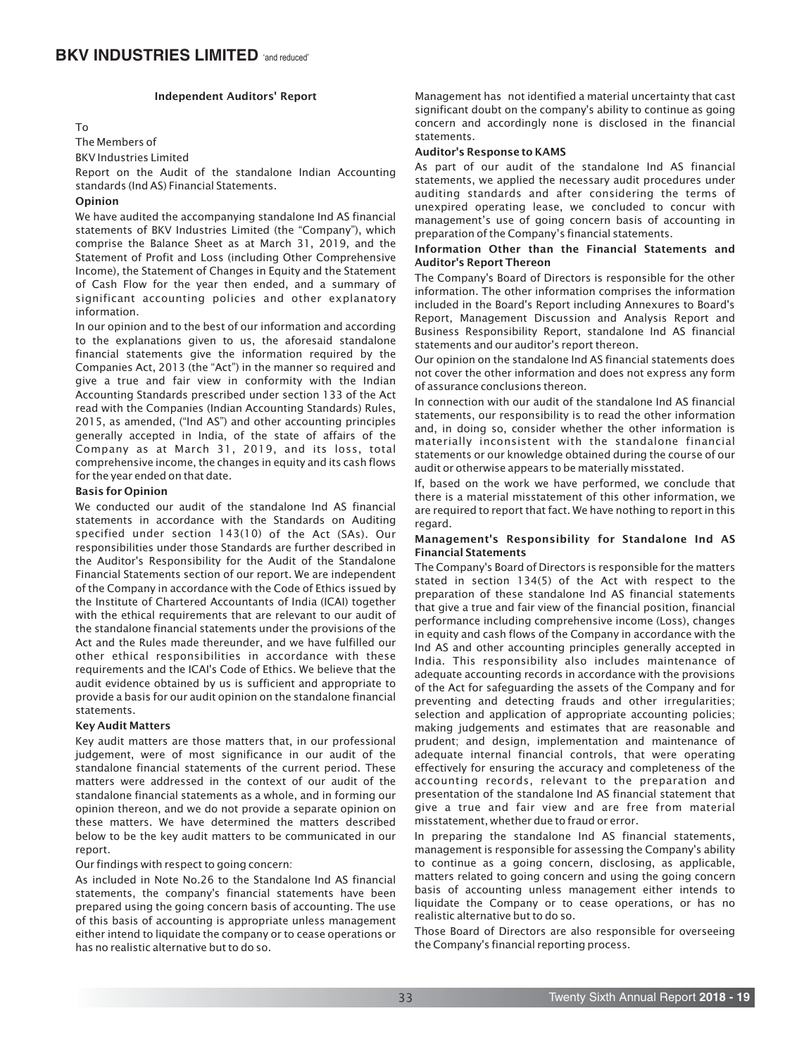## Independent Auditors' Report

To

The Members of

BKV Industries Limited

Report on the Audit of the standalone Indian Accounting standards (Ind AS) Financial Statements.

### Opinion

We have audited the accompanying standalone Ind AS financial statements of BKV Industries Limited (the "Company"), which comprise the Balance Sheet as at March 31, 2019, and the Statement of Profit and Loss (including Other Comprehensive Income), the Statement of Changes in Equity and the Statement of Cash Flow for the year then ended, and a summary of significant accounting policies and other explanatory information.

In our opinion and to the best of our information and according to the explanations given to us, the aforesaid standalone financial statements give the information required by the Companies Act, 2013 (the "Act") in the manner so required and give a true and fair view in conformity with the Indian Accounting Standards prescribed under section 133 of the Act read with the Companies (Indian Accounting Standards) Rules, 2015, as amended, ("Ind AS") and other accounting principles generally accepted in India, of the state of affairs of the Company as at March 31, 2019, and its loss, total comprehensive income, the changes in equity and its cash flows for the year ended on that date.

### Basis for Opinion

We conducted our audit of the standalone Ind AS financial statements in accordance with the Standards on Auditing specified under section 143(10) of the Act (SAs). Our responsibilities under those Standards are further described in the Auditor's Responsibility for the Audit of the Standalone Financial Statements section of our report. We are independent of the Company in accordance with the Code of Ethics issued by the Institute of Chartered Accountants of India (ICAI) together with the ethical requirements that are relevant to our audit of the standalone financial statements under the provisions of the Act and the Rules made thereunder, and we have fulfilled our other ethical responsibilities in accordance with these requirements and the ICAI's Code of Ethics. We believe that the audit evidence obtained by us is sufficient and appropriate to provide a basis for our audit opinion on the standalone financial statements.

### Key Audit Matters

Key audit matters are those matters that, in our professional judgement, were of most significance in our audit of the standalone financial statements of the current period. These matters were addressed in the context of our audit of the standalone financial statements as a whole, and in forming our opinion thereon, and we do not provide a separate opinion on these matters. We have determined the matters described below to be the key audit matters to be communicated in our report.

Our findings with respect to going concern:

As included in Note No.26 to the Standalone Ind AS financial statements, the company's financial statements have been prepared using the going concern basis of accounting. The use of this basis of accounting is appropriate unless management either intend to liquidate the company or to cease operations or has no realistic alternative but to do so.

Management has not identified a material uncertainty that cast significant doubt on the company's ability to continue as going concern and accordingly none is disclosed in the financial statements.

### Auditor's Response to KAMS

As part of our audit of the standalone Ind AS financial statements, we applied the necessary audit procedures under auditing standards and after considering the terms of unexpired operating lease, we concluded to concur with management's use of going concern basis of accounting in preparation of the Company's financial statements.

### Information Other than the Financial Statements and Auditor's Report Thereon

The Company's Board of Directors is responsible for the other information. The other information comprises the information included in the Board's Report including Annexures to Board's Report, Management Discussion and Analysis Report and Business Responsibility Report, standalone Ind AS financial statements and our auditor's report thereon.

Our opinion on the standalone Ind AS financial statements does not cover the other information and does not express any form of assurance conclusions thereon.

In connection with our audit of the standalone Ind AS financial statements, our responsibility is to read the other information and, in doing so, consider whether the other information is materially inconsistent with the standalone financial statements or our knowledge obtained during the course of our audit or otherwise appears to be materially misstated.

If, based on the work we have performed, we conclude that there is a material misstatement of this other information, we are required to report that fact. We have nothing to report in this regard.

### Management's Responsibility for Standalone Ind AS Financial Statements

The Company's Board of Directors is responsible for the matters stated in section 134(5) of the Act with respect to the preparation of these standalone Ind AS financial statements that give a true and fair view of the financial position, financial performance including comprehensive income (Loss), changes in equity and cash flows of the Company in accordance with the Ind AS and other accounting principles generally accepted in India. This responsibility also includes maintenance of adequate accounting records in accordance with the provisions of the Act for safeguarding the assets of the Company and for preventing and detecting frauds and other irregularities; selection and application of appropriate accounting policies; making judgements and estimates that are reasonable and prudent; and design, implementation and maintenance of adequate internal financial controls, that were operating effectively for ensuring the accuracy and completeness of the accounting records, relevant to the preparation and presentation of the standalone Ind AS financial statement that give a true and fair view and are free from material misstatement, whether due to fraud or error.

In preparing the standalone Ind AS financial statements, management is responsible for assessing the Company's ability to continue as a going concern, disclosing, as applicable, matters related to going concern and using the going concern basis of accounting unless management either intends to liquidate the Company or to cease operations, or has no realistic alternative but to do so.

Those Board of Directors are also responsible for overseeing the Company's financial reporting process.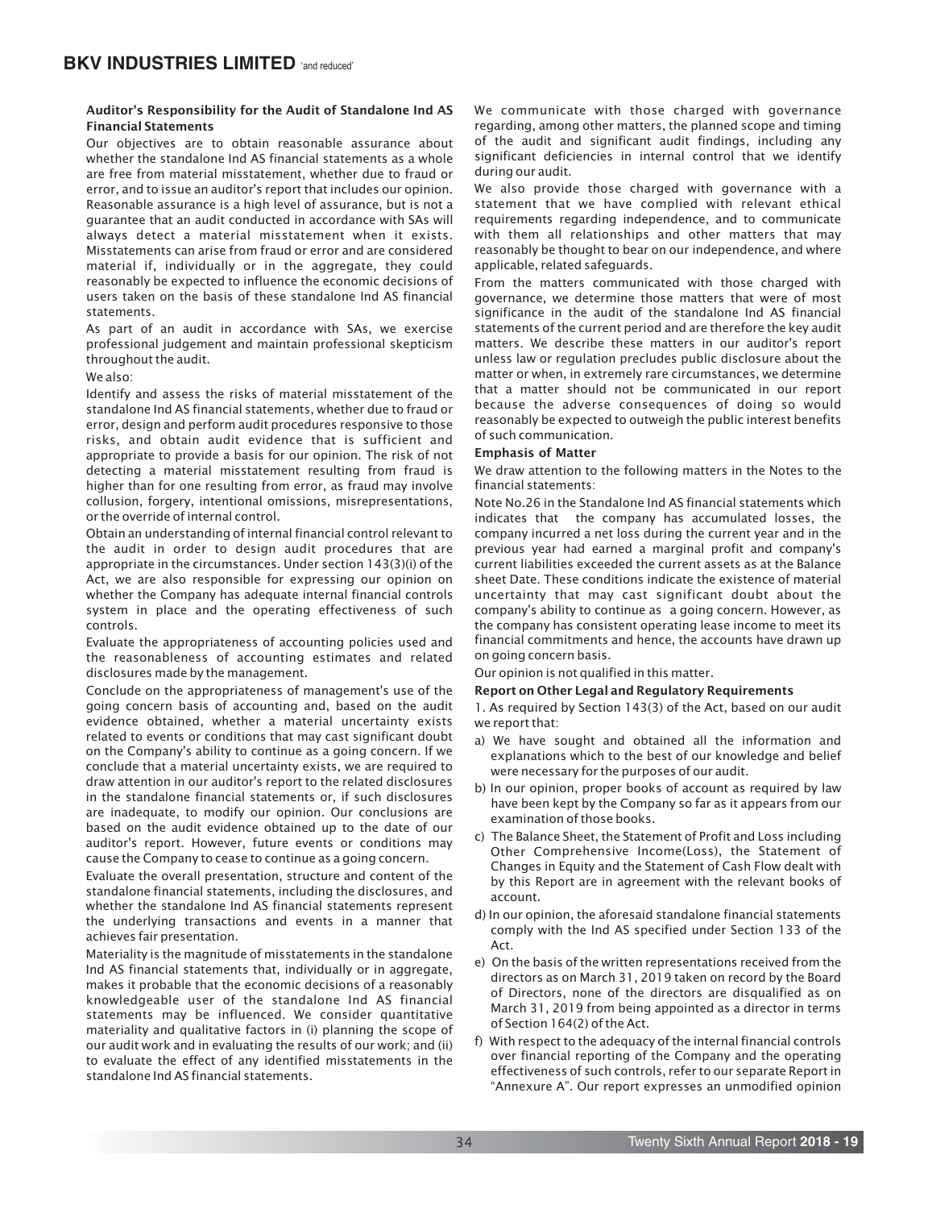### Auditor's Responsibility for the Audit of Standalone Ind AS Financial Statements

Our objectives are to obtain reasonable assurance about whether the standalone Ind AS financial statements as a whole are free from material misstatement, whether due to fraud or error, and to issue an auditor's report that includes our opinion. Reasonable assurance is a high level of assurance, but is not a guarantee that an audit conducted in accordance with SAs will always detect a material misstatement when it exists. Misstatements can arise from fraud or error and are considered material if, individually or in the aggregate, they could reasonably be expected to influence the economic decisions of users taken on the basis of these standalone Ind AS financial statements.

As part of an audit in accordance with SAs, we exercise professional judgement and maintain professional skepticism throughout the audit.

We also:

Identify and assess the risks of material misstatement of the standalone Ind AS financial statements, whether due to fraud or error, design and perform audit procedures responsive to those risks, and obtain audit evidence that is sufficient and appropriate to provide a basis for our opinion. The risk of not detecting a material misstatement resulting from fraud is higher than for one resulting from error, as fraud may involve collusion, forgery, intentional omissions, misrepresentations, or the override of internal control.

Obtain an understanding of internal financial control relevant to the audit in order to design audit procedures that are appropriate in the circumstances. Under section 143(3)(i) of the Act, we are also responsible for expressing our opinion on whether the Company has adequate internal financial controls system in place and the operating effectiveness of such controls.

Evaluate the appropriateness of accounting policies used and the reasonableness of accounting estimates and related disclosures made by the management.

Conclude on the appropriateness of management's use of the going concern basis of accounting and, based on the audit evidence obtained, whether a material uncertainty exists related to events or conditions that may cast significant doubt on the Company's ability to continue as a going concern. If we conclude that a material uncertainty exists, we are required to draw attention in our auditor's report to the related disclosures in the standalone financial statements or, if such disclosures are inadequate, to modify our opinion. Our conclusions are based on the audit evidence obtained up to the date of our auditor's report. However, future events or conditions may cause the Company to cease to continue as a going concern.

Evaluate the overall presentation, structure and content of the standalone financial statements, including the disclosures, and whether the standalone Ind AS financial statements represent the underlying transactions and events in a manner that achieves fair presentation.

Materiality is the magnitude of misstatements in the standalone Ind AS financial statements that, individually or in aggregate, makes it probable that the economic decisions of a reasonably knowledgeable user of the standalone Ind AS financial statements may be influenced. We consider quantitative materiality and qualitative factors in (i) planning the scope of our audit work and in evaluating the results of our work; and (ii) to evaluate the effect of any identified misstatements in the standalone Ind AS financial statements.

We communicate with those charged with governance regarding, among other matters, the planned scope and timing of the audit and significant audit findings, including any significant deficiencies in internal control that we identify during our audit.

We also provide those charged with governance with a statement that we have complied with relevant ethical requirements regarding independence, and to communicate with them all relationships and other matters that may reasonably be thought to bear on our independence, and where applicable, related safeguards.

From the matters communicated with those charged with governance, we determine those matters that were of most significance in the audit of the standalone Ind AS financial statements of the current period and are therefore the key audit matters. We describe these matters in our auditor's report unless law or regulation precludes public disclosure about the matter or when, in extremely rare circumstances, we determine that a matter should not be communicated in our report because the adverse consequences of doing so would reasonably be expected to outweigh the public interest benefits of such communication.

### Emphasis of Matter

We draw attention to the following matters in the Notes to the financial statements:

Note No.26 in the Standalone Ind AS financial statements which indicates that the company has accumulated losses, the company incurred a net loss during the current year and in the previous year had earned a marginal profit and company's current liabilities exceeded the current assets as at the Balance sheet Date. These conditions indicate the existence of material uncertainty that may cast significant doubt about the company's ability to continue as a going concern. However, as the company has consistent operating lease income to meet its financial commitments and hence, the accounts have drawn up on going concern basis.

Our opinion is not qualified in this matter.

### Report on Other Legal and Regulatory Requirements

1. As required by Section 143(3) of the Act, based on our audit we report that:

a) We have sought and obtained all the information and explanations which to the best of our knowledge and belief were necessary for the purposes of our audit.

b) In our opinion, proper books of account as required by law have been kept by the Company so far as it appears from our examination of those books.

c) The Balance Sheet, the Statement of Profit and Loss including Other Comprehensive Income(Loss), the Statement of Changes in Equity and the Statement of Cash Flow dealt with by this Report are in agreement with the relevant books of account.

d) In our opinion, the aforesaid standalone financial statements comply with the Ind AS specified under Section 133 of the Act.

e) On the basis of the written representations received from the directors as on March 31, 2019 taken on record by the Board of Directors, none of the directors are disqualified as on March 31, 2019 from being appointed as a director in terms of Section 164(2) of the Act.

f) With respect to the adequacy of the internal financial controls over financial reporting of the Company and the operating effectiveness of such controls, refer to our separate Report in "Annexure A". Our report expresses an unmodified opinion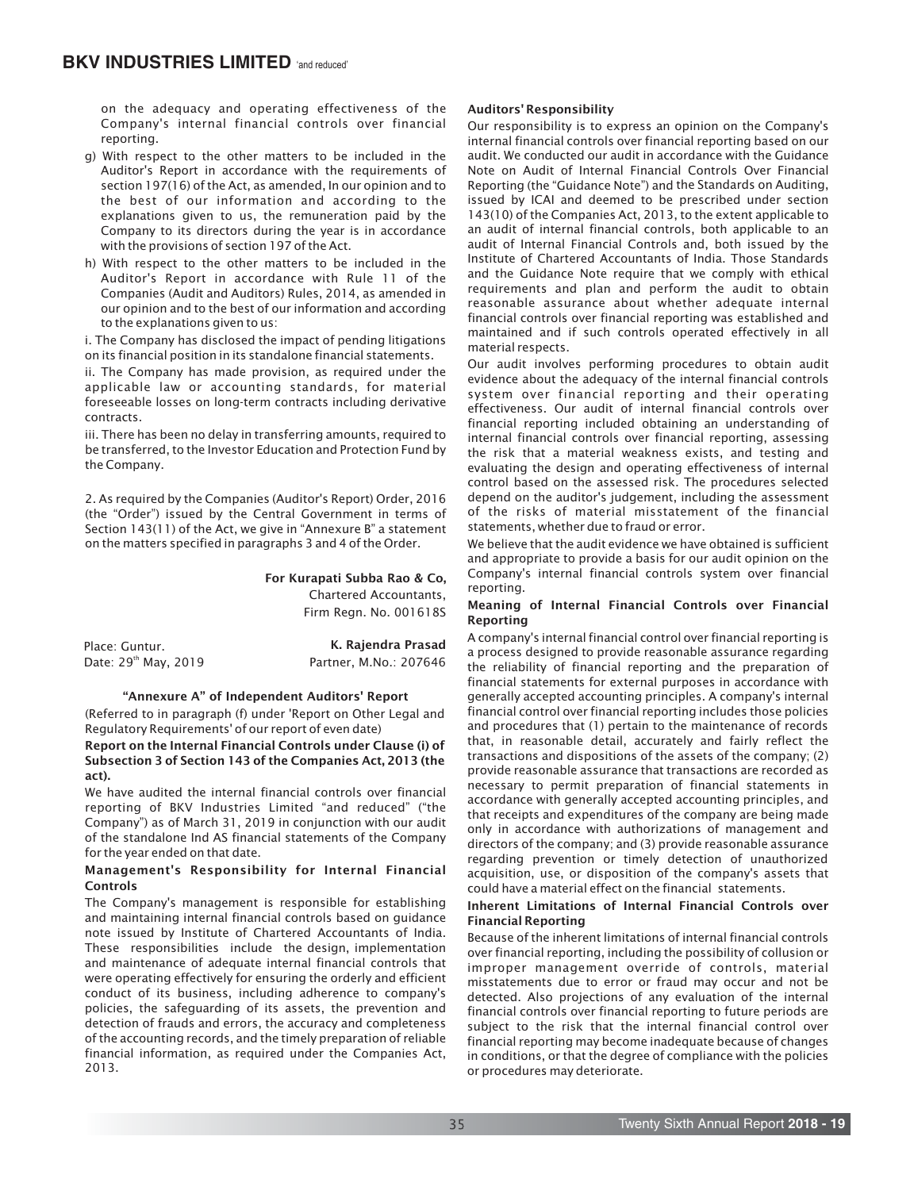on the adequacy and operating effectiveness of the Company's internal financial controls over financial reporting.

g) With respect to the other matters to be included in the Auditor's Report in accordance with the requirements of section 197(16) of the Act, as amended, In our opinion and to the best of our information and according to the explanations given to us, the remuneration paid by the Company to its directors during the year is in accordance with the provisions of section 197 of the Act.

h) With respect to the other matters to be included in the Auditor's Report in accordance with Rule 11 of the Companies (Audit and Auditors) Rules, 2014, as amended in our opinion and to the best of our information and according to the explanations given to us:

i. The Company has disclosed the impact of pending litigations on its financial position in its standalone financial statements.

ii. The Company has made provision, as required under the applicable law or accounting standards, for material foreseeable losses on long-term contracts including derivative contracts.

iii. There has been no delay in transferring amounts, required to be transferred, to the Investor Education and Protection Fund by the Company.

2. As required by the Companies (Auditor's Report) Order, 2016 (the "Order") issued by the Central Government in terms of Section 143(11) of the Act, we give in "Annexure B" a statement on the matters specified in paragraphs 3 and 4 of the Order.

**For Kurapati Subba Rao & Co,**
Chartered Accountants,
Firm Regn. No. 001618S

Place: Guntur.
Date: 29th May, 2019

**K. Rajendra Prasad**
Partner, M.No.: 207646

## "Annexure A" of Independent Auditors' Report

(Referred to in paragraph (f) under 'Report on Other Legal and Regulatory Requirements' of our report of even date)

**Report on the Internal Financial Controls under Clause (i) of Subsection 3 of Section 143 of the Companies Act, 2013 (the act).**

We have audited the internal financial controls over financial reporting of BKV Industries Limited "and reduced" ("the Company") as of March 31, 2019 in conjunction with our audit of the standalone Ind AS financial statements of the Company for the year ended on that date.

### Management's Responsibility for Internal Financial Controls

The Company's management is responsible for establishing and maintaining internal financial controls based on guidance note issued by Institute of Chartered Accountants of India. These responsibilities include the design, implementation and maintenance of adequate internal financial controls that were operating effectively for ensuring the orderly and efficient conduct of its business, including adherence to company's policies, the safeguarding of its assets, the prevention and detection of frauds and errors, the accuracy and completeness of the accounting records, and the timely preparation of reliable financial information, as required under the Companies Act, 2013.

### Auditors' Responsibility

Our responsibility is to express an opinion on the Company's internal financial controls over financial reporting based on our audit. We conducted our audit in accordance with the Guidance Note on Audit of Internal Financial Controls Over Financial Reporting (the "Guidance Note") and the Standards on Auditing, issued by ICAI and deemed to be prescribed under section 143(10) of the Companies Act, 2013, to the extent applicable to an audit of internal financial controls, both applicable to an audit of Internal Financial Controls and, both issued by the Institute of Chartered Accountants of India. Those Standards and the Guidance Note require that we comply with ethical requirements and plan and perform the audit to obtain reasonable assurance about whether adequate internal financial controls over financial reporting was established and maintained and if such controls operated effectively in all material respects.

Our audit involves performing procedures to obtain audit evidence about the adequacy of the internal financial controls system over financial reporting and their operating effectiveness. Our audit of internal financial controls over financial reporting included obtaining an understanding of internal financial controls over financial reporting, assessing the risk that a material weakness exists, and testing and evaluating the design and operating effectiveness of internal control based on the assessed risk. The procedures selected depend on the auditor's judgement, including the assessment of the risks of material misstatement of the financial statements, whether due to fraud or error.

We believe that the audit evidence we have obtained is sufficient and appropriate to provide a basis for our audit opinion on the Company's internal financial controls system over financial reporting.

### Meaning of Internal Financial Controls over Financial Reporting

A company's internal financial control over financial reporting is a process designed to provide reasonable assurance regarding the reliability of financial reporting and the preparation of financial statements for external purposes in accordance with generally accepted accounting principles. A company's internal financial control over financial reporting includes those policies and procedures that (1) pertain to the maintenance of records that, in reasonable detail, accurately and fairly reflect the transactions and dispositions of the assets of the company; (2) provide reasonable assurance that transactions are recorded as necessary to permit preparation of financial statements in accordance with generally accepted accounting principles, and that receipts and expenditures of the company are being made only in accordance with authorizations of management and directors of the company; and (3) provide reasonable assurance regarding prevention or timely detection of unauthorized acquisition, use, or disposition of the company's assets that could have a material effect on the financial statements.

### Inherent Limitations of Internal Financial Controls over Financial Reporting

Because of the inherent limitations of internal financial controls over financial reporting, including the possibility of collusion or improper management override of controls, material misstatements due to error or fraud may occur and not be detected. Also projections of any evaluation of the internal financial controls over financial reporting to future periods are subject to the risk that the internal financial control over financial reporting may become inadequate because of changes in conditions, or that the degree of compliance with the policies or procedures may deteriorate.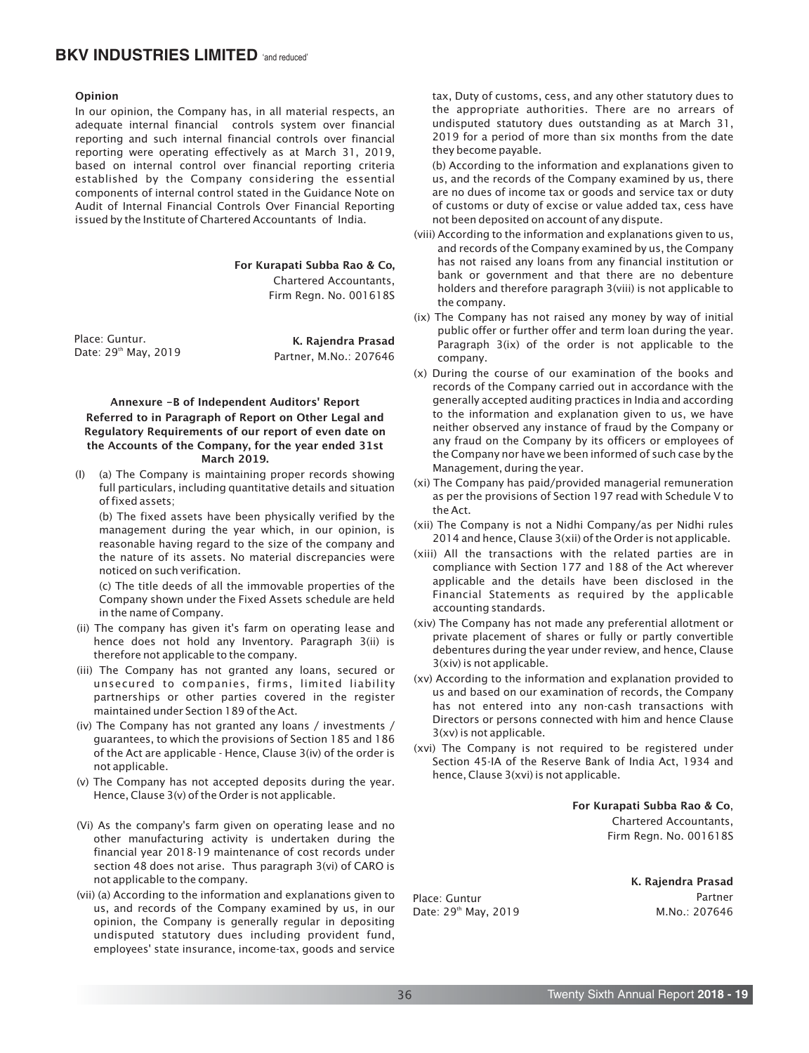**Opinion**

In our opinion, the Company has, in all material respects, an adequate internal financial controls system over financial reporting and such internal financial controls over financial reporting were operating effectively as at March 31, 2019, based on internal control over financial reporting criteria established by the Company considering the essential components of internal control stated in the Guidance Note on Audit of Internal Financial Controls Over Financial Reporting issued by the Institute of Chartered Accountants of India.

**For Kurapati Subba Rao & Co,**
Chartered Accountants,
Firm Regn. No. 001618S

Place: Guntur.
Date: 29th May, 2019

**K. Rajendra Prasad**
Partner, M.No.: 207646

**Annexure -B of Independent Auditors' Report Referred to in Paragraph of Report on Other Legal and Regulatory Requirements of our report of even date on the Accounts of the Company, for the year ended 31st March 2019.**

(I) (a) The Company is maintaining proper records showing full particulars, including quantitative details and situation of fixed assets;

(b) The fixed assets have been physically verified by the management during the year which, in our opinion, is reasonable having regard to the size of the company and the nature of its assets. No material discrepancies were noticed on such verification.

(c) The title deeds of all the immovable properties of the Company shown under the Fixed Assets schedule are held in the name of Company.

(ii) The company has given it's farm on operating lease and hence does not hold any Inventory. Paragraph 3(ii) is therefore not applicable to the company.

(iii) The Company has not granted any loans, secured or unsecured to companies, firms, limited liability partnerships or other parties covered in the register maintained under Section 189 of the Act.

(iv) The Company has not granted any loans / investments / guarantees, to which the provisions of Section 185 and 186 of the Act are applicable - Hence, Clause 3(iv) of the order is not applicable.

(v) The Company has not accepted deposits during the year. Hence, Clause 3(v) of the Order is not applicable.

(Vi) As the company's farm given on operating lease and no other manufacturing activity is undertaken during the financial year 2018-19 maintenance of cost records under section 48 does not arise. Thus paragraph 3(vi) of CARO is not applicable to the company.

(vii) (a) According to the information and explanations given to us, and records of the Company examined by us, in our opinion, the Company is generally regular in depositing undisputed statutory dues including provident fund, employees' state insurance, income-tax, goods and service tax, Duty of customs, cess, and any other statutory dues to the appropriate authorities. There are no arrears of undisputed statutory dues outstanding as at March 31, 2019 for a period of more than six months from the date they become payable.

(b) According to the information and explanations given to us, and the records of the Company examined by us, there are no dues of income tax or goods and service tax or duty of customs or duty of excise or value added tax, cess have not been deposited on account of any dispute.

(viii) According to the information and explanations given to us, and records of the Company examined by us, the Company has not raised any loans from any financial institution or bank or government and that there are no debenture holders and therefore paragraph 3(viii) is not applicable to the company.

(ix) The Company has not raised any money by way of initial public offer or further offer and term loan during the year. Paragraph 3(ix) of the order is not applicable to the company.

(x) During the course of our examination of the books and records of the Company carried out in accordance with the generally accepted auditing practices in India and according to the information and explanation given to us, we have neither observed any instance of fraud by the Company or any fraud on the Company by its officers or employees of the Company nor have we been informed of such case by the Management, during the year.

(xi) The Company has paid/provided managerial remuneration as per the provisions of Section 197 read with Schedule V to the Act.

(xii) The Company is not a Nidhi Company/as per Nidhi rules 2014 and hence, Clause 3(xii) of the Order is not applicable.

(xiii) All the transactions with the related parties are in compliance with Section 177 and 188 of the Act wherever applicable and the details have been disclosed in the Financial Statements as required by the applicable accounting standards.

(xiv) The Company has not made any preferential allotment or private placement of shares or fully or partly convertible debentures during the year under review, and hence, Clause 3(xiv) is not applicable.

(xv) According to the information and explanation provided to us and based on our examination of records, the Company has not entered into any non-cash transactions with Directors or persons connected with him and hence Clause 3(xv) is not applicable.

(xvi) The Company is not required to be registered under Section 45-IA of the Reserve Bank of India Act, 1934 and hence, Clause 3(xvi) is not applicable.

**For Kurapati Subba Rao & Co**,
Chartered Accountants,
Firm Regn. No. 001618S

**K. Rajendra Prasad**
Partner
M.No.: 207646

Place: Guntur
Date: 29th May, 2019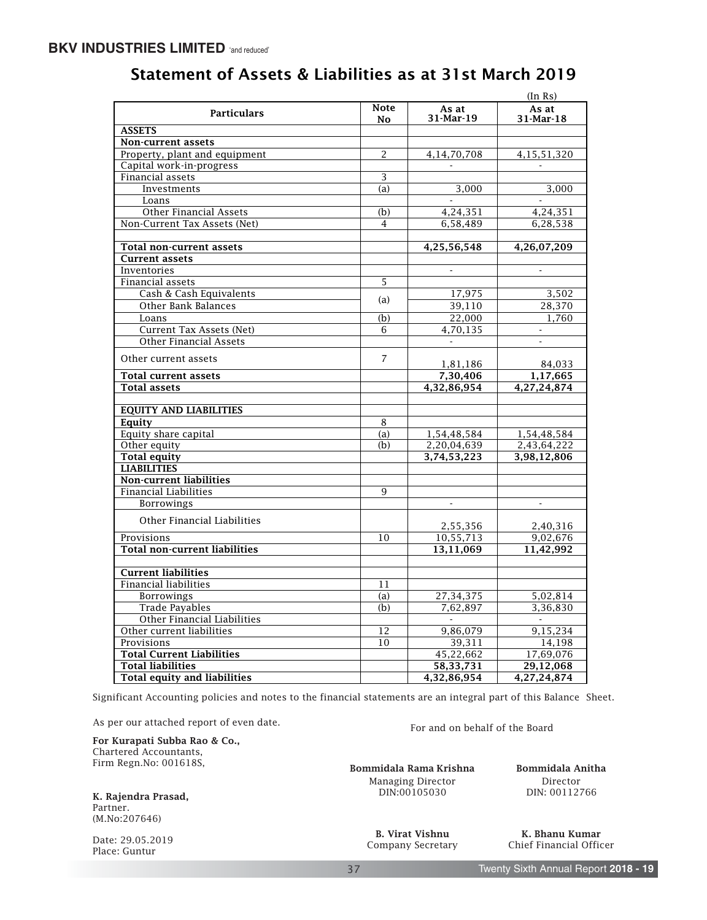## Statement of Assets & Liabilities as at 31st March 2019

(In Rs)

| Particulars | Note No | As at 31-Mar-19 | As at 31-Mar-18 |
|---|---|---|---|
| **ASSETS** | | | |
| **Non-current assets** | | | |
| Property, plant and equipment | 2 | 4,14,70,708 | 4,15,51,320 |
| Capital work-in-progress | | - | - |
| Financial assets | 3 | | |
| Investments | (a) | 3,000 | 3,000 |
| Loans | | - | - |
| Other Financial Assets | (b) | 4,24,351 | 4,24,351 |
| Non-Current Tax Assets (Net) | 4 | 6,58,489 | 6,28,538 |
| | | | |
| **Total non-current assets** | | **4,25,56,548** | **4,26,07,209** |
| **Current assets** | | | |
| Inventories | | - | - |
| Financial assets | 5 | | |
| Cash & Cash Equivalents | (a) | 17,975 | 3,502 |
| Other Bank Balances | | 39,110 | 28,370 |
| Loans | (b) | 22,000 | 1,760 |
| Current Tax Assets (Net) | 6 | 4,70,135 | - |
| Other Financial Assets | | - | - |
| Other current assets | 7 | 1,81,186 | 84,033 |
| **Total current assets** | | **7,30,406** | **1,17,665** |
| **Total assets** | | **4,32,86,954** | **4,27,24,874** |
| | | | |
| **EQUITY AND LIABILITIES** | | | |
| **Equity** | 8 | | |
| Equity share capital | (a) | 1,54,48,584 | 1,54,48,584 |
| Other equity | (b) | 2,20,04,639 | 2,43,64,222 |
| **Total equity** | | **3,74,53,223** | **3,98,12,806** |
| **LIABILITIES** | | | |
| **Non-current liabilities** | | | |
| Financial Liabilities | 9 | | |
| Borrowings | | - | - |
| Other Financial Liabilities | | 2,55,356 | 2,40,316 |
| Provisions | 10 | 10,55,713 | 9,02,676 |
| **Total non-current liabilities** | | **13,11,069** | **11,42,992** |
| | | | |
| **Current liabilities** | | | |
| Financial liabilities | 11 | | |
| Borrowings | (a) | 27,34,375 | 5,02,814 |
| Trade Payables | (b) | 7,62,897 | 3,36,830 |
| Other Financial Liabilities | | - | - |
| Other current liabilities | 12 | 9,86,079 | 9,15,234 |
| Provisions | 10 | 39,311 | 14,198 |
| **Total Current Liabilities** | | 45,22,662 | 17,69,076 |
| **Total liabilities** | | **58,33,731** | **29,12,068** |
| **Total equity and liabilities** | | **4,32,86,954** | **4,27,24,874** |

Significant Accounting policies and notes to the financial statements are an integral part of this Balance Sheet.

As per our attached report of even date.

**For Kurapati Subba Rao & Co.,**
Chartered Accountants,
Firm Regn.No: 001618S,

**K. Rajendra Prasad,**
Partner.
(M.No:207646)

Date: 29.05.2019
Place: Guntur

For and on behalf of the Board

**Bommidala Rama Krishna**
Managing Director
DIN:00105030

**Bommidala Anitha**
Director
DIN: 00112766

**B. Virat Vishnu**
Company Secretary

**K. Bhanu Kumar**
Chief Financial Officer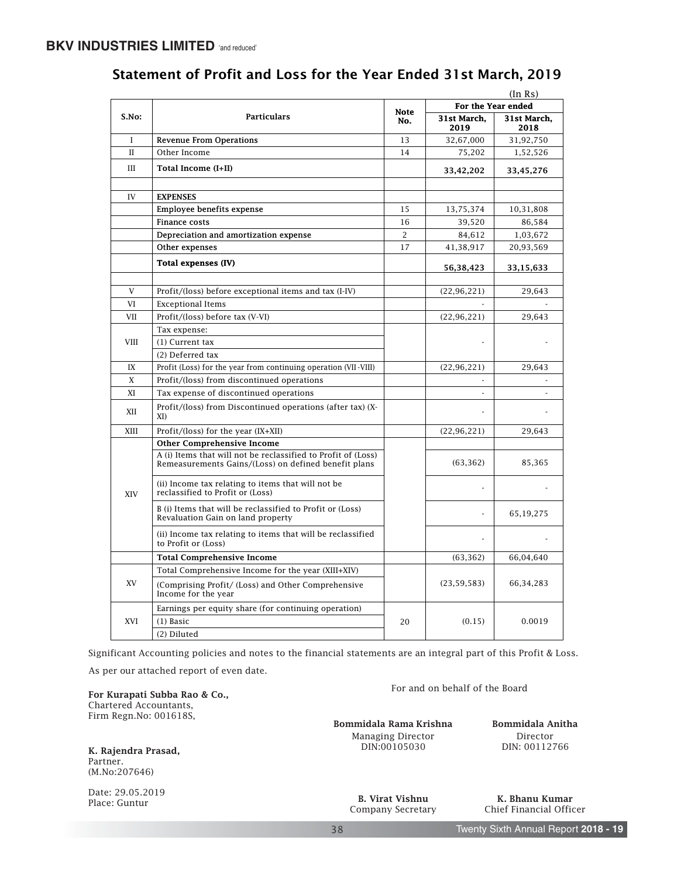## Statement of Profit and Loss for the Year Ended 31st March, 2019

(In Rs)

| S.No: | Particulars | Note No. | For the Year ended 31st March, 2019 | 31st March, 2018 |
|---|---|---|---|---|
| I | Revenue From Operations | 13 | 32,67,000 | 31,92,750 |
| II | Other Income | 14 | 75,202 | 1,52,526 |
| III | **Total Income (I+II)** | | **33,42,202** | **33,45,276** |
| | | | | |
| IV | **EXPENSES** | | | |
| | Employee benefits expense | 15 | 13,75,374 | 10,31,808 |
| | Finance costs | 16 | 39,520 | 86,584 |
| | Depreciation and amortization expense | 2 | 84,612 | 1,03,672 |
| | Other expenses | 17 | 41,38,917 | 20,93,569 |
| | **Total expenses (IV)** | | **56,38,423** | **33,15,633** |
| | | | | |
| V | Profit/(loss) before exceptional items and tax (I-IV) | | (22,96,221) | 29,643 |
| VI | Exceptional Items | | - | - |
| VII | Profit/(loss) before tax (V-VI) | | (22,96,221) | 29,643 |
| VIII | Tax expense: (1) Current tax (2) Deferred tax | | - | - |
| IX | Profit (Loss) for the year from continuing operation (VII-VIII) | | (22,96,221) | 29,643 |
| X | Profit/(loss) from discontinued operations | | - | - |
| XI | Tax expense of discontinued operations | | - | - |
| XII | Profit/(loss) from Discontinued operations (after tax) (X-XI) | | - | - |
| XIII | Profit/(loss) for the year (IX+XII) | | (22,96,221) | 29,643 |
| XIV | **Other Comprehensive Income** | | | |
| | A (i) Items that will not be reclassified to Profit of (Loss) Remeasurements Gains/(Loss) on defined benefit plans | | (63,362) | 85,365 |
| | (ii) Income tax relating to items that will not be reclassified to Profit or (Loss) | | - | - |
| | B (i) Items that will be reclassified to Profit or (Loss) Revaluation Gain on land property | | - | 65,19,275 |
| | (ii) Income tax relating to items that will be reclassified to Profit or (Loss) | | - | - |
| | **Total Comprehensive Income** | | (63,362) | 66,04,640 |
| XV | Total Comprehensive Income for the year (XIII+XIV) (Comprising Profit/ (Loss) and Other Comprehensive Income for the year | | (23,59,583) | 66,34,283 |
| XVI | Earnings per equity share (for continuing operation) (1) Basic (2) Diluted | 20 | (0.15) | 0.0019 |

Significant Accounting policies and notes to the financial statements are an integral part of this Profit & Loss.

As per our attached report of even date.

**For Kurapati Subba Rao & Co.,**
Chartered Accountants,
Firm Regn.No: 001618S,

**K. Rajendra Prasad,**
Partner.
(M.No:207646)

Date: 29.05.2019
Place: Guntur

For and on behalf of the Board

**Bommidala Rama Krishna**
Managing Director
DIN:00105030

**Bommidala Anitha**
Director
DIN: 00112766

**B. Virat Vishnu**
Company Secretary

**K. Bhanu Kumar**
Chief Financial Officer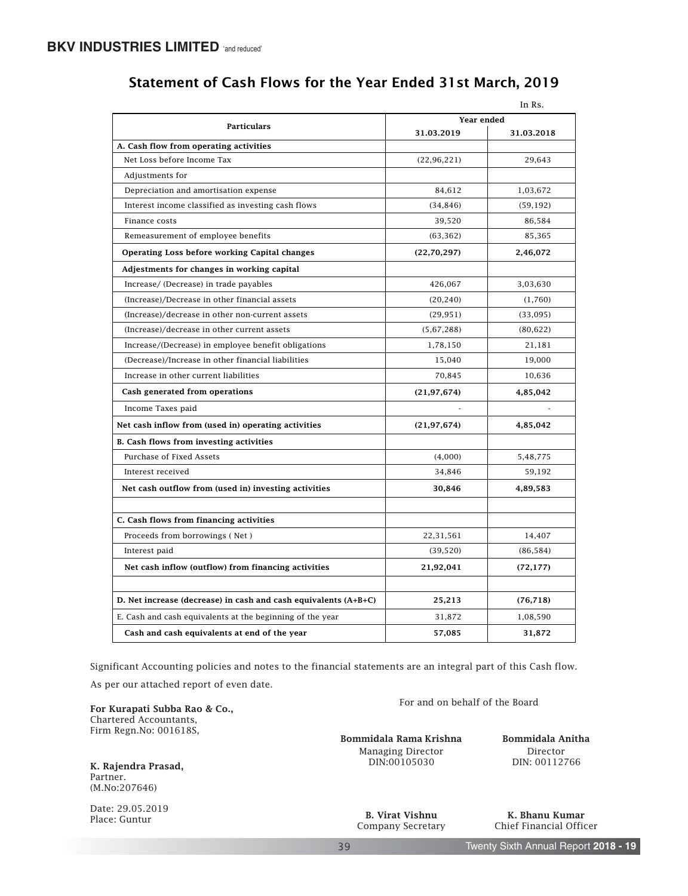# Statement of Cash Flows for the Year Ended 31st March, 2019

In Rs.

| Particulars | Year ended 31.03.2019 | Year ended 31.03.2018 |
|---|---|---|
| **A. Cash flow from operating activities** | | |
| Net Loss before Income Tax | (22,96,221) | 29,643 |
| Adjustments for | | |
| Depreciation and amortisation expense | 84,612 | 1,03,672 |
| Interest income classified as investing cash flows | (34,846) | (59,192) |
| Finance costs | 39,520 | 86,584 |
| Remeasurement of employee benefits | (63,362) | 85,365 |
| **Operating Loss before working Capital changes** | **(22,70,297)** | **2,46,072** |
| **Adjestments for changes in working capital** | | |
| Increase/ (Decrease) in trade payables | 426,067 | 3,03,630 |
| (Increase)/Decrease in other financial assets | (20,240) | (1,760) |
| (Increase)/decrease in other non-current assets | (29,951) | (33,095) |
| (Increase)/decrease in other current assets | (5,67,288) | (80,622) |
| Increase/(Decrease) in employee benefit obligations | 1,78,150 | 21,181 |
| (Decrease)/Increase in other financial liabilities | 15,040 | 19,000 |
| Increase in other current liabilities | 70,845 | 10,636 |
| **Cash generated from operations** | **(21,97,674)** | **4,85,042** |
| Income Taxes paid | - | - |
| **Net cash inflow from (used in) operating activities** | **(21,97,674)** | **4,85,042** |
| **B. Cash flows from investing activities** | | |
| Purchase of Fixed Assets | (4,000) | 5,48,775 |
| Interest received | 34,846 | 59,192 |
| **Net cash outflow from (used in) investing activities** | **30,846** | **4,89,583** |
| | | |
| **C. Cash flows from financing activities** | | |
| Proceeds from borrowings ( Net ) | 22,31,561 | 14,407 |
| Interest paid | (39,520) | (86,584) |
| **Net cash inflow (outflow) from financing activities** | **21,92,041** | **(72,177)** |
| | | |
| **D. Net increase (decrease) in cash and cash equivalents (A+B+C)** | **25,213** | **(76,718)** |
| E. Cash and cash equivalents at the beginning of the year | 31,872 | 1,08,590 |
| **Cash and cash equivalents at end of the year** | **57,085** | **31,872** |

Significant Accounting policies and notes to the financial statements are an integral part of this Cash flow.

As per our attached report of even date.

**For Kurapati Subba Rao & Co.,**
Chartered Accountants,
Firm Regn.No: 001618S,

**K. Rajendra Prasad,**
Partner.
(M.No:207646)

Date: 29.05.2019
Place: Guntur

For and on behalf of the Board

**Bommidala Rama Krishna**
Managing Director
DIN:00105030

**Bommidala Anitha**
Director
DIN: 00112766

**B. Virat Vishnu**
Company Secretary

**K. Bhanu Kumar**
Chief Financial Officer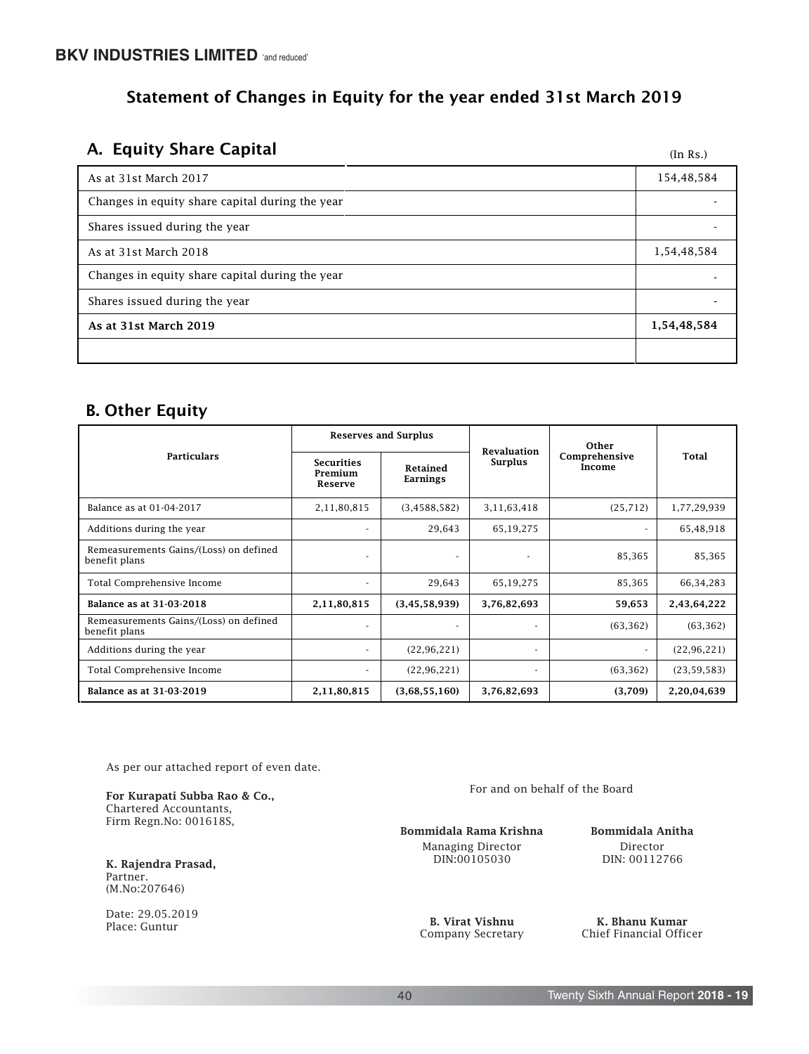## Statement of Changes in Equity for the year ended 31st March 2019

### A. Equity Share Capital

(In Rs.)

| | |
|---|---|
| As at 31st March 2017 | 154,48,584 |
| Changes in equity share capital during the year | - |
| Shares issued during the year | - |
| As at 31st March 2018 | 1,54,48,584 |
| Changes in equity share capital during the year | - |
| Shares issued during the year | - |
| **As at 31st March 2019** | **1,54,48,584** |
| | |

### B. Other Equity

| Particulars | Reserves and Surplus | | Revaluation Surplus | Other Comprehensive Income | Total |
|---|---|---|---|---|---|
| | Securities Premium Reserve | Retained Earnings | | | |
| Balance as at 01-04-2017 | 2,11,80,815 | (3,4588,582) | 3,11,63,418 | (25,712) | 1,77,29,939 |
| Additions during the year | - | 29,643 | 65,19,275 | - | 65,48,918 |
| Remeasurements Gains/(Loss) on defined benefit plans | - | - | - | 85,365 | 85,365 |
| Total Comprehensive Income | - | 29,643 | 65,19,275 | 85,365 | 66,34,283 |
| **Balance as at 31-03-2018** | **2,11,80,815** | **(3,45,58,939)** | **3,76,82,693** | **59,653** | **2,43,64,222** |
| Remeasurements Gains/(Loss) on defined benefit plans | - | - | - | (63,362) | (63,362) |
| Additions during the year | - | (22,96,221) | - | - | (22,96,221) |
| Total Comprehensive Income | - | (22,96,221) | - | (63,362) | (23,59,583) |
| **Balance as at 31-03-2019** | **2,11,80,815** | **(3,68,55,160)** | **3,76,82,693** | **(3,709)** | **2,20,04,639** |

As per our attached report of even date.

**For Kurapati Subba Rao & Co.,**
Chartered Accountants,
Firm Regn.No: 001618S,

**K. Rajendra Prasad,**
Partner.
(M.No:207646)

Date: 29.05.2019
Place: Guntur

For and on behalf of the Board

**Bommidala Rama Krishna**
Managing Director
DIN:00105030

**Bommidala Anitha**
Director
DIN: 00112766

**B. Virat Vishnu**
Company Secretary

**K. Bhanu Kumar**
Chief Financial Officer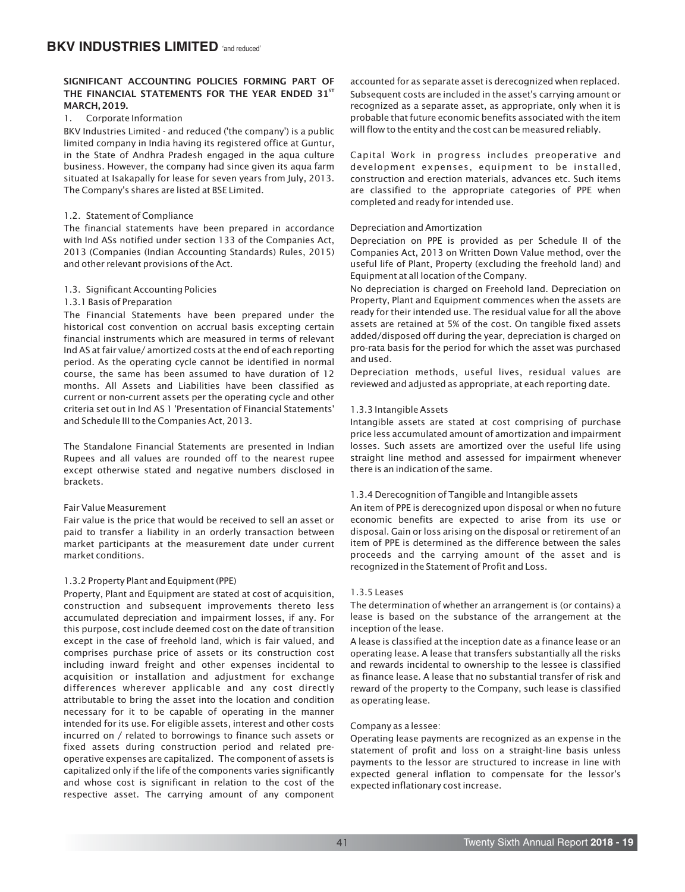**SIGNIFICANT ACCOUNTING POLICIES FORMING PART OF THE FINANCIAL STATEMENTS FOR THE YEAR ENDED 31[ST] MARCH, 2019.**

1. Corporate Information

BKV Industries Limited - and reduced ('the company') is a public limited company in India having its registered office at Guntur, in the State of Andhra Pradesh engaged in the aqua culture business. However, the company had since given its aqua farm situated at Isakapally for lease for seven years from July, 2013. The Company's shares are listed at BSE Limited.

1.2. Statement of Compliance

The financial statements have been prepared in accordance with Ind ASs notified under section 133 of the Companies Act, 2013 (Companies (Indian Accounting Standards) Rules, 2015) and other relevant provisions of the Act.

1.3. Significant Accounting Policies

1.3.1 Basis of Preparation

The Financial Statements have been prepared under the historical cost convention on accrual basis excepting certain financial instruments which are measured in terms of relevant Ind AS at fair value/ amortized costs at the end of each reporting period. As the operating cycle cannot be identified in normal course, the same has been assumed to have duration of 12 months. All Assets and Liabilities have been classified as current or non-current assets per the operating cycle and other criteria set out in Ind AS 1 'Presentation of Financial Statements' and Schedule III to the Companies Act, 2013.

The Standalone Financial Statements are presented in Indian Rupees and all values are rounded off to the nearest rupee except otherwise stated and negative numbers disclosed in brackets.

Fair Value Measurement

Fair value is the price that would be received to sell an asset or paid to transfer a liability in an orderly transaction between market participants at the measurement date under current market conditions.

1.3.2 Property Plant and Equipment (PPE)

Property, Plant and Equipment are stated at cost of acquisition, construction and subsequent improvements thereto less accumulated depreciation and impairment losses, if any. For this purpose, cost include deemed cost on the date of transition except in the case of freehold land, which is fair valued, and comprises purchase price of assets or its construction cost including inward freight and other expenses incidental to acquisition or installation and adjustment for exchange differences wherever applicable and any cost directly attributable to bring the asset into the location and condition necessary for it to be capable of operating in the manner intended for its use. For eligible assets, interest and other costs incurred on / related to borrowings to finance such assets or fixed assets during construction period and related pre-operative expenses are capitalized. The component of assets is capitalized only if the life of the components varies significantly and whose cost is significant in relation to the cost of the respective asset. The carrying amount of any component accounted for as separate asset is derecognized when replaced. Subsequent costs are included in the asset's carrying amount or recognized as a separate asset, as appropriate, only when it is probable that future economic benefits associated with the item will flow to the entity and the cost can be measured reliably.

Capital Work in progress includes preoperative and development expenses, equipment to be installed, construction and erection materials, advances etc. Such items are classified to the appropriate categories of PPE when completed and ready for intended use.

Depreciation and Amortization

Depreciation on PPE is provided as per Schedule II of the Companies Act, 2013 on Written Down Value method, over the useful life of Plant, Property (excluding the freehold land) and Equipment at all location of the Company.

No depreciation is charged on Freehold land. Depreciation on Property, Plant and Equipment commences when the assets are ready for their intended use. The residual value for all the above assets are retained at 5% of the cost. On tangible fixed assets added/disposed off during the year, depreciation is charged on pro-rata basis for the period for which the asset was purchased and used.

Depreciation methods, useful lives, residual values are reviewed and adjusted as appropriate, at each reporting date.

1.3.3 Intangible Assets

Intangible assets are stated at cost comprising of purchase price less accumulated amount of amortization and impairment losses. Such assets are amortized over the useful life using straight line method and assessed for impairment whenever there is an indication of the same.

1.3.4 Derecognition of Tangible and Intangible assets

An item of PPE is derecognized upon disposal or when no future economic benefits are expected to arise from its use or disposal. Gain or loss arising on the disposal or retirement of an item of PPE is determined as the difference between the sales proceeds and the carrying amount of the asset and is recognized in the Statement of Profit and Loss.

1.3.5 Leases

The determination of whether an arrangement is (or contains) a lease is based on the substance of the arrangement at the inception of the lease.

A lease is classified at the inception date as a finance lease or an operating lease. A lease that transfers substantially all the risks and rewards incidental to ownership to the lessee is classified as finance lease. A lease that no substantial transfer of risk and reward of the property to the Company, such lease is classified as operating lease.

Company as a lessee:

Operating lease payments are recognized as an expense in the statement of profit and loss on a straight-line basis unless payments to the lessor are structured to increase in line with expected general inflation to compensate for the lessor's expected inflationary cost increase.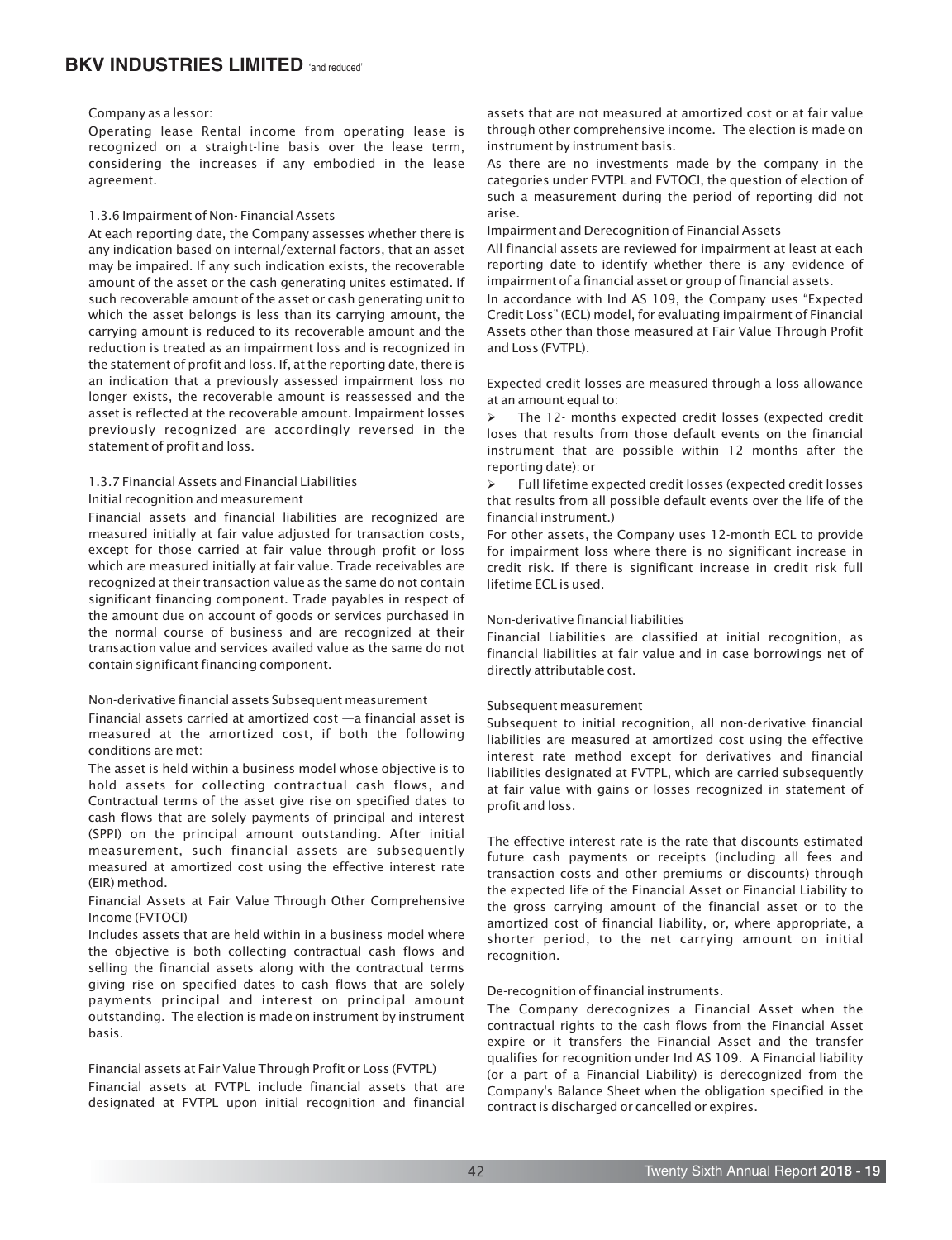Company as a lessor:

Operating lease Rental income from operating lease is recognized on a straight-line basis over the lease term, considering the increases if any embodied in the lease agreement.

1.3.6 Impairment of Non- Financial Assets

At each reporting date, the Company assesses whether there is any indication based on internal/external factors, that an asset may be impaired. If any such indication exists, the recoverable amount of the asset or the cash generating unites estimated. If such recoverable amount of the asset or cash generating unit to which the asset belongs is less than its carrying amount, the carrying amount is reduced to its recoverable amount and the reduction is treated as an impairment loss and is recognized in the statement of profit and loss. If, at the reporting date, there is an indication that a previously assessed impairment loss no longer exists, the recoverable amount is reassessed and the asset is reflected at the recoverable amount. Impairment losses previously recognized are accordingly reversed in the statement of profit and loss.

1.3.7 Financial Assets and Financial Liabilities

Initial recognition and measurement

Financial assets and financial liabilities are recognized are measured initially at fair value adjusted for transaction costs, except for those carried at fair value through profit or loss which are measured initially at fair value. Trade receivables are recognized at their transaction value as the same do not contain significant financing component. Trade payables in respect of the amount due on account of goods or services purchased in the normal course of business and are recognized at their transaction value and services availed value as the same do not contain significant financing component.

Non-derivative financial assets Subsequent measurement

Financial assets carried at amortized cost —a financial asset is measured at the amortized cost, if both the following conditions are met:

The asset is held within a business model whose objective is to hold assets for collecting contractual cash flows, and Contractual terms of the asset give rise on specified dates to cash flows that are solely payments of principal and interest (SPPI) on the principal amount outstanding. After initial measurement, such financial assets are subsequently measured at amortized cost using the effective interest rate (EIR) method.

Financial Assets at Fair Value Through Other Comprehensive Income (FVTOCI)

Includes assets that are held within in a business model where the objective is both collecting contractual cash flows and selling the financial assets along with the contractual terms giving rise on specified dates to cash flows that are solely payments principal and interest on principal amount outstanding. The election is made on instrument by instrument basis.

Financial assets at Fair Value Through Profit or Loss (FVTPL)

Financial assets at FVTPL include financial assets that are designated at FVTPL upon initial recognition and financial assets that are not measured at amortized cost or at fair value through other comprehensive income. The election is made on instrument by instrument basis.

As there are no investments made by the company in the categories under FVTPL and FVTOCI, the question of election of such a measurement during the period of reporting did not arise.

Impairment and Derecognition of Financial Assets

All financial assets are reviewed for impairment at least at each reporting date to identify whether there is any evidence of impairment of a financial asset or group of financial assets.

In accordance with Ind AS 109, the Company uses "Expected Credit Loss" (ECL) model, for evaluating impairment of Financial Assets other than those measured at Fair Value Through Profit and Loss (FVTPL).

Expected credit losses are measured through a loss allowance at an amount equal to:

- The 12- months expected credit losses (expected credit loses that results from those default events on the financial instrument that are possible within 12 months after the reporting date): or
- Full lifetime expected credit losses (expected credit losses that results from all possible default events over the life of the financial instrument.)

For other assets, the Company uses 12-month ECL to provide for impairment loss where there is no significant increase in credit risk. If there is significant increase in credit risk full lifetime ECL is used.

Non-derivative financial liabilities

Financial Liabilities are classified at initial recognition, as financial liabilities at fair value and in case borrowings net of directly attributable cost.

Subsequent measurement

Subsequent to initial recognition, all non-derivative financial liabilities are measured at amortized cost using the effective interest rate method except for derivatives and financial liabilities designated at FVTPL, which are carried subsequently at fair value with gains or losses recognized in statement of profit and loss.

The effective interest rate is the rate that discounts estimated future cash payments or receipts (including all fees and transaction costs and other premiums or discounts) through the expected life of the Financial Asset or Financial Liability to the gross carrying amount of the financial asset or to the amortized cost of financial liability, or, where appropriate, a shorter period, to the net carrying amount on initial recognition.

De-recognition of financial instruments.

The Company derecognizes a Financial Asset when the contractual rights to the cash flows from the Financial Asset expire or it transfers the Financial Asset and the transfer qualifies for recognition under Ind AS 109. A Financial liability (or a part of a Financial Liability) is derecognized from the Company's Balance Sheet when the obligation specified in the contract is discharged or cancelled or expires.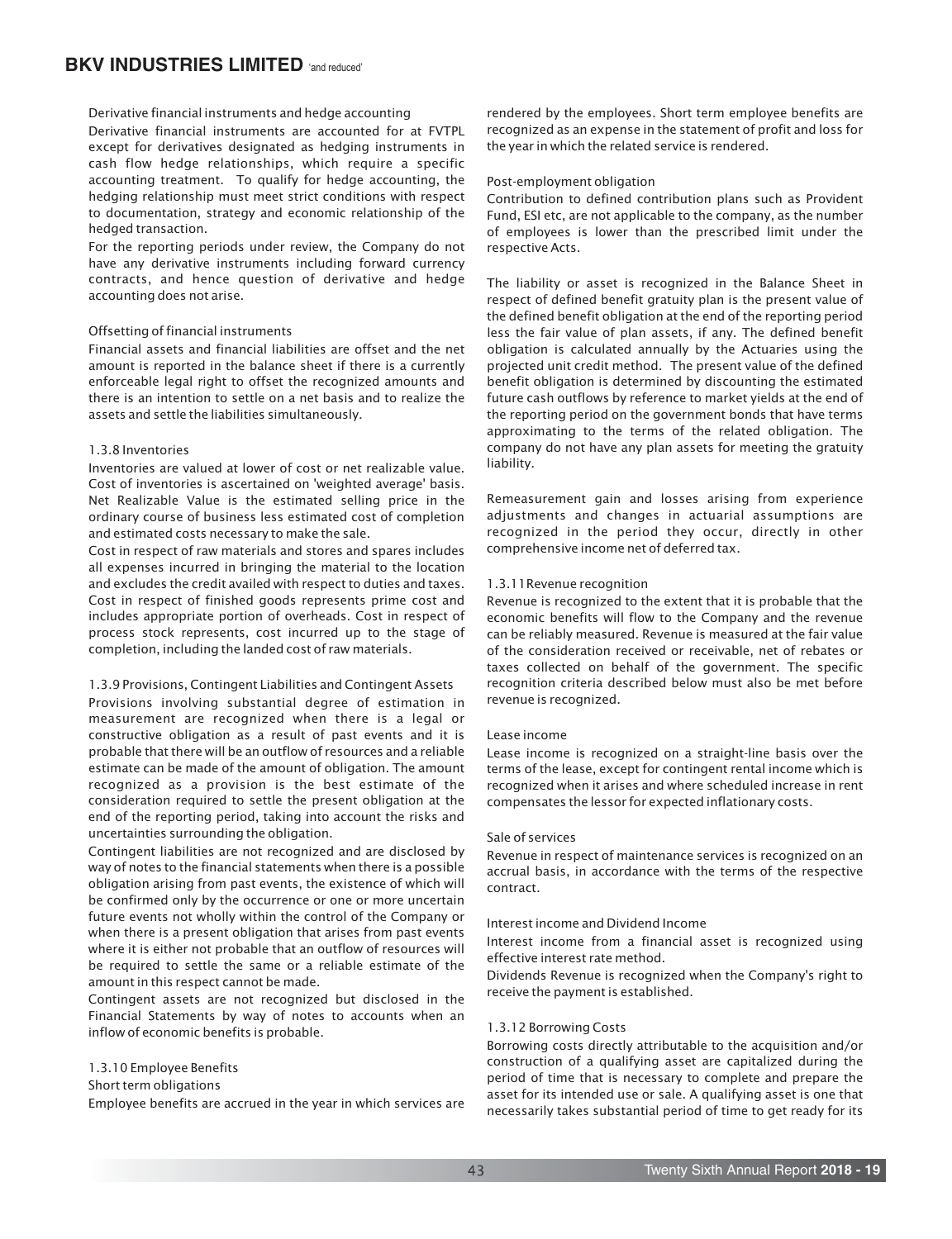Derivative financial instruments and hedge accounting

Derivative financial instruments are accounted for at FVTPL except for derivatives designated as hedging instruments in cash flow hedge relationships, which require a specific accounting treatment. To qualify for hedge accounting, the hedging relationship must meet strict conditions with respect to documentation, strategy and economic relationship of the hedged transaction.

For the reporting periods under review, the Company do not have any derivative instruments including forward currency contracts, and hence question of derivative and hedge accounting does not arise.

Offsetting of financial instruments

Financial assets and financial liabilities are offset and the net amount is reported in the balance sheet if there is a currently enforceable legal right to offset the recognized amounts and there is an intention to settle on a net basis and to realize the assets and settle the liabilities simultaneously.

### 1.3.8 Inventories

Inventories are valued at lower of cost or net realizable value. Cost of inventories is ascertained on 'weighted average' basis. Net Realizable Value is the estimated selling price in the ordinary course of business less estimated cost of completion and estimated costs necessary to make the sale.

Cost in respect of raw materials and stores and spares includes all expenses incurred in bringing the material to the location and excludes the credit availed with respect to duties and taxes. Cost in respect of finished goods represents prime cost and includes appropriate portion of overheads. Cost in respect of process stock represents, cost incurred up to the stage of completion, including the landed cost of raw materials.

### 1.3.9 Provisions, Contingent Liabilities and Contingent Assets

Provisions involving substantial degree of estimation in measurement are recognized when there is a legal or constructive obligation as a result of past events and it is probable that there will be an outflow of resources and a reliable estimate can be made of the amount of obligation. The amount recognized as a provision is the best estimate of the consideration required to settle the present obligation at the end of the reporting period, taking into account the risks and uncertainties surrounding the obligation.

Contingent liabilities are not recognized and are disclosed by way of notes to the financial statements when there is a possible obligation arising from past events, the existence of which will be confirmed only by the occurrence or one or more uncertain future events not wholly within the control of the Company or when there is a present obligation that arises from past events where it is either not probable that an outflow of resources will be required to settle the same or a reliable estimate of the amount in this respect cannot be made.

Contingent assets are not recognized but disclosed in the Financial Statements by way of notes to accounts when an inflow of economic benefits is probable.

### 1.3.10 Employee Benefits

Short term obligations

Employee benefits are accrued in the year in which services are rendered by the employees. Short term employee benefits are recognized as an expense in the statement of profit and loss for the year in which the related service is rendered.

Post-employment obligation

Contribution to defined contribution plans such as Provident Fund, ESI etc, are not applicable to the company, as the number of employees is lower than the prescribed limit under the respective Acts.

The liability or asset is recognized in the Balance Sheet in respect of defined benefit gratuity plan is the present value of the defined benefit obligation at the end of the reporting period less the fair value of plan assets, if any. The defined benefit obligation is calculated annually by the Actuaries using the projected unit credit method. The present value of the defined benefit obligation is determined by discounting the estimated future cash outflows by reference to market yields at the end of the reporting period on the government bonds that have terms approximating to the terms of the related obligation. The company do not have any plan assets for meeting the gratuity liability.

Remeasurement gain and losses arising from experience adjustments and changes in actuarial assumptions are recognized in the period they occur, directly in other comprehensive income net of deferred tax.

### 1.3.11 Revenue recognition

Revenue is recognized to the extent that it is probable that the economic benefits will flow to the Company and the revenue can be reliably measured. Revenue is measured at the fair value of the consideration received or receivable, net of rebates or taxes collected on behalf of the government. The specific recognition criteria described below must also be met before revenue is recognized.

Lease income

Lease income is recognized on a straight-line basis over the terms of the lease, except for contingent rental income which is recognized when it arises and where scheduled increase in rent compensates the lessor for expected inflationary costs.

Sale of services

Revenue in respect of maintenance services is recognized on an accrual basis, in accordance with the terms of the respective contract.

Interest income and Dividend Income

Interest income from a financial asset is recognized using effective interest rate method.

Dividends Revenue is recognized when the Company's right to receive the payment is established.

### 1.3.12 Borrowing Costs

Borrowing costs directly attributable to the acquisition and/or construction of a qualifying asset are capitalized during the period of time that is necessary to complete and prepare the asset for its intended use or sale. A qualifying asset is one that necessarily takes substantial period of time to get ready for its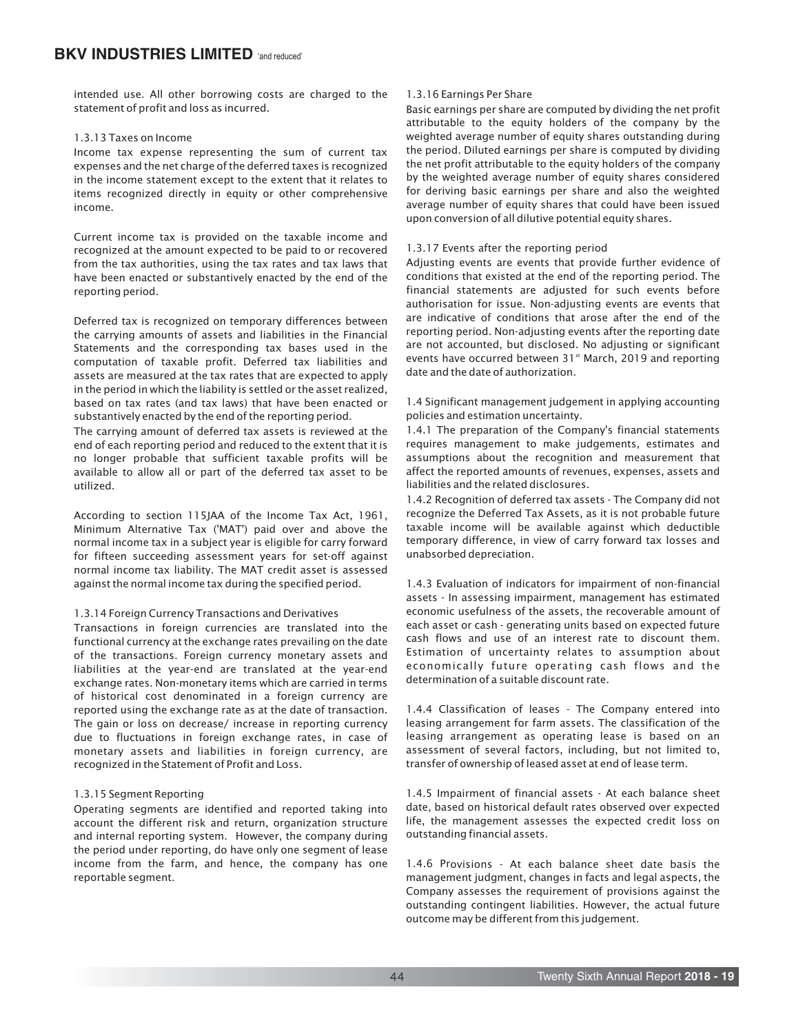intended use. All other borrowing costs are charged to the statement of profit and loss as incurred.

1.3.13 Taxes on Income

Income tax expense representing the sum of current tax expenses and the net charge of the deferred taxes is recognized in the income statement except to the extent that it relates to items recognized directly in equity or other comprehensive income.

Current income tax is provided on the taxable income and recognized at the amount expected to be paid to or recovered from the tax authorities, using the tax rates and tax laws that have been enacted or substantively enacted by the end of the reporting period.

Deferred tax is recognized on temporary differences between the carrying amounts of assets and liabilities in the Financial Statements and the corresponding tax bases used in the computation of taxable profit. Deferred tax liabilities and assets are measured at the tax rates that are expected to apply in the period in which the liability is settled or the asset realized, based on tax rates (and tax laws) that have been enacted or substantively enacted by the end of the reporting period.

The carrying amount of deferred tax assets is reviewed at the end of each reporting period and reduced to the extent that it is no longer probable that sufficient taxable profits will be available to allow all or part of the deferred tax asset to be utilized.

According to section 115JAA of the Income Tax Act, 1961, Minimum Alternative Tax ('MAT') paid over and above the normal income tax in a subject year is eligible for carry forward for fifteen succeeding assessment years for set-off against normal income tax liability. The MAT credit asset is assessed against the normal income tax during the specified period.

1.3.14 Foreign Currency Transactions and Derivatives

Transactions in foreign currencies are translated into the functional currency at the exchange rates prevailing on the date of the transactions. Foreign currency monetary assets and liabilities at the year-end are translated at the year-end exchange rates. Non-monetary items which are carried in terms of historical cost denominated in a foreign currency are reported using the exchange rate as at the date of transaction. The gain or loss on decrease/ increase in reporting currency due to fluctuations in foreign exchange rates, in case of monetary assets and liabilities in foreign currency, are recognized in the Statement of Profit and Loss.

1.3.15 Segment Reporting

Operating segments are identified and reported taking into account the different risk and return, organization structure and internal reporting system. However, the company during the period under reporting, do have only one segment of lease income from the farm, and hence, the company has one reportable segment.

1.3.16 Earnings Per Share

Basic earnings per share are computed by dividing the net profit attributable to the equity holders of the company by the weighted average number of equity shares outstanding during the period. Diluted earnings per share is computed by dividing the net profit attributable to the equity holders of the company by the weighted average number of equity shares considered for deriving basic earnings per share and also the weighted average number of equity shares that could have been issued upon conversion of all dilutive potential equity shares.

1.3.17 Events after the reporting period

Adjusting events are events that provide further evidence of conditions that existed at the end of the reporting period. The financial statements are adjusted for such events before authorisation for issue. Non-adjusting events are events that are indicative of conditions that arose after the end of the reporting period. Non-adjusting events after the reporting date are not accounted, but disclosed. No adjusting or significant events have occurred between 31st March, 2019 and reporting date and the date of authorization.

1.4 Significant management judgement in applying accounting policies and estimation uncertainty.

1.4.1 The preparation of the Company's financial statements requires management to make judgements, estimates and assumptions about the recognition and measurement that affect the reported amounts of revenues, expenses, assets and liabilities and the related disclosures.

1.4.2 Recognition of deferred tax assets - The Company did not recognize the Deferred Tax Assets, as it is not probable future taxable income will be available against which deductible temporary difference, in view of carry forward tax losses and unabsorbed depreciation.

1.4.3 Evaluation of indicators for impairment of non-financial assets - In assessing impairment, management has estimated economic usefulness of the assets, the recoverable amount of each asset or cash - generating units based on expected future cash flows and use of an interest rate to discount them. Estimation of uncertainty relates to assumption about economically future operating cash flows and the determination of a suitable discount rate.

1.4.4 Classification of leases - The Company entered into leasing arrangement for farm assets. The classification of the leasing arrangement as operating lease is based on an assessment of several factors, including, but not limited to, transfer of ownership of leased asset at end of lease term.

1.4.5 Impairment of financial assets - At each balance sheet date, based on historical default rates observed over expected life, the management assesses the expected credit loss on outstanding financial assets.

1.4.6 Provisions - At each balance sheet date basis the management judgment, changes in facts and legal aspects, the Company assesses the requirement of provisions against the outstanding contingent liabilities. However, the actual future outcome may be different from this judgement.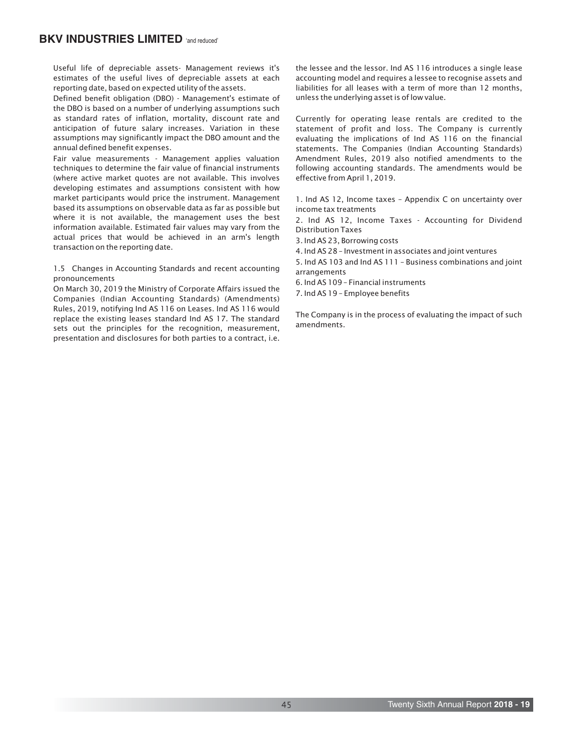Useful life of depreciable assets- Management reviews it's estimates of the useful lives of depreciable assets at each reporting date, based on expected utility of the assets.

Defined benefit obligation (DBO) - Management's estimate of the DBO is based on a number of underlying assumptions such as standard rates of inflation, mortality, discount rate and anticipation of future salary increases. Variation in these assumptions may significantly impact the DBO amount and the annual defined benefit expenses.

Fair value measurements - Management applies valuation techniques to determine the fair value of financial instruments (where active market quotes are not available. This involves developing estimates and assumptions consistent with how market participants would price the instrument. Management based its assumptions on observable data as far as possible but where it is not available, the management uses the best information available. Estimated fair values may vary from the actual prices that would be achieved in an arm's length transaction on the reporting date.

1.5 Changes in Accounting Standards and recent accounting pronouncements

On March 30, 2019 the Ministry of Corporate Affairs issued the Companies (Indian Accounting Standards) (Amendments) Rules, 2019, notifying Ind AS 116 on Leases. Ind AS 116 would replace the existing leases standard Ind AS 17. The standard sets out the principles for the recognition, measurement, presentation and disclosures for both parties to a contract, i.e. the lessee and the lessor. Ind AS 116 introduces a single lease accounting model and requires a lessee to recognise assets and liabilities for all leases with a term of more than 12 months, unless the underlying asset is of low value.

Currently for operating lease rentals are credited to the statement of profit and loss. The Company is currently evaluating the implications of Ind AS 116 on the financial statements. The Companies (Indian Accounting Standards) Amendment Rules, 2019 also notified amendments to the following accounting standards. The amendments would be effective from April 1, 2019.

1. Ind AS 12, Income taxes – Appendix C on uncertainty over income tax treatments
2. Ind AS 12, Income Taxes - Accounting for Dividend Distribution Taxes
3. Ind AS 23, Borrowing costs
4. Ind AS 28 – Investment in associates and joint ventures
5. Ind AS 103 and Ind AS 111 – Business combinations and joint arrangements
6. Ind AS 109 – Financial instruments
7. Ind AS 19 – Employee benefits

The Company is in the process of evaluating the impact of such amendments.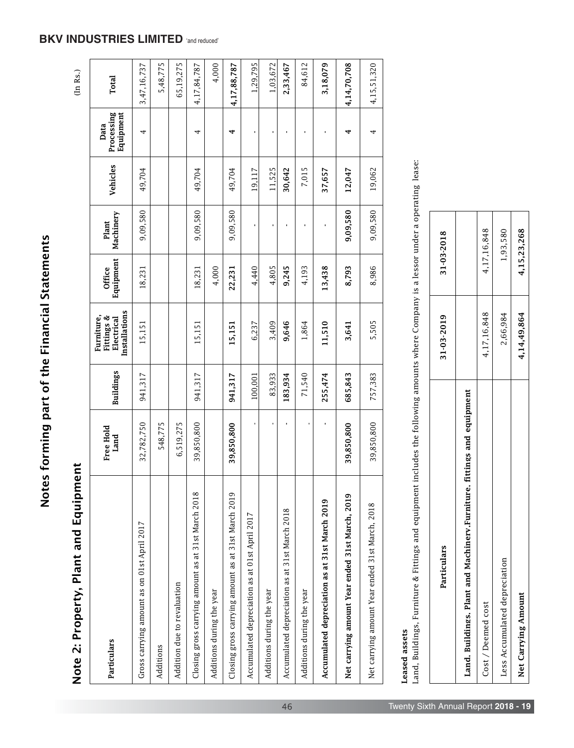# Notes forming part of the Financial Statements

## Note 2: Property, Plant and Equipment

(In Rs.)

| Particulars | Free Hold Land | Buildings | Furniture, Fittings & Electrical Installations | Office Equipment | Plant Machinery | Vehicles | Data Processing Equipment | Total |
|---|---|---|---|---|---|---|---|---|
| Gross carrying amount as on 01st April 2017 | 32,782,750 | 941,317 | 15,151 | 18,231 | 9,09,580 | 49,704 | 4 | 3,47,16,737 |
| Additions | 548,775 | | | | | | | 5,48,775 |
| Addition due to revaluation | 6,519,275 | | | | | | | 65,19,275 |
| Closing gross carrying amount as at 31st March 2018 | 39,850,800 | 941,317 | 15,151 | 18,231 | 9,09,580 | 49,704 | 4 | 4,17,84,787 |
| Additions during the year | | | | 4,000 | | | | 4,000 |
| Closing gross carrying amount as at 31st March 2019 | **39,850,800** | **941,317** | **15,151** | **22,231** | **9,09,580** | **49,704** | **4** | **4,17,88,787** |
| Accumulated depreciation as at 01st April 2017 | - | 100,001 | 6,237 | 4,440 | - | 19,117 | - | 1,29,795 |
| Additions during the year | - | 83,933 | 3,409 | 4,805 | - | 11,525 | - | 1,03,672 |
| Accumulated depreciation as at 31st March 2018 | - | **183,934** | **9,646** | **9,245** | - | **30,642** | - | **2,33,467** |
| Additions during the year | - | 71,540 | 1,864 | 4,193 | - | 7,015 | - | 84,612 |
| **Accumulated depreciation as at 31st March 2019** | - | **255,474** | **11,510** | **13,438** | - | **37,657** | - | **3,18,079** |
| **Net carrying amount Year ended 31st March, 2019** | **39,850,800** | **685,843** | **3,641** | **8,793** | **9,09,580** | **12,047** | **4** | **4,14,70,708** |
| Net carrying amount Year ended 31st March, 2018 | 39,850,800 | 757,383 | 5,505 | 8,986 | 9,09,580 | 19,062 | 4 | 4,15,51,320 |

**Leased assets**

Land, Buildings, Furniture & Fittings and equipment includes the following amounts where Company is a lessor under a operating lease:

| Particulars | 31-03-2019 | 31-03-2018 |
|---|---|---|
| **Land, Buildings, Plant and Machinery,Furniture, fittings and equipment** | | |
| Cost / Deemed cost | 4,17,16,848 | 4,17,16,848 |
| Less Accumulated depreciation | 2,66,984 | 1,93,580 |
| **Net Carrying Amount** | **4,14,49,864** | **4,15,23,268** |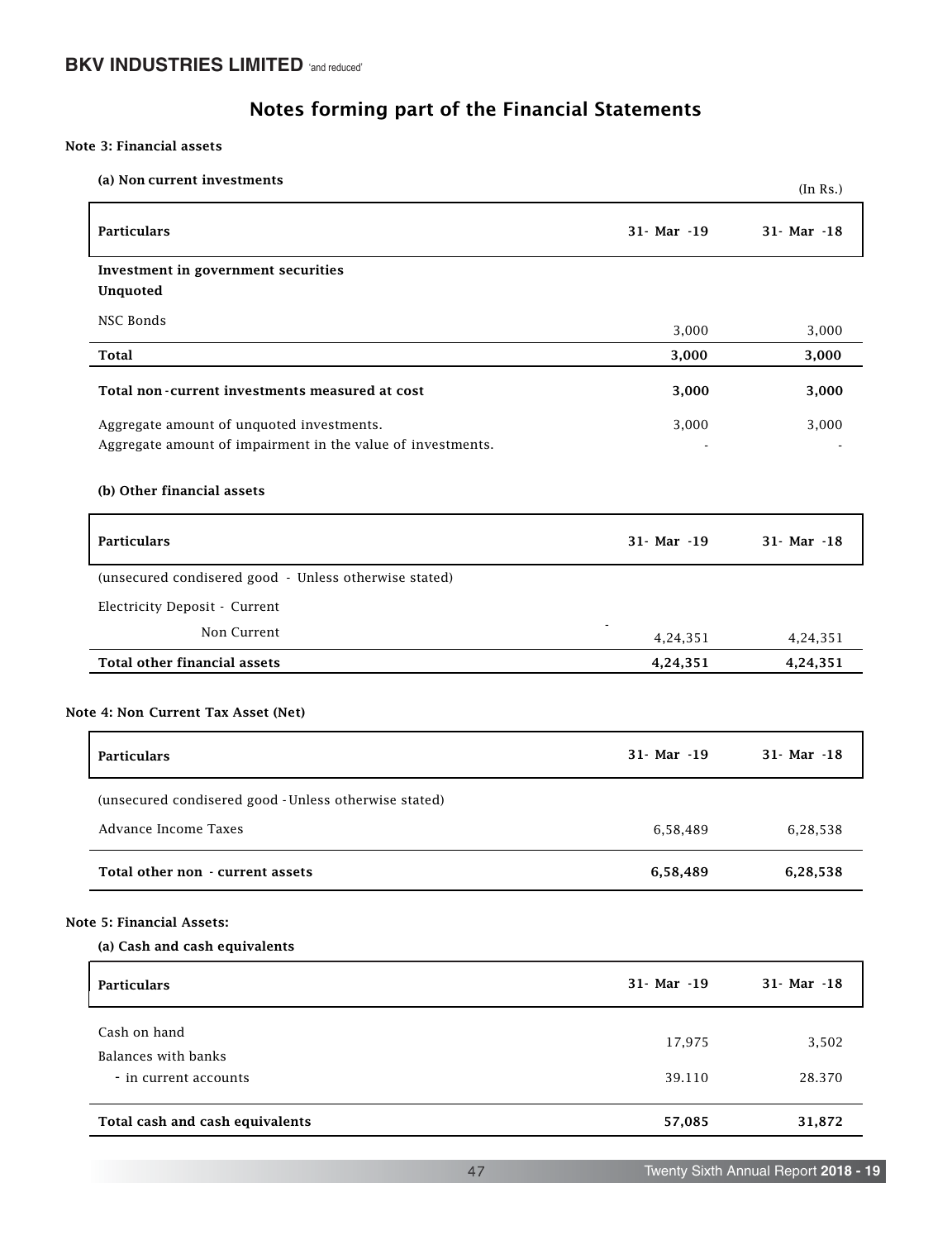## Notes forming part of the Financial Statements

### Note 3: Financial assets

#### (a) Non current investments

(In Rs.)

| Particulars | 31- Mar -19 | 31- Mar -18 |
|---|---|---|
| **Investment in government securities** | | |
| **Unquoted** | | |
| NSC Bonds | 3,000 | 3,000 |
| **Total** | **3,000** | **3,000** |
| **Total non-current investments measured at cost** | **3,000** | **3,000** |
| Aggregate amount of unquoted investments. | 3,000 | 3,000 |
| Aggregate amount of impairment in the value of investments. | - | - |

#### (b) Other financial assets

| Particulars | 31- Mar -19 | 31- Mar -18 |
|---|---|---|
| (unsecured condisered good - Unless otherwise stated) | | |
| Electricity Deposit - Current | - | |
| Non Current | 4,24,351 | 4,24,351 |
| **Total other financial assets** | **4,24,351** | **4,24,351** |

### Note 4: Non Current Tax Asset (Net)

| Particulars | 31- Mar -19 | 31- Mar -18 |
|---|---|---|
| (unsecured condisered good -Unless otherwise stated) | | |
| Advance Income Taxes | 6,58,489 | 6,28,538 |
| **Total other non - current assets** | **6,58,489** | **6,28,538** |

### Note 5: Financial Assets:

#### (a) Cash and cash equivalents

| Particulars | 31- Mar -19 | 31- Mar -18 |
|---|---|---|
| Cash on hand | 17,975 | 3,502 |
| Balances with banks | | |
| - in current accounts | 39.110 | 28.370 |
| **Total cash and cash equivalents** | **57,085** | **31,872** |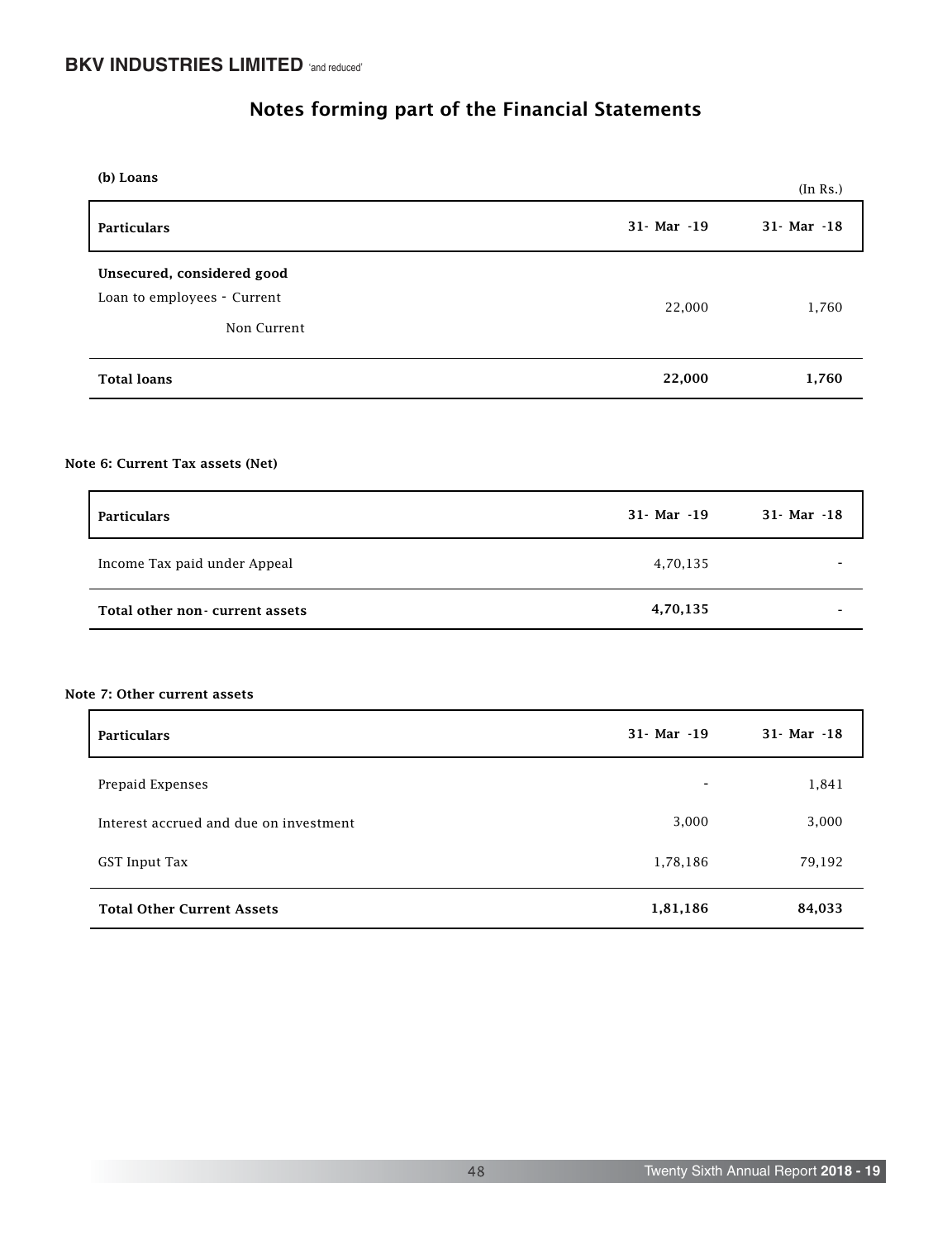## Notes forming part of the Financial Statements

**(b) Loans**

(In Rs.)

| Particulars | 31- Mar -19 | 31- Mar -18 |
|---|---|---|
| **Unsecured, considered good** | | |
| Loan to employees - Current | 22,000 | 1,760 |
| Non Current | | |
| **Total loans** | **22,000** | **1,760** |

**Note 6: Current Tax assets (Net)**

| Particulars | 31- Mar -19 | 31- Mar -18 |
|---|---|---|
| Income Tax paid under Appeal | 4,70,135 | - |
| **Total other non- current assets** | **4,70,135** | - |

**Note 7: Other current assets**

| Particulars | 31- Mar -19 | 31- Mar -18 |
|---|---|---|
| Prepaid Expenses | - | 1,841 |
| Interest accrued and due on investment | 3,000 | 3,000 |
| GST Input Tax | 1,78,186 | 79,192 |
| **Total Other Current Assets** | **1,81,186** | **84,033** |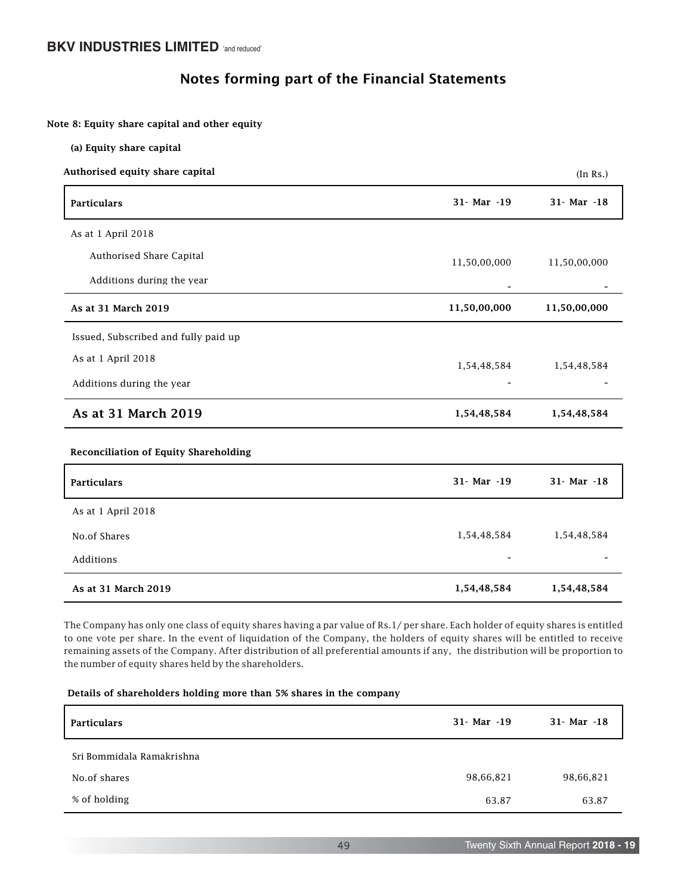# Notes forming part of the Financial Statements

**Note 8: Equity share capital and other equity**

**(a) Equity share capital**

**Authorised equity share capital**

(In Rs.)

| Particulars | 31- Mar -19 | 31- Mar -18 |
|---|---|---|
| As at 1 April 2018 | | |
| Authorised Share Capital | 11,50,00,000 | 11,50,00,000 |
| Additions during the year | - | - |
| **As at 31 March 2019** | **11,50,00,000** | **11,50,00,000** |
| Issued, Subscribed and fully paid up | | |
| As at 1 April 2018 | 1,54,48,584 | 1,54,48,584 |
| Additions during the year | - | - |
| **As at 31 March 2019** | **1,54,48,584** | **1,54,48,584** |

**Reconciliation of Equity Shareholding**

| Particulars | 31- Mar -19 | 31- Mar -18 |
|---|---|---|
| As at 1 April 2018 | | |
| No.of Shares | 1,54,48,584 | 1,54,48,584 |
| Additions | - | - |
| **As at 31 March 2019** | **1,54,48,584** | **1,54,48,584** |

The Company has only one class of equity shares having a par value of Rs.1/ per share. Each holder of equity shares is entitled to one vote per share. In the event of liquidation of the Company, the holders of equity shares will be entitled to receive remaining assets of the Company. After distribution of all preferential amounts if any, the distribution will be proportion to the number of equity shares held by the shareholders.

**Details of shareholders holding more than 5% shares in the company**

| Particulars | 31- Mar -19 | 31- Mar -18 |
|---|---|---|
| Sri Bommidala Ramakrishna | | |
| No.of shares | 98,66,821 | 98,66,821 |
| % of holding | 63.87 | 63.87 |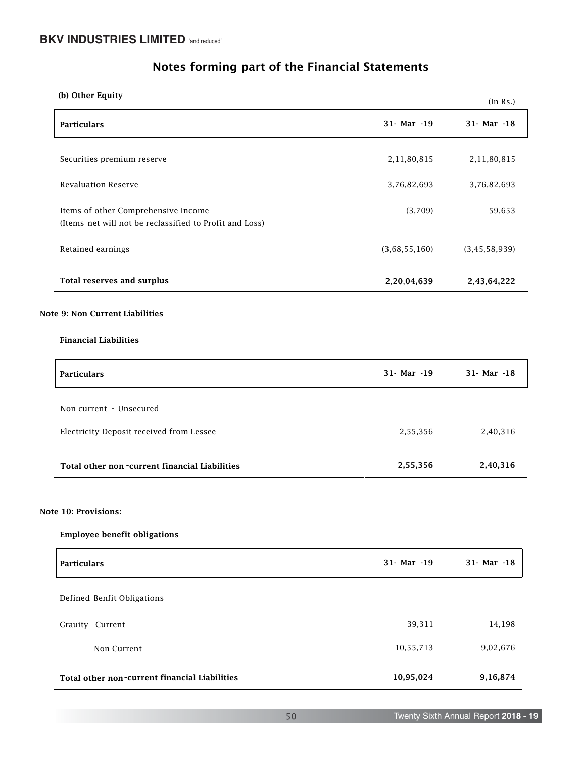## Notes forming part of the Financial Statements

**(b) Other Equity**

(In Rs.)

| Particulars | 31- Mar -19 | 31- Mar -18 |
|---|---|---|
| Securities premium reserve | 2,11,80,815 | 2,11,80,815 |
| Revaluation Reserve | 3,76,82,693 | 3,76,82,693 |
| Items of other Comprehensive Income (Items net will not be reclassified to Profit and Loss) | (3,709) | 59,653 |
| Retained earnings | (3,68,55,160) | (3,45,58,939) |
| **Total reserves and surplus** | **2,20,04,639** | **2,43,64,222** |

**Note 9: Non Current Liabilities**

**Financial Liabilities**

| Particulars | 31- Mar -19 | 31- Mar -18 |
|---|---|---|
| Non current - Unsecured | | |
| Electricity Deposit received from Lessee | 2,55,356 | 2,40,316 |
| **Total other non-current financial Liabilities** | **2,55,356** | **2,40,316** |

**Note 10: Provisions:**

**Employee benefit obligations**

| Particulars | 31- Mar -19 | 31- Mar -18 |
|---|---|---|
| Defined Benfit Obligations | | |
| Grauity Current | 39,311 | 14,198 |
| Non Current | 10,55,713 | 9,02,676 |
| **Total other non-current financial Liabilities** | **10,95,024** | **9,16,874** |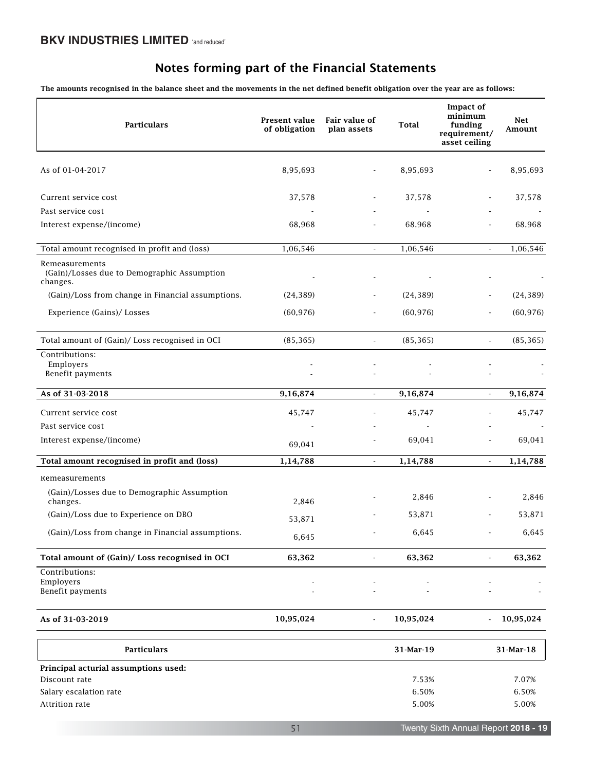## Notes forming part of the Financial Statements

**The amounts recognised in the balance sheet and the movements in the net defined benefit obligation over the year are as follows:**

| Particulars | Present value of obligation | Fair value of plan assets | Total | Impact of minimum funding requirement/ asset ceiling | Net Amount |
|---|---|---|---|---|---|
| As of 01-04-2017 | 8,95,693 | - | 8,95,693 | - | 8,95,693 |
| Current service cost | 37,578 | - | 37,578 | - | 37,578 |
| Past service cost | - | - | - | - | - |
| Interest expense/(income) | 68,968 | - | 68,968 | - | 68,968 |
| Total amount recognised in profit and (loss) | 1,06,546 | - | 1,06,546 | - | 1,06,546 |
| Remeasurements<br>(Gain)/Losses due to Demographic Assumption changes. | - | - | - | - | - |
| (Gain)/Loss from change in Financial assumptions. | (24,389) | - | (24,389) | - | (24,389) |
| Experience (Gains)/ Losses | (60,976) | - | (60,976) | - | (60,976) |
| Total amount of (Gain)/ Loss recognised in OCI | (85,365) | - | (85,365) | - | (85,365) |
| Contributions:<br>Employers | - | - | - | - | - |
| Benefit payments | - | - | - | - | - |
| **As of 31-03-2018** | **9,16,874** | - | **9,16,874** | - | **9,16,874** |
| Current service cost | 45,747 | - | 45,747 | - | 45,747 |
| Past service cost | - | - | - | - | - |
| Interest expense/(income) | 69,041 | - | 69,041 | - | 69,041 |
| **Total amount recognised in profit and (loss)** | **1,14,788** | - | **1,14,788** | - | **1,14,788** |
| Remeasurements | | | | | |
| (Gain)/Losses due to Demographic Assumption changes. | 2,846 | - | 2,846 | - | 2,846 |
| (Gain)/Loss due to Experience on DBO | 53,871 | - | 53,871 | - | 53,871 |
| (Gain)/Loss from change in Financial assumptions. | 6,645 | - | 6,645 | - | 6,645 |
| **Total amount of (Gain)/ Loss recognised in OCI** | **63,362** | - | **63,362** | - | **63,362** |
| Contributions:<br>Employers | - | - | - | - | - |
| Benefit payments | - | - | - | - | - |
| **As of 31-03-2019** | **10,95,024** | - | **10,95,024** | - | **10,95,024** |

| Particulars | 31-Mar-19 | 31-Mar-18 |
|---|---|---|
| **Principal acturial assumptions used:** | | |
| Discount rate | 7.53% | 7.07% |
| Salary escalation rate | 6.50% | 6.50% |
| Attrition rate | 5.00% | 5.00% |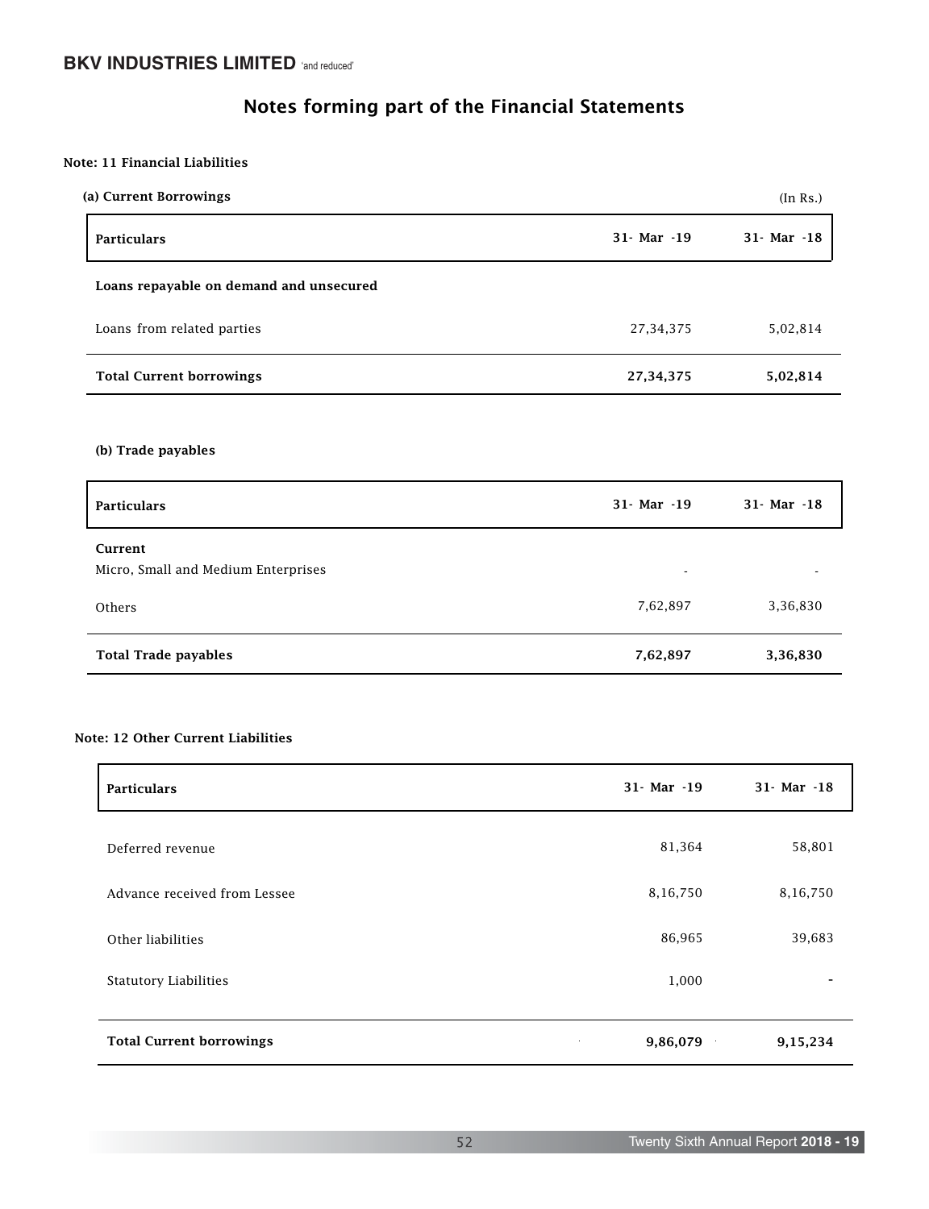## Notes forming part of the Financial Statements

**Note: 11 Financial Liabilities**

**(a) Current Borrowings**

(In Rs.)

| Particulars | 31- Mar -19 | 31- Mar -18 |
|---|---|---|
| **Loans repayable on demand and unsecured** | | |
| Loans from related parties | 27,34,375 | 5,02,814 |
| **Total Current borrowings** | **27,34,375** | **5,02,814** |

**(b) Trade payables**

| Particulars | 31- Mar -19 | 31- Mar -18 |
|---|---|---|
| **Current** | | |
| Micro, Small and Medium Enterprises | - | - |
| Others | 7,62,897 | 3,36,830 |
| **Total Trade payables** | **7,62,897** | **3,36,830** |

**Note: 12 Other Current Liabilities**

| Particulars | 31- Mar -19 | 31- Mar -18 |
|---|---|---|
| Deferred revenue | 81,364 | 58,801 |
| Advance received from Lessee | 8,16,750 | 8,16,750 |
| Other liabilities | 86,965 | 39,683 |
| Statutory Liabilities | 1,000 | - |
| **Total Current borrowings** | **9,86,079** | **9,15,234** |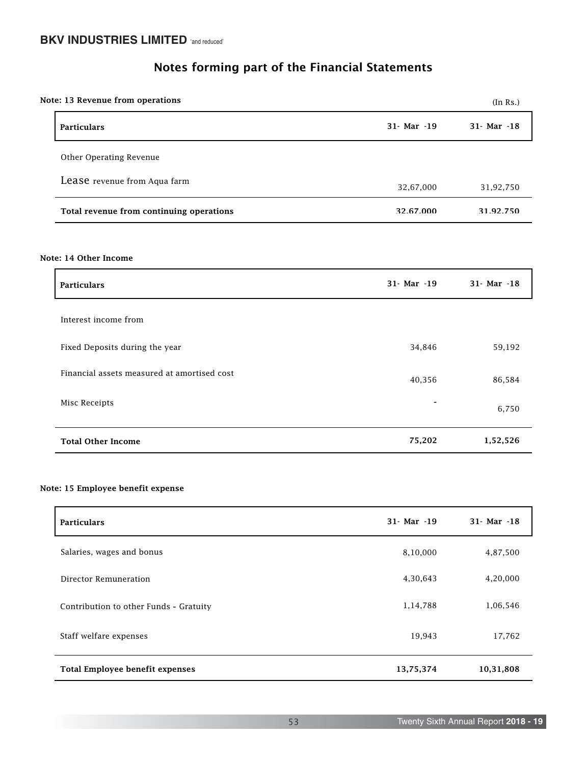# Notes forming part of the Financial Statements

**Note: 13 Revenue from operations**

(In Rs.)

| Particulars | 31- Mar -19 | 31- Mar -18 |
|---|---|---|
| Other Operating Revenue | | |
| Lease revenue from Aqua farm | 32,67,000 | 31,92,750 |
| **Total revenue from continuing operations** | **32,67,000** | **31,92,750** |

**Note: 14 Other Income**

| Particulars | 31- Mar -19 | 31- Mar -18 |
|---|---|---|
| Interest income from | | |
| Fixed Deposits during the year | 34,846 | 59,192 |
| Financial assets measured at amortised cost | 40,356 | 86,584 |
| Misc Receipts | - | 6,750 |
| **Total Other Income** | **75,202** | **1,52,526** |

**Note: 15 Employee benefit expense**

| Particulars | 31- Mar -19 | 31- Mar -18 |
|---|---|---|
| Salaries, wages and bonus | 8,10,000 | 4,87,500 |
| Director Remuneration | 4,30,643 | 4,20,000 |
| Contribution to other Funds - Gratuity | 1,14,788 | 1,06,546 |
| Staff welfare expenses | 19,943 | 17,762 |
| **Total Employee benefit expenses** | **13,75,374** | **10,31,808** |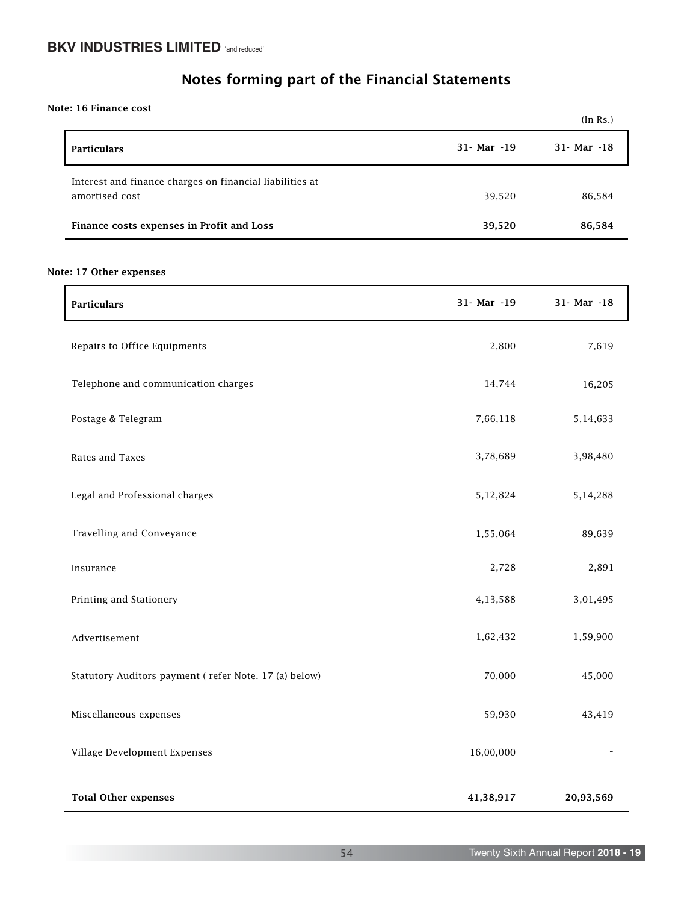## Notes forming part of the Financial Statements

**Note: 16 Finance cost**

(In Rs.)

| Particulars | 31- Mar -19 | 31- Mar -18 |
|---|---|---|
| Interest and finance charges on financial liabilities at amortised cost | 39,520 | 86,584 |
| **Finance costs expenses in Profit and Loss** | **39,520** | **86,584** |

**Note: 17 Other expenses**

| Particulars | 31- Mar -19 | 31- Mar -18 |
|---|---|---|
| Repairs to Office Equipments | 2,800 | 7,619 |
| Telephone and communication charges | 14,744 | 16,205 |
| Postage & Telegram | 7,66,118 | 5,14,633 |
| Rates and Taxes | 3,78,689 | 3,98,480 |
| Legal and Professional charges | 5,12,824 | 5,14,288 |
| Travelling and Conveyance | 1,55,064 | 89,639 |
| Insurance | 2,728 | 2,891 |
| Printing and Stationery | 4,13,588 | 3,01,495 |
| Advertisement | 1,62,432 | 1,59,900 |
| Statutory Auditors payment ( refer Note. 17 (a) below) | 70,000 | 45,000 |
| Miscellaneous expenses | 59,930 | 43,419 |
| Village Development Expenses | 16,00,000 | - |
| **Total Other expenses** | **41,38,917** | **20,93,569** |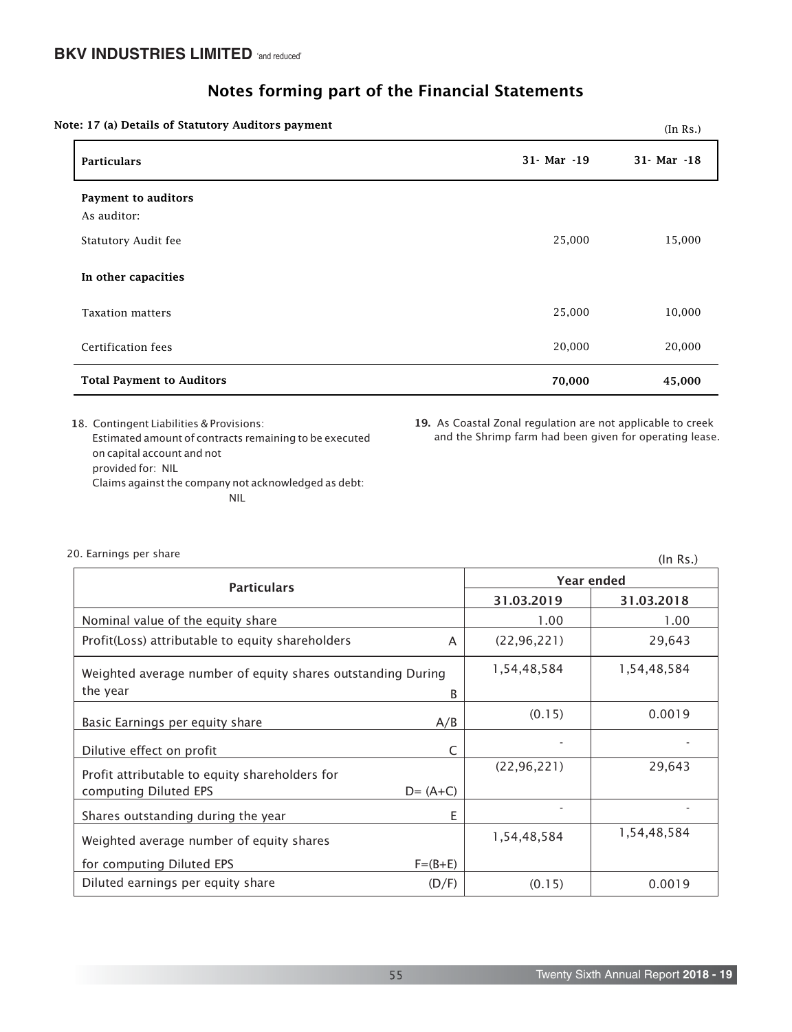## Notes forming part of the Financial Statements

**Note: 17 (a) Details of Statutory Auditors payment**

(In Rs.)

| Particulars | 31- Mar -19 | 31- Mar -18 |
|---|---|---|
| **Payment to auditors** | | |
| As auditor: | | |
| Statutory Audit fee | 25,000 | 15,000 |
| **In other capacities** | | |
| Taxation matters | 25,000 | 10,000 |
| Certification fees | 20,000 | 20,000 |
| **Total Payment to Auditors** | **70,000** | **45,000** |

18. Contingent Liabilities & Provisions:
Estimated amount of contracts remaining to be executed on capital account and not provided for: NIL
Claims against the company not acknowledged as debt: NIL

**19.** As Coastal Zonal regulation are not applicable to creek and the Shrimp farm had been given for operating lease.

20. Earnings per share

(In Rs.)

| Particulars | | Year ended | |
|---|---|---|---|
| | | 31.03.2019 | 31.03.2018 |
| Nominal value of the equity share | | 1.00 | 1.00 |
| Profit(Loss) attributable to equity shareholders | A | (22,96,221) | 29,643 |
| Weighted average number of equity shares outstanding During the year | B | 1,54,48,584 | 1,54,48,584 |
| Basic Earnings per equity share | A/B | (0.15) | 0.0019 |
| Dilutive effect on profit | C | - | - |
| Profit attributable to equity shareholders for computing Diluted EPS | D= (A+C) | (22,96,221) | 29,643 |
| Shares outstanding during the year | E | - | - |
| Weighted average number of equity shares for computing Diluted EPS | F=(B+E) | 1,54,48,584 | 1,54,48,584 |
| Diluted earnings per equity share | (D/F) | (0.15) | 0.0019 |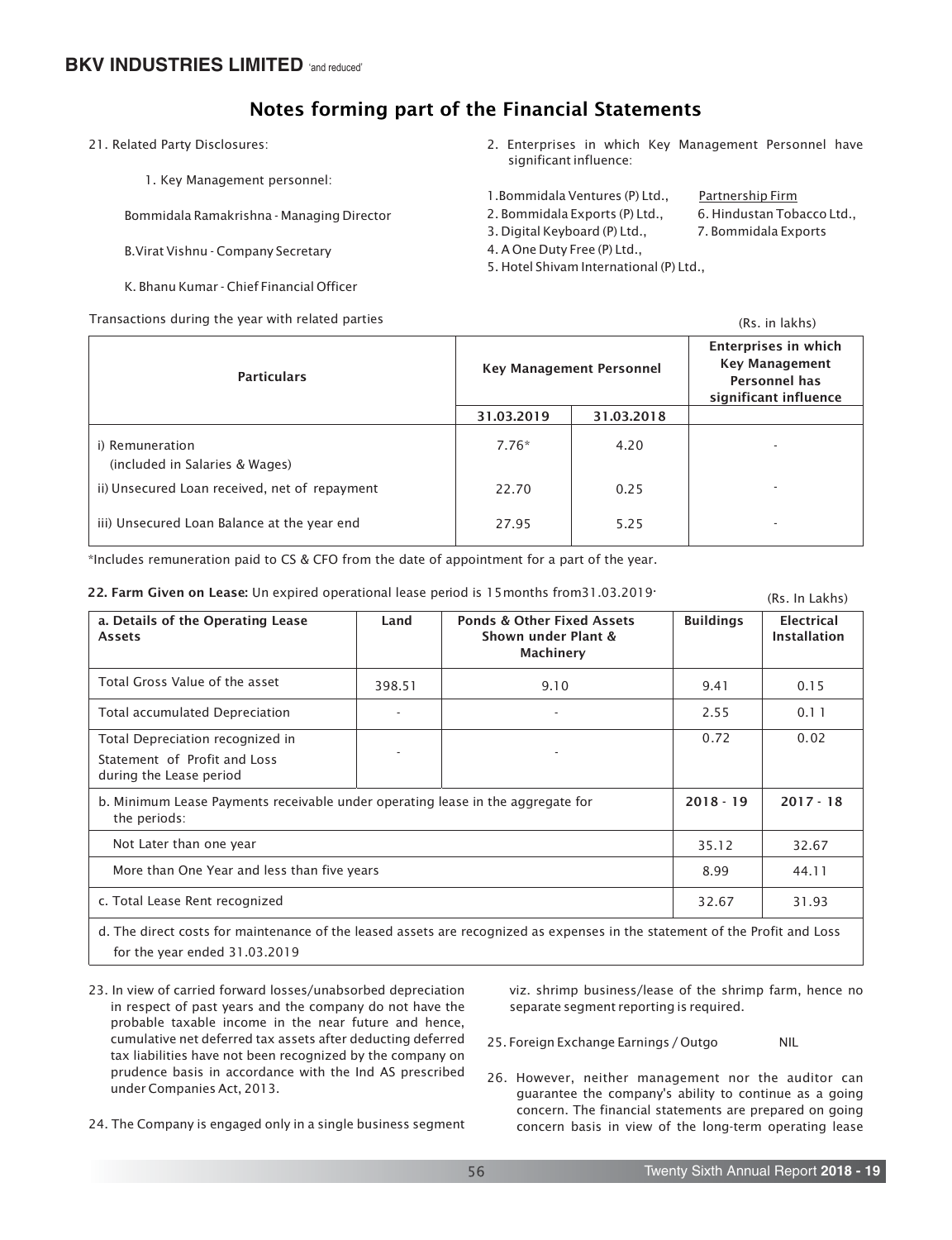## Notes forming part of the Financial Statements

21. Related Party Disclosures:

1. Key Management personnel:

Bommidala Ramakrishna - Managing Director

B.Virat Vishnu - Company Secretary

K. Bhanu Kumar - Chief Financial Officer

2. Enterprises in which Key Management Personnel have significant influence:

1. Bommidala Ventures (P) Ltd.,
2. Bommidala Exports (P) Ltd.,
3. Digital Keyboard (P) Ltd.,
4. A One Duty Free (P) Ltd.,
5. Hotel Shivam International (P) Ltd.,

Partnership Firm

6. Hindustan Tobacco Ltd.,
7. Bommidala Exports

Transactions during the year with related parties

(Rs. in lakhs)

| Particulars | Key Management Personnel | | Enterprises in which Key Management Personnel has significant influence |
|---|---|---|---|
| | 31.03.2019 | 31.03.2018 | |
| i) Remuneration (included in Salaries & Wages) | 7.76* | 4.20 | - |
| ii) Unsecured Loan received, net of repayment | 22.70 | 0.25 | - |
| iii) Unsecured Loan Balance at the year end | 27.95 | 5.25 | - |

*Includes remuneration paid to CS & CFO from the date of appointment for a part of the year.

**22. Farm Given on Lease:** Un expired operational lease period is 15months from31.03.2019.

(Rs. In Lakhs)

| a. Details of the Operating Lease Assets | Land | Ponds & Other Fixed Assets Shown under Plant & Machinery | Buildings | Electrical Installation |
|---|---|---|---|---|
| Total Gross Value of the asset | 398.51 | 9.10 | 9.41 | 0.15 |
| Total accumulated Depreciation | - | - | 2.55 | 0.11 |
| Total Depreciation recognized in Statement of Profit and Loss during the Lease period | - | - | 0.72 | 0.02 |
| b. Minimum Lease Payments receivable under operating lease in the aggregate for the periods: | | | 2018 - 19 | 2017 - 18 |
| Not Later than one year | | | 35.12 | 32.67 |
| More than One Year and less than five years | | | 8.99 | 44.11 |
| c. Total Lease Rent recognized | | | 32.67 | 31.93 |
| d. The direct costs for maintenance of the leased assets are recognized as expenses in the statement of the Profit and Loss for the year ended 31.03.2019 | | | | |

23. In view of carried forward losses/unabsorbed depreciation in respect of past years and the company do not have the probable taxable income in the near future and hence, cumulative net deferred tax assets after deducting deferred tax liabilities have not been recognized by the company on prudence basis in accordance with the Ind AS prescribed under Companies Act, 2013.

24. The Company is engaged only in a single business segment viz. shrimp business/lease of the shrimp farm, hence no separate segment reporting is required.

25. Foreign Exchange Earnings / Outgo NIL

26. However, neither management nor the auditor can guarantee the company's ability to continue as a going concern. The financial statements are prepared on going concern basis in view of the long-term operating lease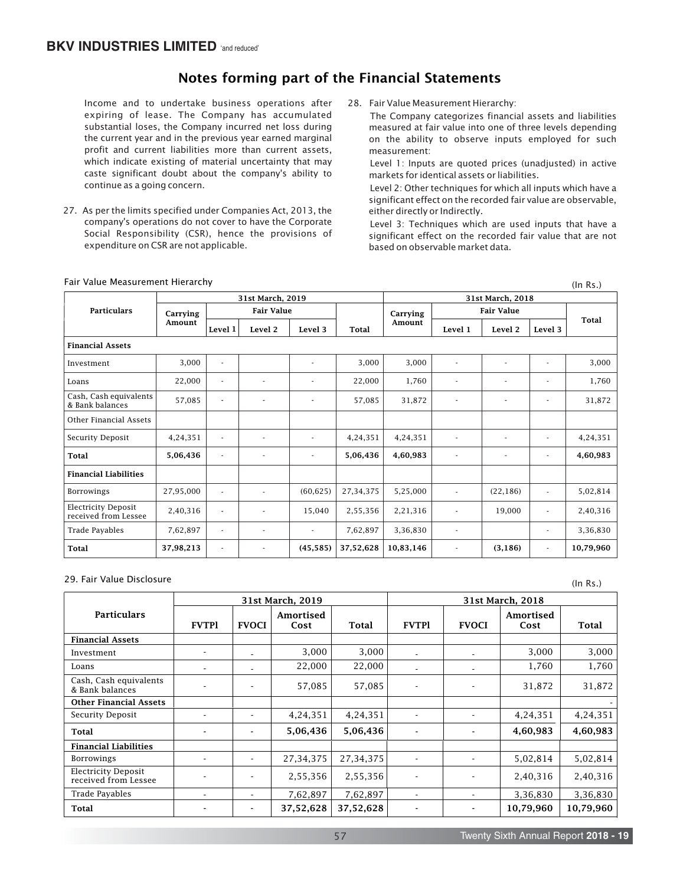## Notes forming part of the Financial Statements

Income and to undertake business operations after expiring of lease. The Company has accumulated substantial loses, the Company incurred net loss during the current year and in the previous year earned marginal profit and current liabilities more than current assets, which indicate existing of material uncertainty that may caste significant doubt about the company's ability to continue as a going concern.

27. As per the limits specified under Companies Act, 2013, the company's operations do not cover to have the Corporate Social Responsibility (CSR), hence the provisions of expenditure on CSR are not applicable.

28. Fair Value Measurement Hierarchy:

The Company categorizes financial assets and liabilities measured at fair value into one of three levels depending on the ability to observe inputs employed for such measurement:

Level 1: Inputs are quoted prices (unadjusted) in active markets for identical assets or liabilities.

Level 2: Other techniques for which all inputs which have a significant effect on the recorded fair value are observable, either directly or Indirectly.

Level 3: Techniques which are used inputs that have a significant effect on the recorded fair value that are not based on observable market data.

Fair Value Measurement Hierarchy (In Rs.)

| Particulars | 31st March, 2019 | | | | | 31st March, 2018 | | | | |
|---|---|---|---|---|---|---|---|---|---|---|
| | Carrying Amount | Fair Value | | | Total | Carrying Amount | Fair Value | | | Total |
| | | Level 1 | Level 2 | Level 3 | | | Level 1 | Level 2 | Level 3 | |
| **Financial Assets** | | | | | | | | | | |
| Investment | 3,000 | - | | - | 3,000 | 3,000 | - | - | - | 3,000 |
| Loans | 22,000 | - | - | - | 22,000 | 1,760 | - | - | - | 1,760 |
| Cash, Cash equivalents & Bank balances | 57,085 | - | - | - | 57,085 | 31,872 | - | - | - | 31,872 |
| Other Financial Assets | | | | | | | | | | |
| Security Deposit | 4,24,351 | - | - | - | 4,24,351 | 4,24,351 | - | - | - | 4,24,351 |
| **Total** | **5,06,436** | - | - | - | **5,06,436** | **4,60,983** | - | - | - | **4,60,983** |
| **Financial Liabilities** | | | | | | | | | | |
| Borrowings | 27,95,000 | - | - | (60,625) | 27,34,375 | 5,25,000 | - | (22,186) | - | 5,02,814 |
| Electricity Deposit received from Lessee | 2,40,316 | - | - | 15,040 | 2,55,356 | 2,21,316 | - | 19,000 | - | 2,40,316 |
| Trade Payables | 7,62,897 | - | - | - | 7,62,897 | 3,36,830 | - | | - | 3,36,830 |
| **Total** | **37,98,213** | - | - | **(45,585)** | **37,52,628** | **10,83,146** | - | **(3,186)** | - | **10,79,960** |

29. Fair Value Disclosure (In Rs.)

| Particulars | 31st March, 2019 | | | | 31st March, 2018 | | | |
|---|---|---|---|---|---|---|---|---|
| | FVTPl | FVOCI | Amortised Cost | Total | FVTPl | FVOCI | Amortised Cost | Total |
| **Financial Assets** | | | | | | | | |
| Investment | - | - | 3,000 | 3,000 | - | - | 3,000 | 3,000 |
| Loans | - | - | 22,000 | 22,000 | - | - | 1,760 | 1,760 |
| Cash, Cash equivalents & Bank balances | - | - | 57,085 | 57,085 | - | - | 31,872 | 31,872 |
| **Other Financial Assets** | | | | | | | | - |
| Security Deposit | - | - | 4,24,351 | 4,24,351 | - | - | 4,24,351 | 4,24,351 |
| **Total** | - | - | **5,06,436** | **5,06,436** | - | - | **4,60,983** | **4,60,983** |
| **Financial Liabilities** | | | | | | | | |
| Borrowings | - | - | 27,34,375 | 27,34,375 | - | - | 5,02,814 | 5,02,814 |
| Electricity Deposit received from Lessee | - | - | 2,55,356 | 2,55,356 | - | - | 2,40,316 | 2,40,316 |
| Trade Payables | - | - | 7,62,897 | 7,62,897 | - | - | 3,36,830 | 3,36,830 |
| **Total** | - | - | **37,52,628** | **37,52,628** | - | - | **10,79,960** | **10,79,960** |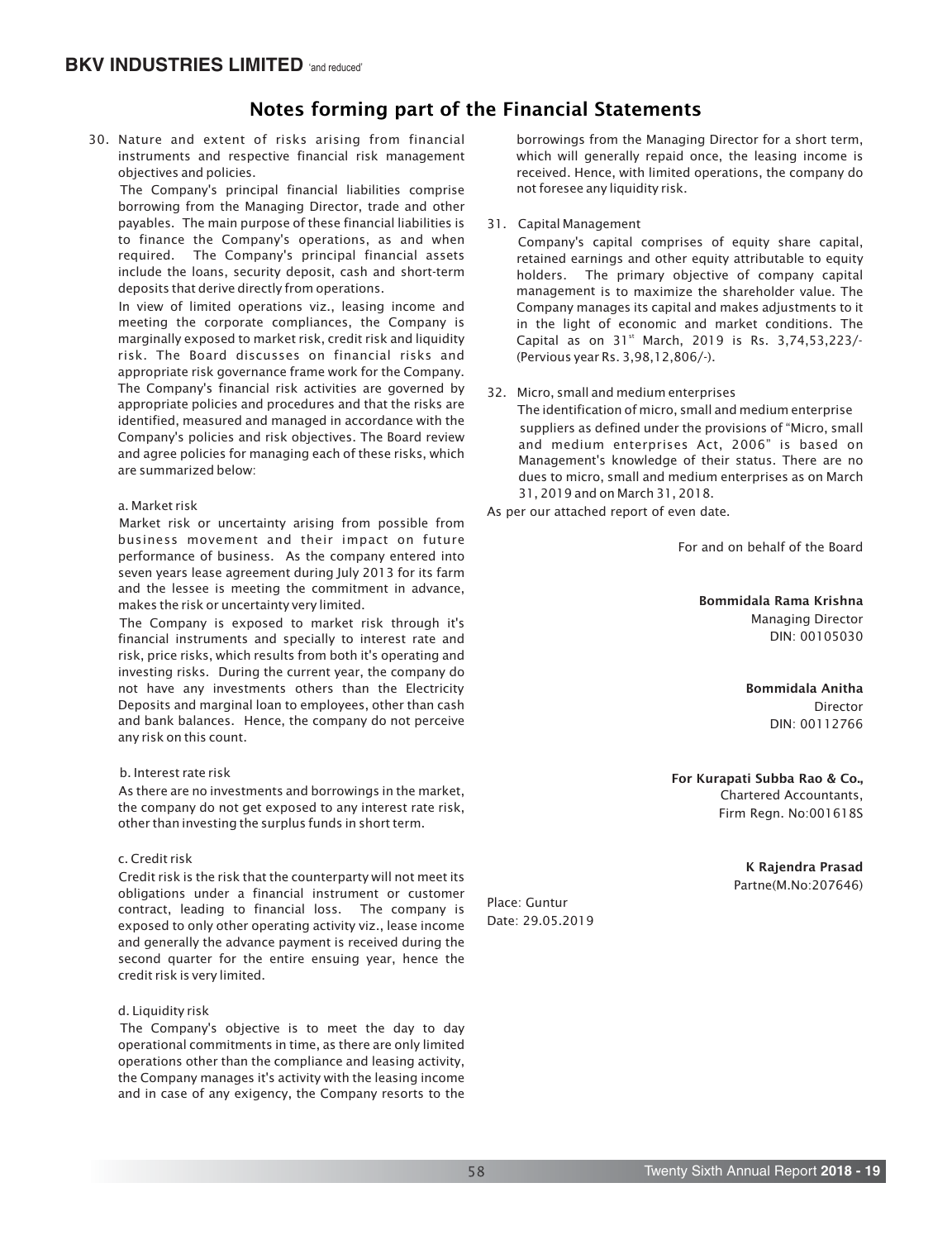# Notes forming part of the Financial Statements

30. Nature and extent of risks arising from financial instruments and respective financial risk management objectives and policies.

The Company's principal financial liabilities comprise borrowing from the Managing Director, trade and other payables. The main purpose of these financial liabilities is to finance the Company's operations, as and when required. The Company's principal financial assets include the loans, security deposit, cash and short-term deposits that derive directly from operations.

In view of limited operations viz., leasing income and meeting the corporate compliances, the Company is marginally exposed to market risk, credit risk and liquidity risk. The Board discusses on financial risks and appropriate risk governance frame work for the Company. The Company's financial risk activities are governed by appropriate policies and procedures and that the risks are identified, measured and managed in accordance with the Company's policies and risk objectives. The Board review and agree policies for managing each of these risks, which are summarized below:

a. Market risk

Market risk or uncertainty arising from possible from business movement and their impact on future performance of business. As the company entered into seven years lease agreement during July 2013 for its farm and the lessee is meeting the commitment in advance, makes the risk or uncertainty very limited.

The Company is exposed to market risk through it's financial instruments and specially to interest rate and risk, price risks, which results from both it's operating and investing risks. During the current year, the company do not have any investments others than the Electricity Deposits and marginal loan to employees, other than cash and bank balances. Hence, the company do not perceive any risk on this count.

b. Interest rate risk

As there are no investments and borrowings in the market, the company do not get exposed to any interest rate risk, other than investing the surplus funds in short term.

c. Credit risk

Credit risk is the risk that the counterparty will not meet its obligations under a financial instrument or customer contract, leading to financial loss. The company is exposed to only other operating activity viz., lease income and generally the advance payment is received during the second quarter for the entire ensuing year, hence the credit risk is very limited.

d. Liquidity risk

The Company's objective is to meet the day to day operational commitments in time, as there are only limited operations other than the compliance and leasing activity, the Company manages it's activity with the leasing income and in case of any exigency, the Company resorts to the borrowings from the Managing Director for a short term, which will generally repaid once, the leasing income is received. Hence, with limited operations, the company do not foresee any liquidity risk.

31. Capital Management

Company's capital comprises of equity share capital, retained earnings and other equity attributable to equity holders. The primary objective of company capital management is to maximize the shareholder value. The Company manages its capital and makes adjustments to it in the light of economic and market conditions. The Capital as on 31st March, 2019 is Rs. 3,74,53,223/- (Pervious year Rs. 3,98,12,806/-).

32. Micro, small and medium enterprises

The identification of micro, small and medium enterprise suppliers as defined under the provisions of "Micro, small and medium enterprises Act, 2006" is based on Management's knowledge of their status. There are no dues to micro, small and medium enterprises as on March 31, 2019 and on March 31, 2018.

As per our attached report of even date.

For and on behalf of the Board

**Bommidala Rama Krishna**
Managing Director
DIN: 00105030

**Bommidala Anitha**
Director
DIN: 00112766

**For Kurapati Subba Rao & Co.,**
Chartered Accountants,
Firm Regn. No:001618S

**K Rajendra Prasad**
Partne(M.No:207646)

Place: Guntur
Date: 29.05.2019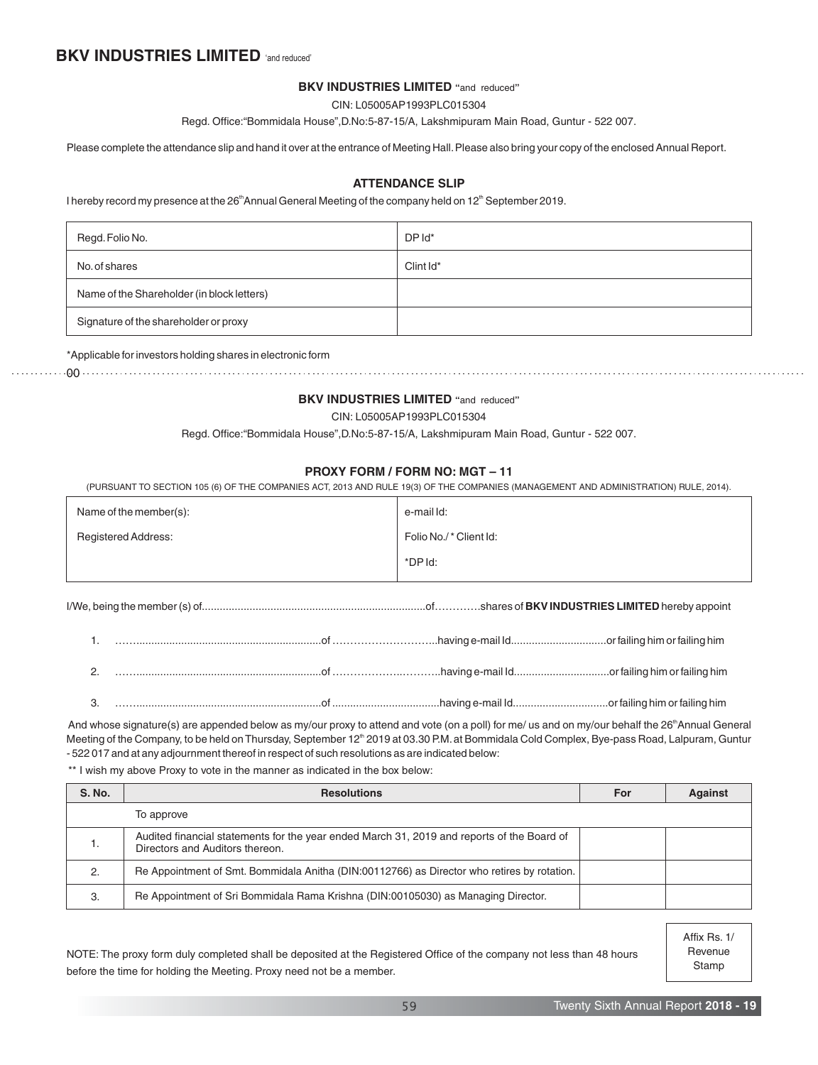**BKV INDUSTRIES LIMITED** "and reduced"

CIN: L05005AP1993PLC015304

Regd. Office:"Bommidala House",D.No:5-87-15/A, Lakshmipuram Main Road, Guntur - 522 007.

Please complete the attendance slip and hand it over at the entrance of Meeting Hall. Please also bring your copy of the enclosed Annual Report.

### ATTENDANCE SLIP

I hereby record my presence at the 26th Annual General Meeting of the company held on 12th September 2019.

| Regd. Folio No. | DP Id* |
|---|---|
| No. of shares | Clint Id* |
| Name of the Shareholder (in block letters) | |
| Signature of the shareholder or proxy | |

*Applicable for investors holding shares in electronic form

---

**BKV INDUSTRIES LIMITED** "and reduced"

CIN: L05005AP1993PLC015304

Regd. Office:"Bommidala House",D.No:5-87-15/A, Lakshmipuram Main Road, Guntur - 522 007.

### PROXY FORM / FORM NO: MGT – 11

(PURSUANT TO SECTION 105 (6) OF THE COMPANIES ACT, 2013 AND RULE 19(3) OF THE COMPANIES (MANAGEMENT AND ADMINISTRATION) RULE, 2014).

| Name of the member(s): | e-mail Id: |
|---|---|
| Registered Address: | Folio No./ * Client Id: |
| | *DP Id: |

I/We, being the member (s) of..........................................................................of………….shares of **BKV INDUSTRIES LIMITED** hereby appoint

1. ……...............................................................of ………………………..having e-mail Id................................or failing him or failing him
2. ……...............................................................of ………………..………having e-mail Id................................or failing him or failing him
3. ……...............................................................of ....................................having e-mail Id................................or failing him or failing him

And whose signature(s) are appended below as my/our proxy to attend and vote (on a poll) for me/ us and on my/our behalf the 26th Annual General Meeting of the Company, to be held on Thursday, September 12th 2019 at 03.30 P.M. at Bommidala Cold Complex, Bye-pass Road, Lalpuram, Guntur - 522 017 and at any adjournment thereof in respect of such resolutions as are indicated below:

** I wish my above Proxy to vote in the manner as indicated in the box below:

| S. No. | Resolutions | For | Against |
|---|---|---|---|
| | To approve | | |
| 1. | Audited financial statements for the year ended March 31, 2019 and reports of the Board of Directors and Auditors thereon. | | |
| 2. | Re Appointment of Smt. Bommidala Anitha (DIN:00112766) as Director who retires by rotation. | | |
| 3. | Re Appointment of Sri Bommidala Rama Krishna (DIN:00105030) as Managing Director. | | |

Affix Rs. 1/ Revenue Stamp

NOTE: The proxy form duly completed shall be deposited at the Registered Office of the company not less than 48 hours before the time for holding the Meeting. Proxy need not be a member.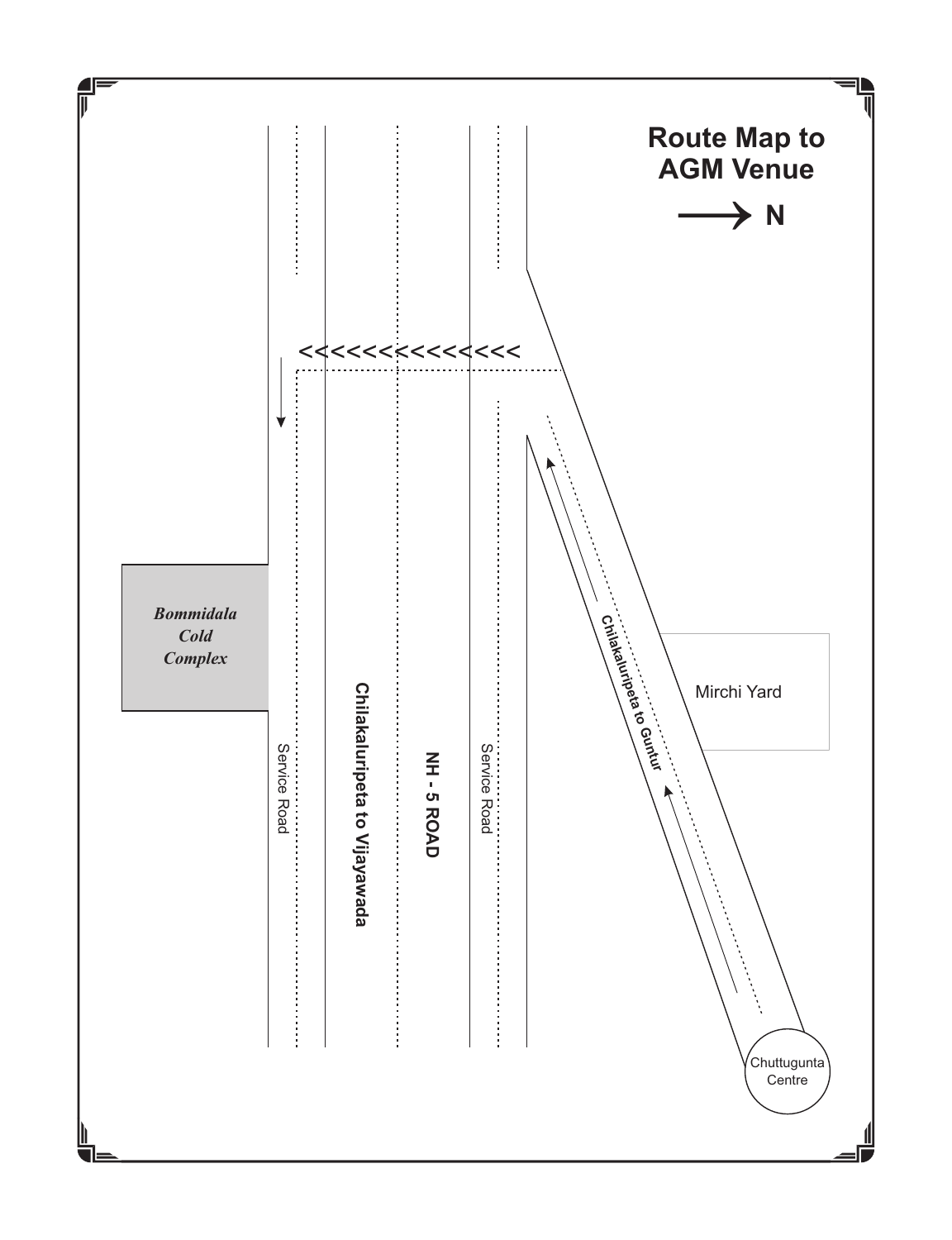# Route Map to AGM Venue

→ N

Bommidala Cold Complex

Service Road

Chilakaluripeta to Vijayawada

NH - 5 ROAD

Service Road

Chilakaluripeta to Guntur

Mirchi Yard

Chuttugunta Centre